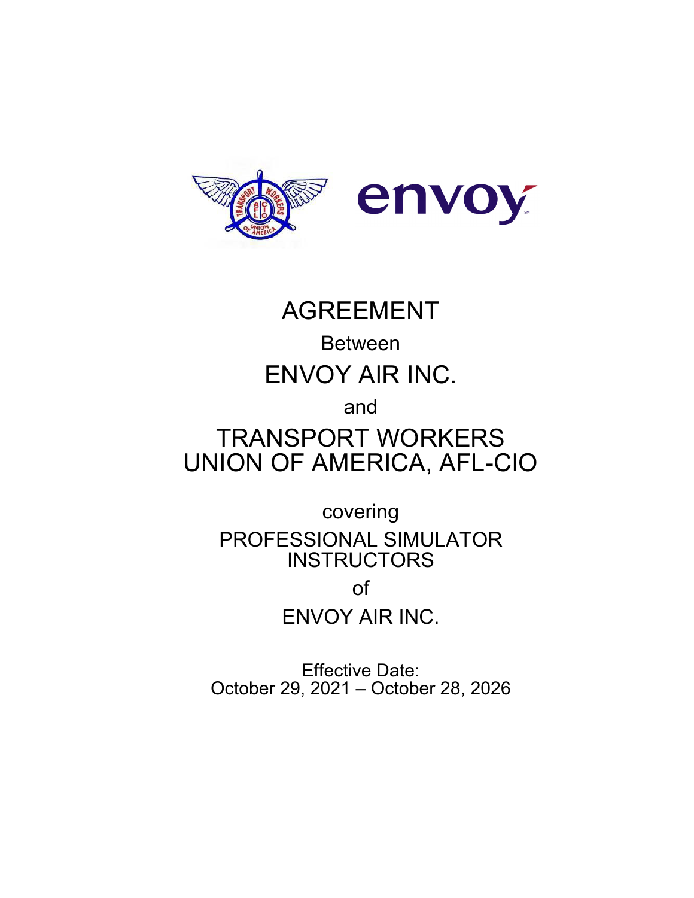# AGREEMENT

Between

# ENVOY AIR INC.

and

# TRANSPORT WORKERS UNION OF AMERICA, AFL-CIO

covering

## PROFESSIONAL SIMULATOR INSTRUCTORS

of

## ENVOY AIR INC.

Effective Date:
October 29, 2021 – October 28, 2026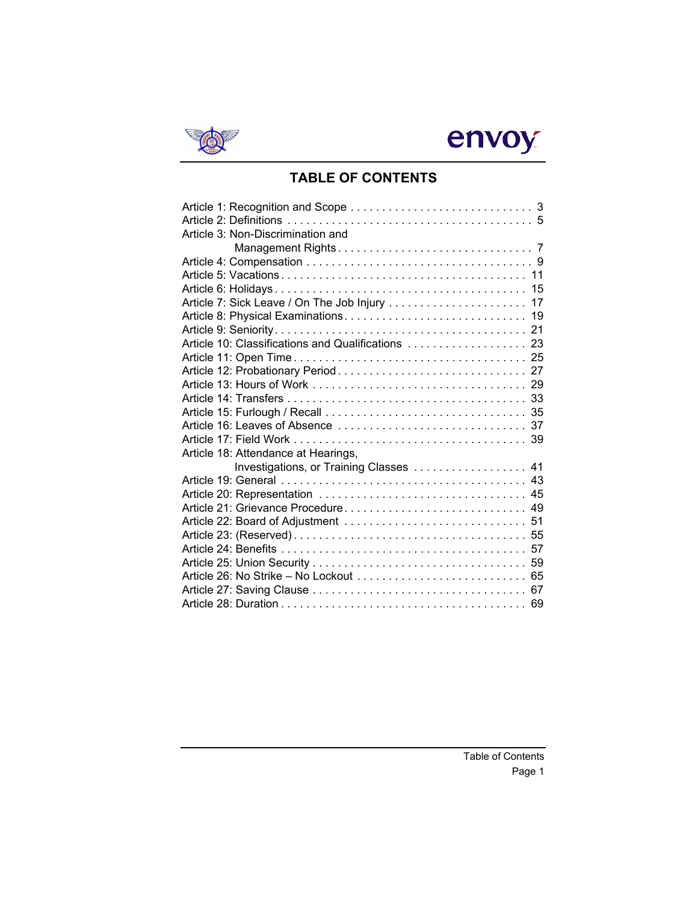# TABLE OF CONTENTS

| Article | Page |
|---|---|
| Article 1: Recognition and Scope | 3 |
| Article 2: Definitions | 5 |
| Article 3: Non-Discrimination and Management Rights | 7 |
| Article 4: Compensation | 9 |
| Article 5: Vacations | 11 |
| Article 6: Holidays | 15 |
| Article 7: Sick Leave / On The Job Injury | 17 |
| Article 8: Physical Examinations | 19 |
| Article 9: Seniority | 21 |
| Article 10: Classifications and Qualifications | 23 |
| Article 11: Open Time | 25 |
| Article 12: Probationary Period | 27 |
| Article 13: Hours of Work | 29 |
| Article 14: Transfers | 33 |
| Article 15: Furlough / Recall | 35 |
| Article 16: Leaves of Absence | 37 |
| Article 17: Field Work | 39 |
| Article 18: Attendance at Hearings, Investigations, or Training Classes | 41 |
| Article 19: General | 43 |
| Article 20: Representation | 45 |
| Article 21: Grievance Procedure | 49 |
| Article 22: Board of Adjustment | 51 |
| Article 23: (Reserved) | 55 |
| Article 24: Benefits | 57 |
| Article 25: Union Security | 59 |
| Article 26: No Strike – No Lockout | 65 |
| Article 27: Saving Clause | 67 |
| Article 28: Duration | 69 |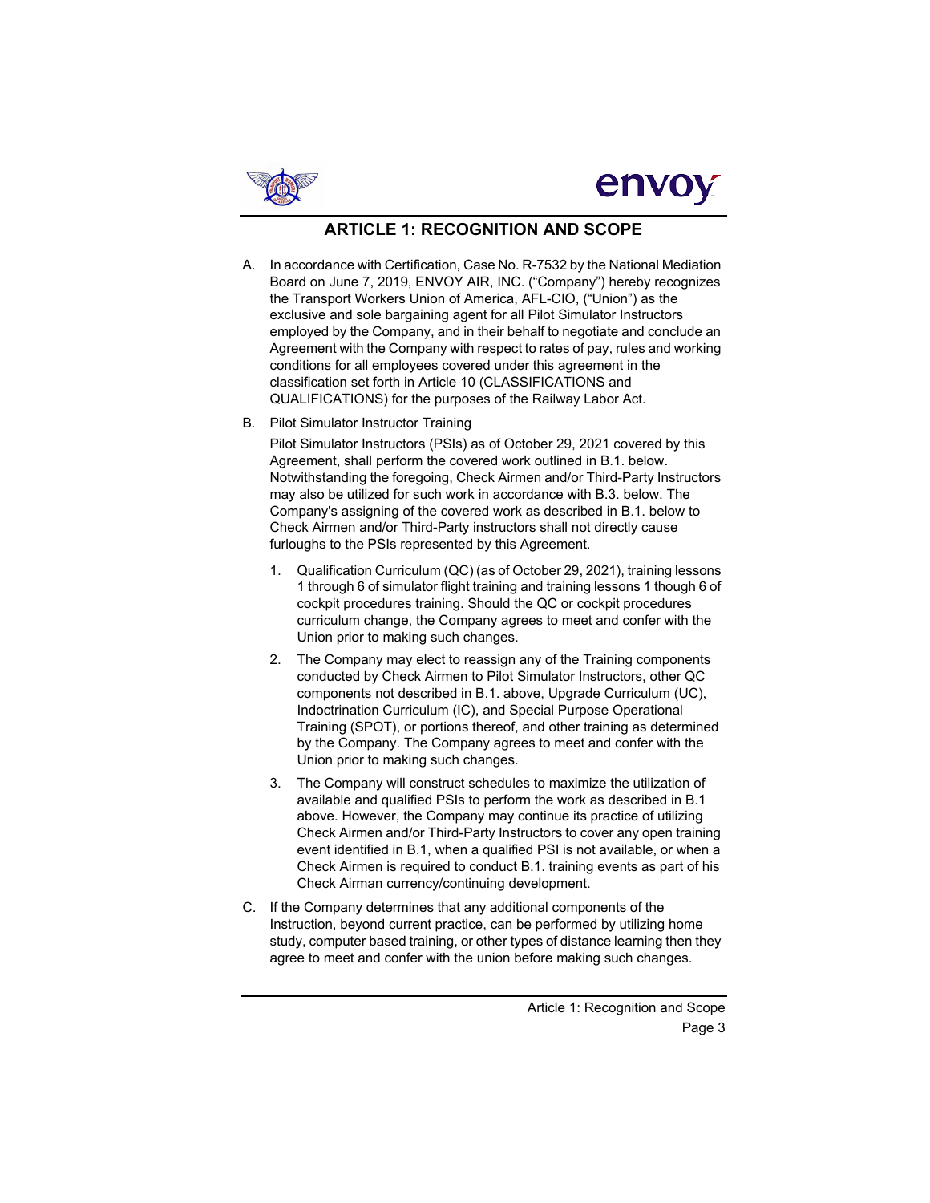# ARTICLE 1: RECOGNITION AND SCOPE

A. In accordance with Certification, Case No. R-7532 by the National Mediation Board on June 7, 2019, ENVOY AIR, INC. ("Company") hereby recognizes the Transport Workers Union of America, AFL-CIO, ("Union") as the exclusive and sole bargaining agent for all Pilot Simulator Instructors employed by the Company, and in their behalf to negotiate and conclude an Agreement with the Company with respect to rates of pay, rules and working conditions for all employees covered under this agreement in the classification set forth in Article 10 (CLASSIFICATIONS and QUALIFICATIONS) for the purposes of the Railway Labor Act.

B. Pilot Simulator Instructor Training

   Pilot Simulator Instructors (PSIs) as of October 29, 2021 covered by this Agreement, shall perform the covered work outlined in B.1. below. Notwithstanding the foregoing, Check Airmen and/or Third-Party Instructors may also be utilized for such work in accordance with B.3. below. The Company's assigning of the covered work as described in B.1. below to Check Airmen and/or Third-Party instructors shall not directly cause furloughs to the PSIs represented by this Agreement.

   1. Qualification Curriculum (QC) (as of October 29, 2021), training lessons 1 through 6 of simulator flight training and training lessons 1 though 6 of cockpit procedures training. Should the QC or cockpit procedures curriculum change, the Company agrees to meet and confer with the Union prior to making such changes.

   2. The Company may elect to reassign any of the Training components conducted by Check Airmen to Pilot Simulator Instructors, other QC components not described in B.1. above, Upgrade Curriculum (UC), Indoctrination Curriculum (IC), and Special Purpose Operational Training (SPOT), or portions thereof, and other training as determined by the Company. The Company agrees to meet and confer with the Union prior to making such changes.

   3. The Company will construct schedules to maximize the utilization of available and qualified PSIs to perform the work as described in B.1 above. However, the Company may continue its practice of utilizing Check Airmen and/or Third-Party Instructors to cover any open training event identified in B.1, when a qualified PSI is not available, or when a Check Airmen is required to conduct B.1. training events as part of his Check Airman currency/continuing development.

C. If the Company determines that any additional components of the Instruction, beyond current practice, can be performed by utilizing home study, computer based training, or other types of distance learning then they agree to meet and confer with the union before making such changes.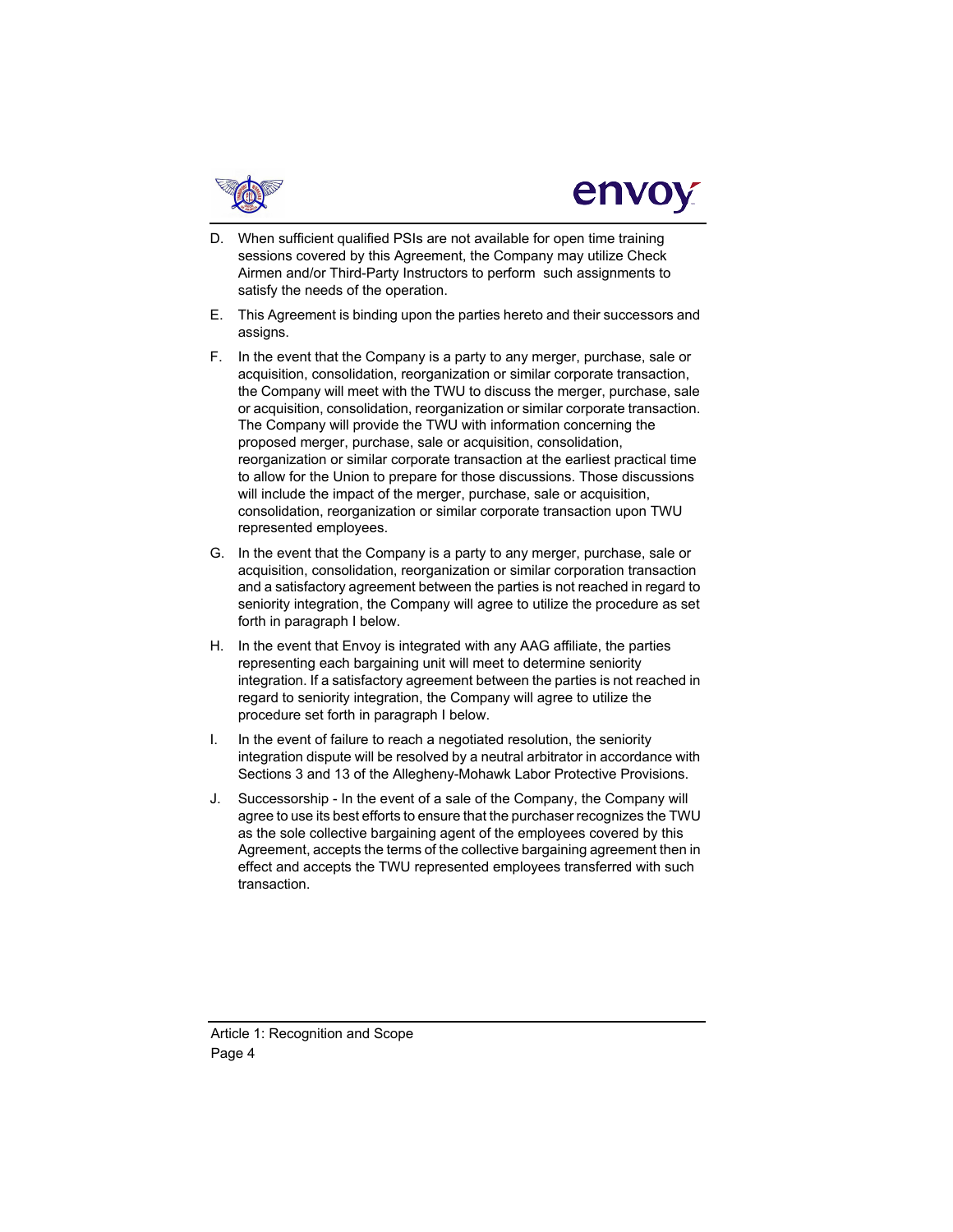D. When sufficient qualified PSIs are not available for open time training sessions covered by this Agreement, the Company may utilize Check Airmen and/or Third-Party Instructors to perform such assignments to satisfy the needs of the operation.

E. This Agreement is binding upon the parties hereto and their successors and assigns.

F. In the event that the Company is a party to any merger, purchase, sale or acquisition, consolidation, reorganization or similar corporate transaction, the Company will meet with the TWU to discuss the merger, purchase, sale or acquisition, consolidation, reorganization or similar corporate transaction. The Company will provide the TWU with information concerning the proposed merger, purchase, sale or acquisition, consolidation, reorganization or similar corporate transaction at the earliest practical time to allow for the Union to prepare for those discussions. Those discussions will include the impact of the merger, purchase, sale or acquisition, consolidation, reorganization or similar corporate transaction upon TWU represented employees.

G. In the event that the Company is a party to any merger, purchase, sale or acquisition, consolidation, reorganization or similar corporation transaction and a satisfactory agreement between the parties is not reached in regard to seniority integration, the Company will agree to utilize the procedure as set forth in paragraph I below.

H. In the event that Envoy is integrated with any AAG affiliate, the parties representing each bargaining unit will meet to determine seniority integration. If a satisfactory agreement between the parties is not reached in regard to seniority integration, the Company will agree to utilize the procedure set forth in paragraph I below.

I. In the event of failure to reach a negotiated resolution, the seniority integration dispute will be resolved by a neutral arbitrator in accordance with Sections 3 and 13 of the Allegheny-Mohawk Labor Protective Provisions.

J. Successorship - In the event of a sale of the Company, the Company will agree to use its best efforts to ensure that the purchaser recognizes the TWU as the sole collective bargaining agent of the employees covered by this Agreement, accepts the terms of the collective bargaining agreement then in effect and accepts the TWU represented employees transferred with such transaction.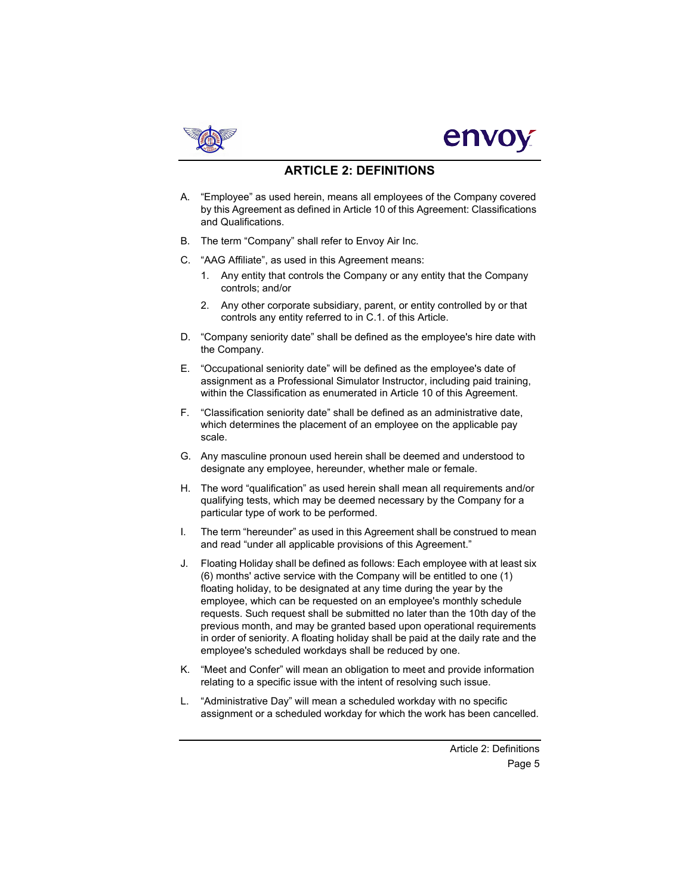# ARTICLE 2: DEFINITIONS

A. "Employee" as used herein, means all employees of the Company covered by this Agreement as defined in Article 10 of this Agreement: Classifications and Qualifications.

B. The term "Company" shall refer to Envoy Air Inc.

C. "AAG Affiliate", as used in this Agreement means:

   1. Any entity that controls the Company or any entity that the Company controls; and/or

   2. Any other corporate subsidiary, parent, or entity controlled by or that controls any entity referred to in C.1. of this Article.

D. "Company seniority date" shall be defined as the employee's hire date with the Company.

E. "Occupational seniority date" will be defined as the employee's date of assignment as a Professional Simulator Instructor, including paid training, within the Classification as enumerated in Article 10 of this Agreement.

F. "Classification seniority date" shall be defined as an administrative date, which determines the placement of an employee on the applicable pay scale.

G. Any masculine pronoun used herein shall be deemed and understood to designate any employee, hereunder, whether male or female.

H. The word "qualification" as used herein shall mean all requirements and/or qualifying tests, which may be deemed necessary by the Company for a particular type of work to be performed.

I. The term "hereunder" as used in this Agreement shall be construed to mean and read "under all applicable provisions of this Agreement."

J. Floating Holiday shall be defined as follows: Each employee with at least six (6) months' active service with the Company will be entitled to one (1) floating holiday, to be designated at any time during the year by the employee, which can be requested on an employee's monthly schedule requests. Such request shall be submitted no later than the 10th day of the previous month, and may be granted based upon operational requirements in order of seniority. A floating holiday shall be paid at the daily rate and the employee's scheduled workdays shall be reduced by one.

K. "Meet and Confer" will mean an obligation to meet and provide information relating to a specific issue with the intent of resolving such issue.

L. "Administrative Day" will mean a scheduled workday with no specific assignment or a scheduled workday for which the work has been cancelled.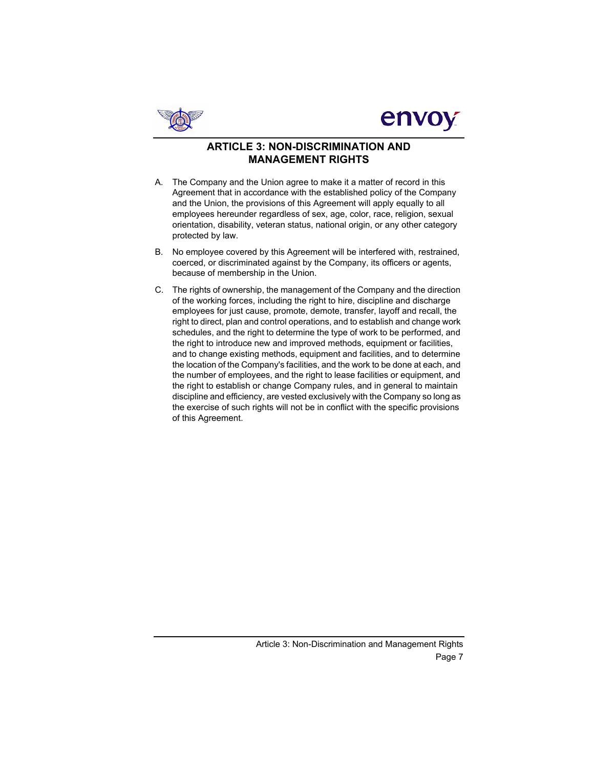# ARTICLE 3: NON-DISCRIMINATION AND MANAGEMENT RIGHTS

A. The Company and the Union agree to make it a matter of record in this Agreement that in accordance with the established policy of the Company and the Union, the provisions of this Agreement will apply equally to all employees hereunder regardless of sex, age, color, race, religion, sexual orientation, disability, veteran status, national origin, or any other category protected by law.

B. No employee covered by this Agreement will be interfered with, restrained, coerced, or discriminated against by the Company, its officers or agents, because of membership in the Union.

C. The rights of ownership, the management of the Company and the direction of the working forces, including the right to hire, discipline and discharge employees for just cause, promote, demote, transfer, layoff and recall, the right to direct, plan and control operations, and to establish and change work schedules, and the right to determine the type of work to be performed, and the right to introduce new and improved methods, equipment or facilities, and to change existing methods, equipment and facilities, and to determine the location of the Company's facilities, and the work to be done at each, and the number of employees, and the right to lease facilities or equipment, and the right to establish or change Company rules, and in general to maintain discipline and efficiency, are vested exclusively with the Company so long as the exercise of such rights will not be in conflict with the specific provisions of this Agreement.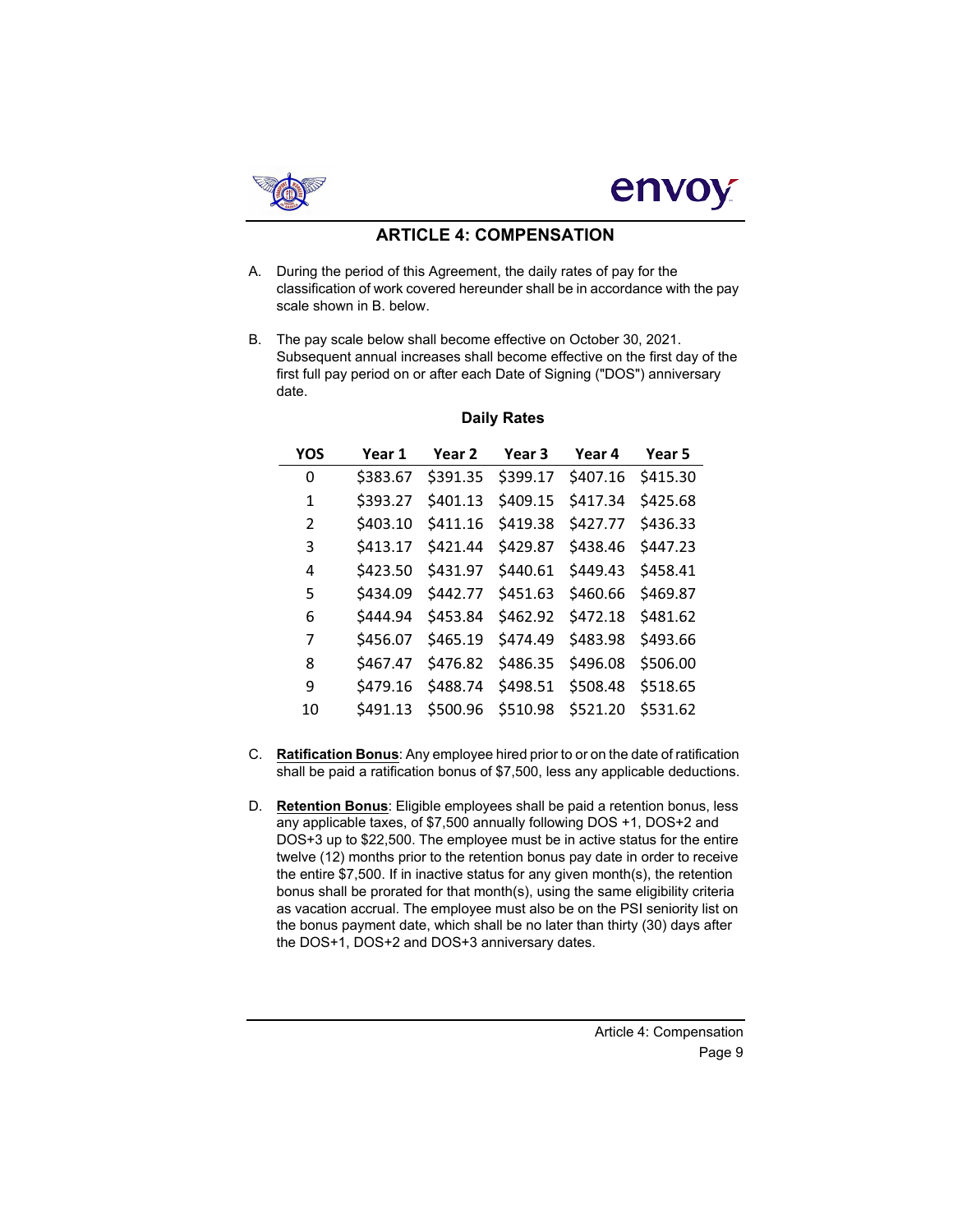## ARTICLE 4: COMPENSATION

A. During the period of this Agreement, the daily rates of pay for the classification of work covered hereunder shall be in accordance with the pay scale shown in B. below.

B. The pay scale below shall become effective on October 30, 2021. Subsequent annual increases shall become effective on the first day of the first full pay period on or after each Date of Signing ("DOS") anniversary date.

**Daily Rates**

| YOS | Year 1 | Year 2 | Year 3 | Year 4 | Year 5 |
|---|---|---|---|---|---|
| 0 | $383.67 | $391.35 | $399.17 | $407.16 | $415.30 |
| 1 | $393.27 | $401.13 | $409.15 | $417.34 | $425.68 |
| 2 | $403.10 | $411.16 | $419.38 | $427.77 | $436.33 |
| 3 | $413.17 | $421.44 | $429.87 | $438.46 | $447.23 |
| 4 | $423.50 | $431.97 | $440.61 | $449.43 | $458.41 |
| 5 | $434.09 | $442.77 | $451.63 | $460.66 | $469.87 |
| 6 | $444.94 | $453.84 | $462.92 | $472.18 | $481.62 |
| 7 | $456.07 | $465.19 | $474.49 | $483.98 | $493.66 |
| 8 | $467.47 | $476.82 | $486.35 | $496.08 | $506.00 |
| 9 | $479.16 | $488.74 | $498.51 | $508.48 | $518.65 |
| 10 | $491.13 | $500.96 | $510.98 | $521.20 | $531.62 |

C. **Ratification Bonus**: Any employee hired prior to or on the date of ratification shall be paid a ratification bonus of $7,500, less any applicable deductions.

D. **Retention Bonus**: Eligible employees shall be paid a retention bonus, less any applicable taxes, of $7,500 annually following DOS +1, DOS+2 and DOS+3 up to $22,500. The employee must be in active status for the entire twelve (12) months prior to the retention bonus pay date in order to receive the entire $7,500. If in inactive status for any given month(s), the retention bonus shall be prorated for that month(s), using the same eligibility criteria as vacation accrual. The employee must also be on the PSI seniority list on the bonus payment date, which shall be no later than thirty (30) days after the DOS+1, DOS+2 and DOS+3 anniversary dates.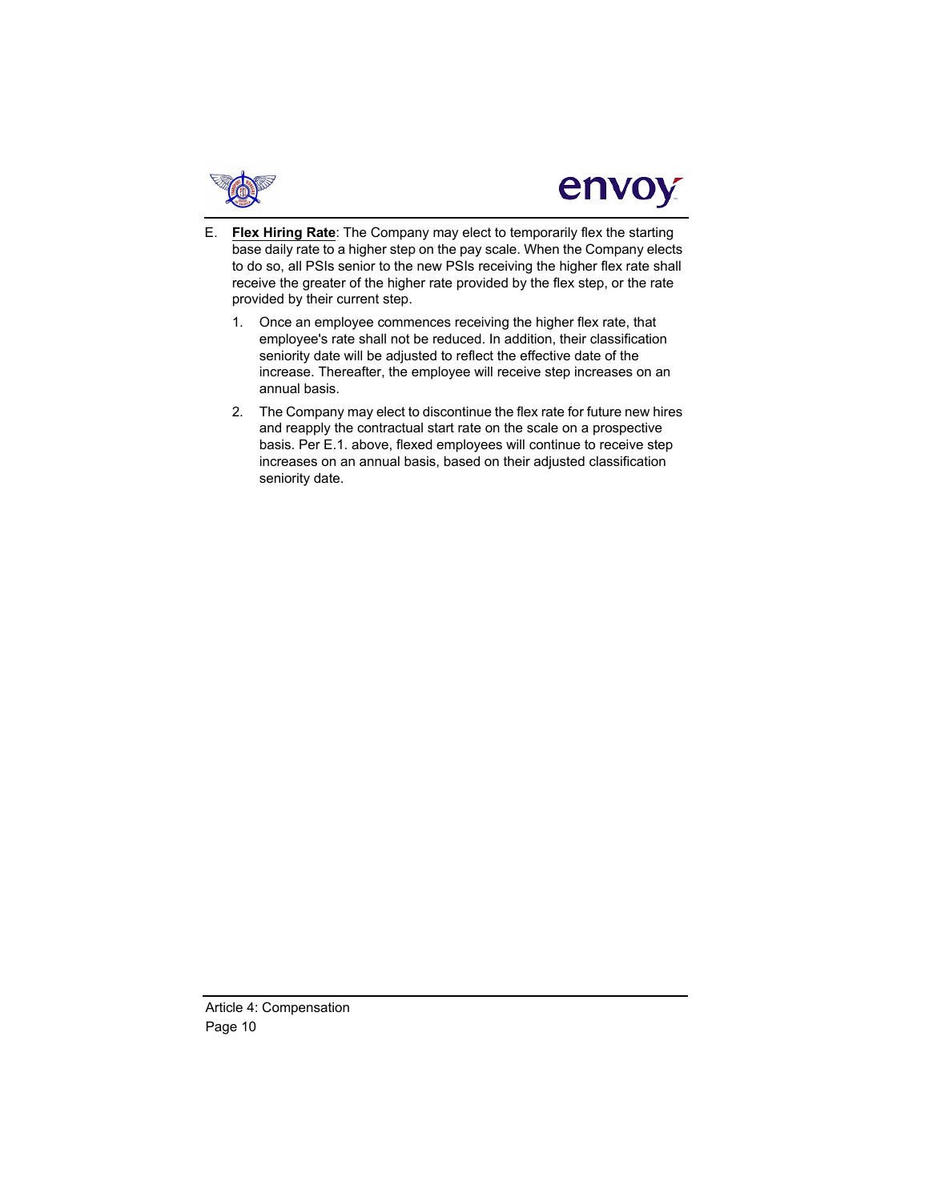E. **Flex Hiring Rate**: The Company may elect to temporarily flex the starting base daily rate to a higher step on the pay scale. When the Company elects to do so, all PSIs senior to the new PSIs receiving the higher flex rate shall receive the greater of the higher rate provided by the flex step, or the rate provided by their current step.

1. Once an employee commences receiving the higher flex rate, that employee's rate shall not be reduced. In addition, their classification seniority date will be adjusted to reflect the effective date of the increase. Thereafter, the employee will receive step increases on an annual basis.

2. The Company may elect to discontinue the flex rate for future new hires and reapply the contractual start rate on the scale on a prospective basis. Per E.1. above, flexed employees will continue to receive step increases on an annual basis, based on their adjusted classification seniority date.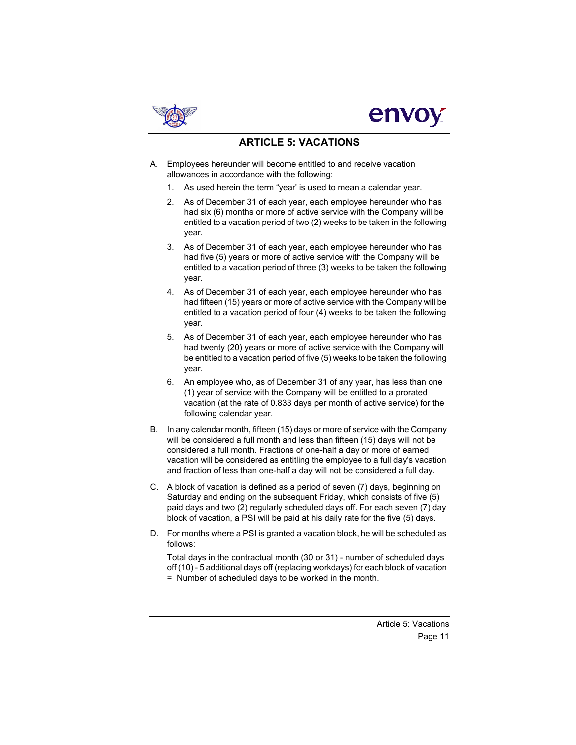## ARTICLE 5: VACATIONS

A. Employees hereunder will become entitled to and receive vacation allowances in accordance with the following:

   1. As used herein the term "year' is used to mean a calendar year.

   2. As of December 31 of each year, each employee hereunder who has had six (6) months or more of active service with the Company will be entitled to a vacation period of two (2) weeks to be taken in the following year.

   3. As of December 31 of each year, each employee hereunder who has had five (5) years or more of active service with the Company will be entitled to a vacation period of three (3) weeks to be taken the following year.

   4. As of December 31 of each year, each employee hereunder who has had fifteen (15) years or more of active service with the Company will be entitled to a vacation period of four (4) weeks to be taken the following year.

   5. As of December 31 of each year, each employee hereunder who has had twenty (20) years or more of active service with the Company will be entitled to a vacation period of five (5) weeks to be taken the following year.

   6. An employee who, as of December 31 of any year, has less than one (1) year of service with the Company will be entitled to a prorated vacation (at the rate of 0.833 days per month of active service) for the following calendar year.

B. In any calendar month, fifteen (15) days or more of service with the Company will be considered a full month and less than fifteen (15) days will not be considered a full month. Fractions of one-half a day or more of earned vacation will be considered as entitling the employee to a full day's vacation and fraction of less than one-half a day will not be considered a full day.

C. A block of vacation is defined as a period of seven (7) days, beginning on Saturday and ending on the subsequent Friday, which consists of five (5) paid days and two (2) regularly scheduled days off. For each seven (7) day block of vacation, a PSI will be paid at his daily rate for the five (5) days.

D. For months where a PSI is granted a vacation block, he will be scheduled as follows:

   Total days in the contractual month (30 or 31) - number of scheduled days off (10) - 5 additional days off (replacing workdays) for each block of vacation = Number of scheduled days to be worked in the month.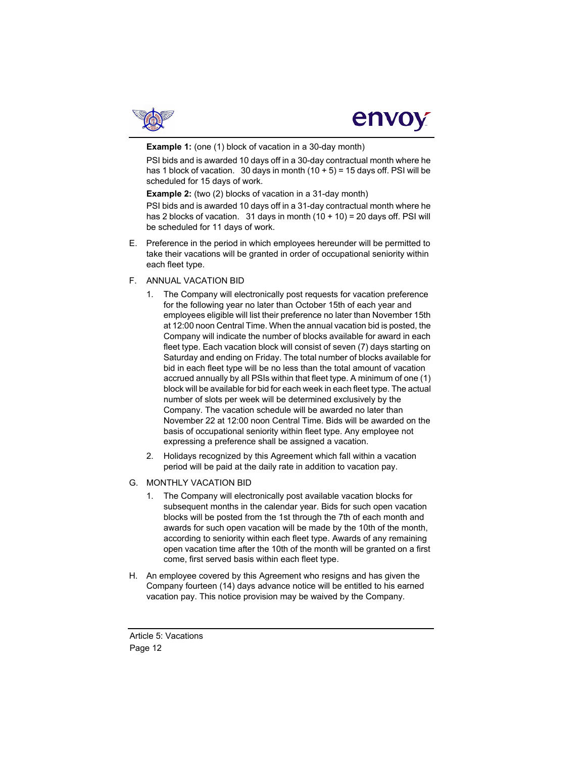**Example 1:** (one (1) block of vacation in a 30-day month)

PSI bids and is awarded 10 days off in a 30-day contractual month where he has 1 block of vacation. 30 days in month (10 + 5) = 15 days off. PSI will be scheduled for 15 days of work.

**Example 2:** (two (2) blocks of vacation in a 31-day month)

PSI bids and is awarded 10 days off in a 31-day contractual month where he has 2 blocks of vacation. 31 days in month (10 + 10) = 20 days off. PSI will be scheduled for 11 days of work.

E. Preference in the period in which employees hereunder will be permitted to take their vacations will be granted in order of occupational seniority within each fleet type.

F. ANNUAL VACATION BID

1. The Company will electronically post requests for vacation preference for the following year no later than October 15th of each year and employees eligible will list their preference no later than November 15th at 12:00 noon Central Time. When the annual vacation bid is posted, the Company will indicate the number of blocks available for award in each fleet type. Each vacation block will consist of seven (7) days starting on Saturday and ending on Friday. The total number of blocks available for bid in each fleet type will be no less than the total amount of vacation accrued annually by all PSIs within that fleet type. A minimum of one (1) block will be available for bid for each week in each fleet type. The actual number of slots per week will be determined exclusively by the Company. The vacation schedule will be awarded no later than November 22 at 12:00 noon Central Time. Bids will be awarded on the basis of occupational seniority within fleet type. Any employee not expressing a preference shall be assigned a vacation.

2. Holidays recognized by this Agreement which fall within a vacation period will be paid at the daily rate in addition to vacation pay.

G. MONTHLY VACATION BID

1. The Company will electronically post available vacation blocks for subsequent months in the calendar year. Bids for such open vacation blocks will be posted from the 1st through the 7th of each month and awards for such open vacation will be made by the 10th of the month, according to seniority within each fleet type. Awards of any remaining open vacation time after the 10th of the month will be granted on a first come, first served basis within each fleet type.

H. An employee covered by this Agreement who resigns and has given the Company fourteen (14) days advance notice will be entitled to his earned vacation pay. This notice provision may be waived by the Company.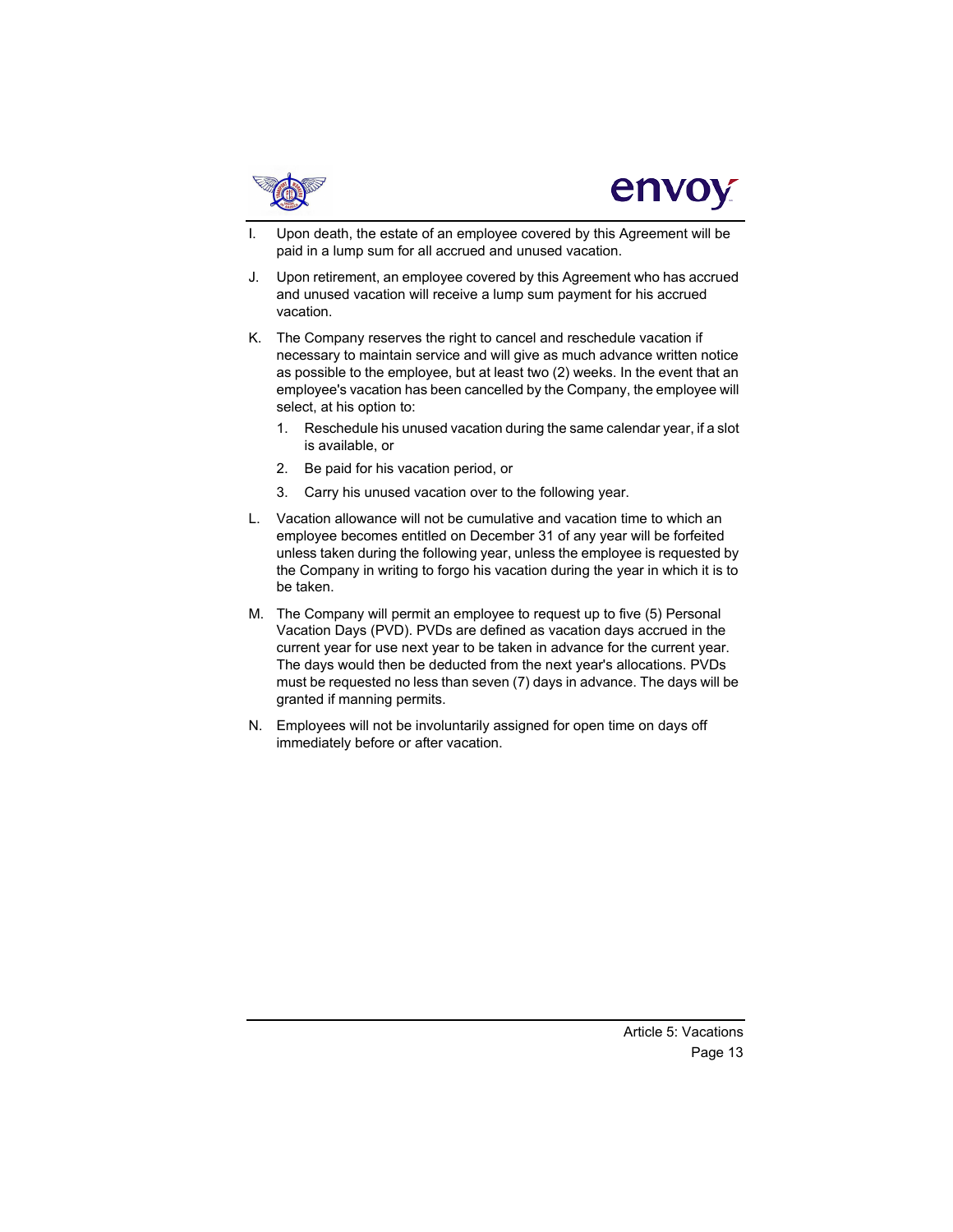I. Upon death, the estate of an employee covered by this Agreement will be paid in a lump sum for all accrued and unused vacation.

J. Upon retirement, an employee covered by this Agreement who has accrued and unused vacation will receive a lump sum payment for his accrued vacation.

K. The Company reserves the right to cancel and reschedule vacation if necessary to maintain service and will give as much advance written notice as possible to the employee, but at least two (2) weeks. In the event that an employee's vacation has been cancelled by the Company, the employee will select, at his option to:

   1. Reschedule his unused vacation during the same calendar year, if a slot is available, or

   2. Be paid for his vacation period, or

   3. Carry his unused vacation over to the following year.

L. Vacation allowance will not be cumulative and vacation time to which an employee becomes entitled on December 31 of any year will be forfeited unless taken during the following year, unless the employee is requested by the Company in writing to forgo his vacation during the year in which it is to be taken.

M. The Company will permit an employee to request up to five (5) Personal Vacation Days (PVD). PVDs are defined as vacation days accrued in the current year for use next year to be taken in advance for the current year. The days would then be deducted from the next year's allocations. PVDs must be requested no less than seven (7) days in advance. The days will be granted if manning permits.

N. Employees will not be involuntarily assigned for open time on days off immediately before or after vacation.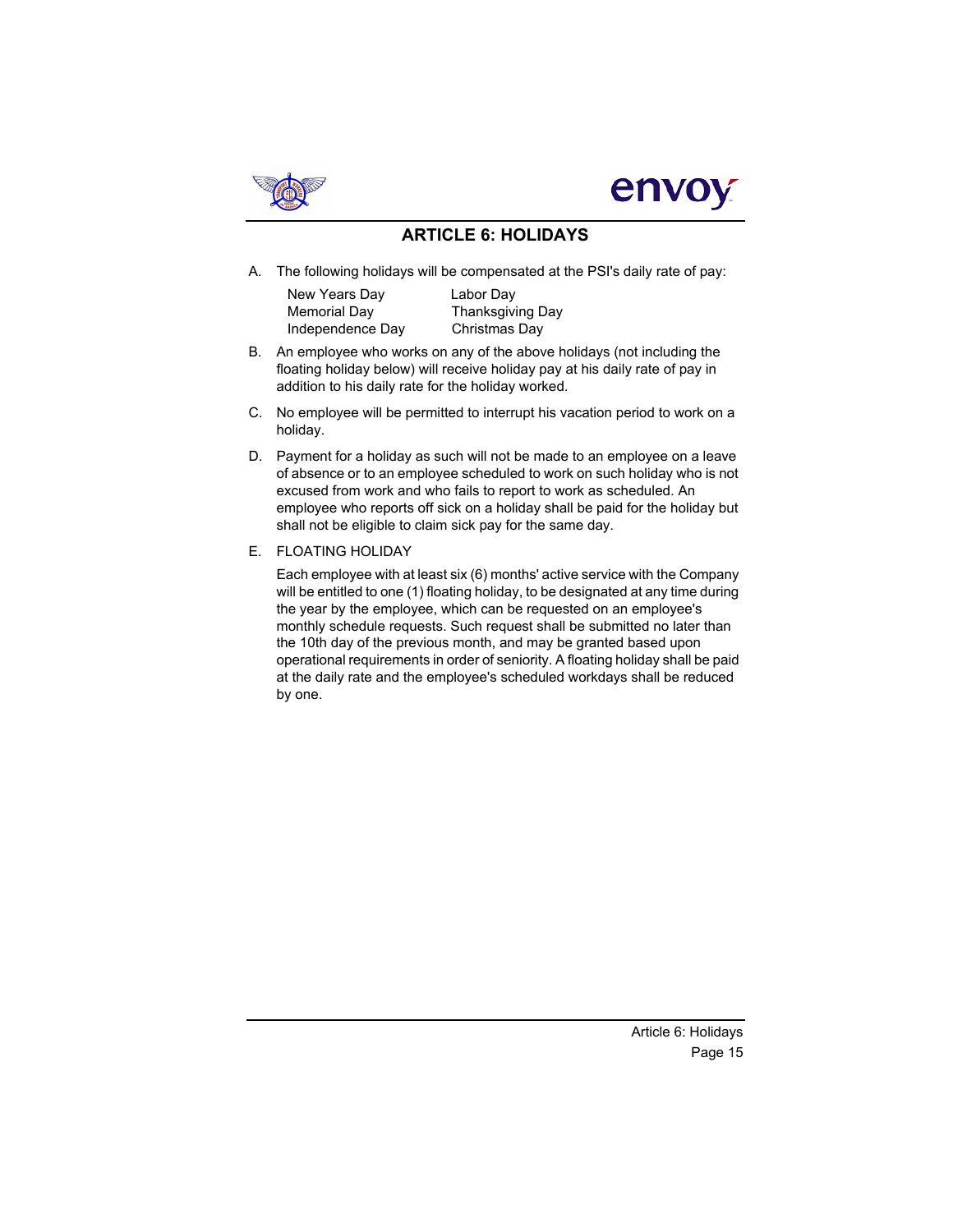# ARTICLE 6: HOLIDAYS

A. The following holidays will be compensated at the PSI's daily rate of pay:

| | |
|---|---|
| New Years Day | Labor Day |
| Memorial Day | Thanksgiving Day |
| Independence Day | Christmas Day |

B. An employee who works on any of the above holidays (not including the floating holiday below) will receive holiday pay at his daily rate of pay in addition to his daily rate for the holiday worked.

C. No employee will be permitted to interrupt his vacation period to work on a holiday.

D. Payment for a holiday as such will not be made to an employee on a leave of absence or to an employee scheduled to work on such holiday who is not excused from work and who fails to report to work as scheduled. An employee who reports off sick on a holiday shall be paid for the holiday but shall not be eligible to claim sick pay for the same day.

E. FLOATING HOLIDAY

Each employee with at least six (6) months' active service with the Company will be entitled to one (1) floating holiday, to be designated at any time during the year by the employee, which can be requested on an employee's monthly schedule requests. Such request shall be submitted no later than the 10th day of the previous month, and may be granted based upon operational requirements in order of seniority. A floating holiday shall be paid at the daily rate and the employee's scheduled workdays shall be reduced by one.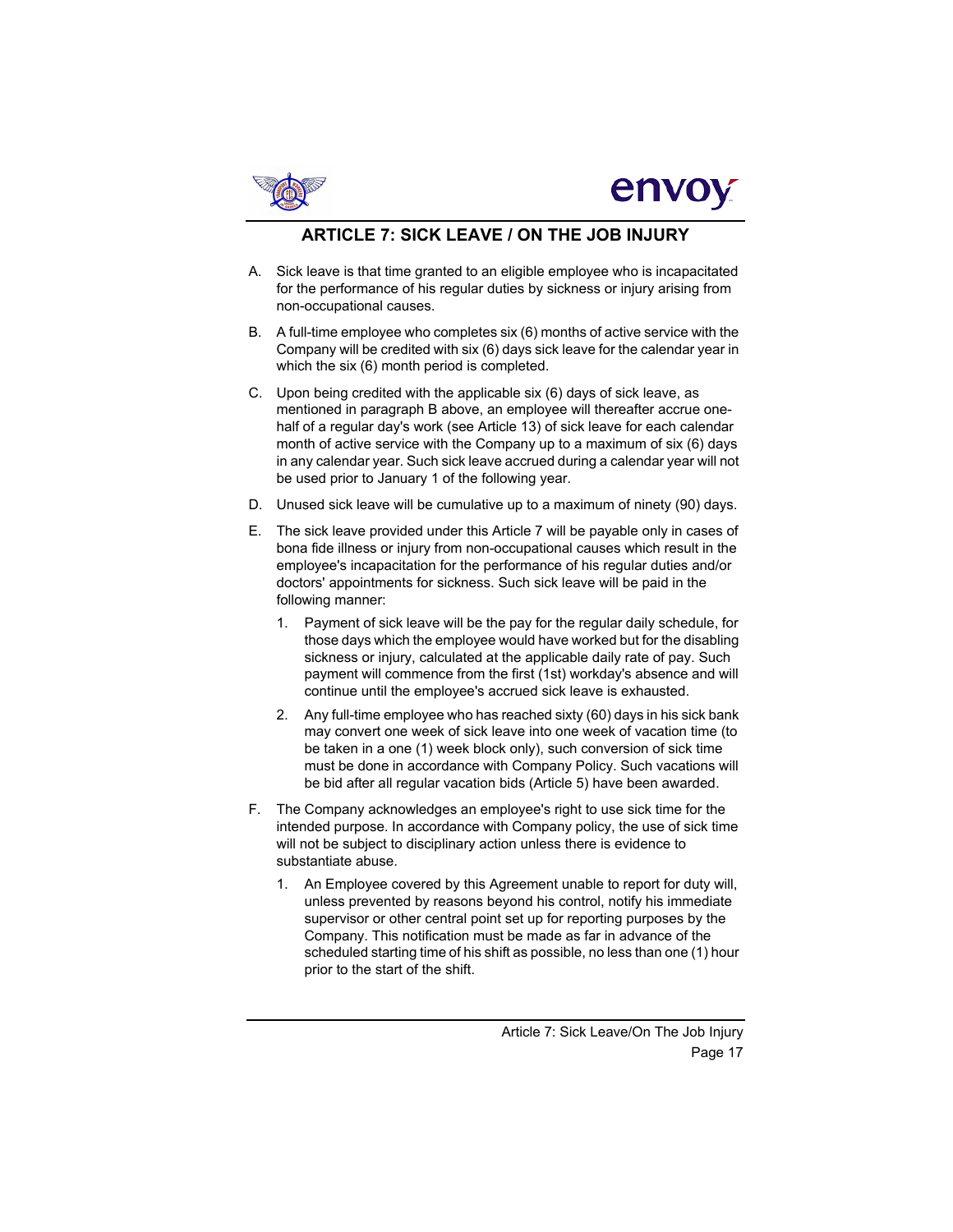## ARTICLE 7: SICK LEAVE / ON THE JOB INJURY

A. Sick leave is that time granted to an eligible employee who is incapacitated for the performance of his regular duties by sickness or injury arising from non-occupational causes.

B. A full-time employee who completes six (6) months of active service with the Company will be credited with six (6) days sick leave for the calendar year in which the six (6) month period is completed.

C. Upon being credited with the applicable six (6) days of sick leave, as mentioned in paragraph B above, an employee will thereafter accrue one-half of a regular day's work (see Article 13) of sick leave for each calendar month of active service with the Company up to a maximum of six (6) days in any calendar year. Such sick leave accrued during a calendar year will not be used prior to January 1 of the following year.

D. Unused sick leave will be cumulative up to a maximum of ninety (90) days.

E. The sick leave provided under this Article 7 will be payable only in cases of bona fide illness or injury from non-occupational causes which result in the employee's incapacitation for the performance of his regular duties and/or doctors' appointments for sickness. Such sick leave will be paid in the following manner:

   1. Payment of sick leave will be the pay for the regular daily schedule, for those days which the employee would have worked but for the disabling sickness or injury, calculated at the applicable daily rate of pay. Such payment will commence from the first (1st) workday's absence and will continue until the employee's accrued sick leave is exhausted.

   2. Any full-time employee who has reached sixty (60) days in his sick bank may convert one week of sick leave into one week of vacation time (to be taken in a one (1) week block only), such conversion of sick time must be done in accordance with Company Policy. Such vacations will be bid after all regular vacation bids (Article 5) have been awarded.

F. The Company acknowledges an employee's right to use sick time for the intended purpose. In accordance with Company policy, the use of sick time will not be subject to disciplinary action unless there is evidence to substantiate abuse.

   1. An Employee covered by this Agreement unable to report for duty will, unless prevented by reasons beyond his control, notify his immediate supervisor or other central point set up for reporting purposes by the Company. This notification must be made as far in advance of the scheduled starting time of his shift as possible, no less than one (1) hour prior to the start of the shift.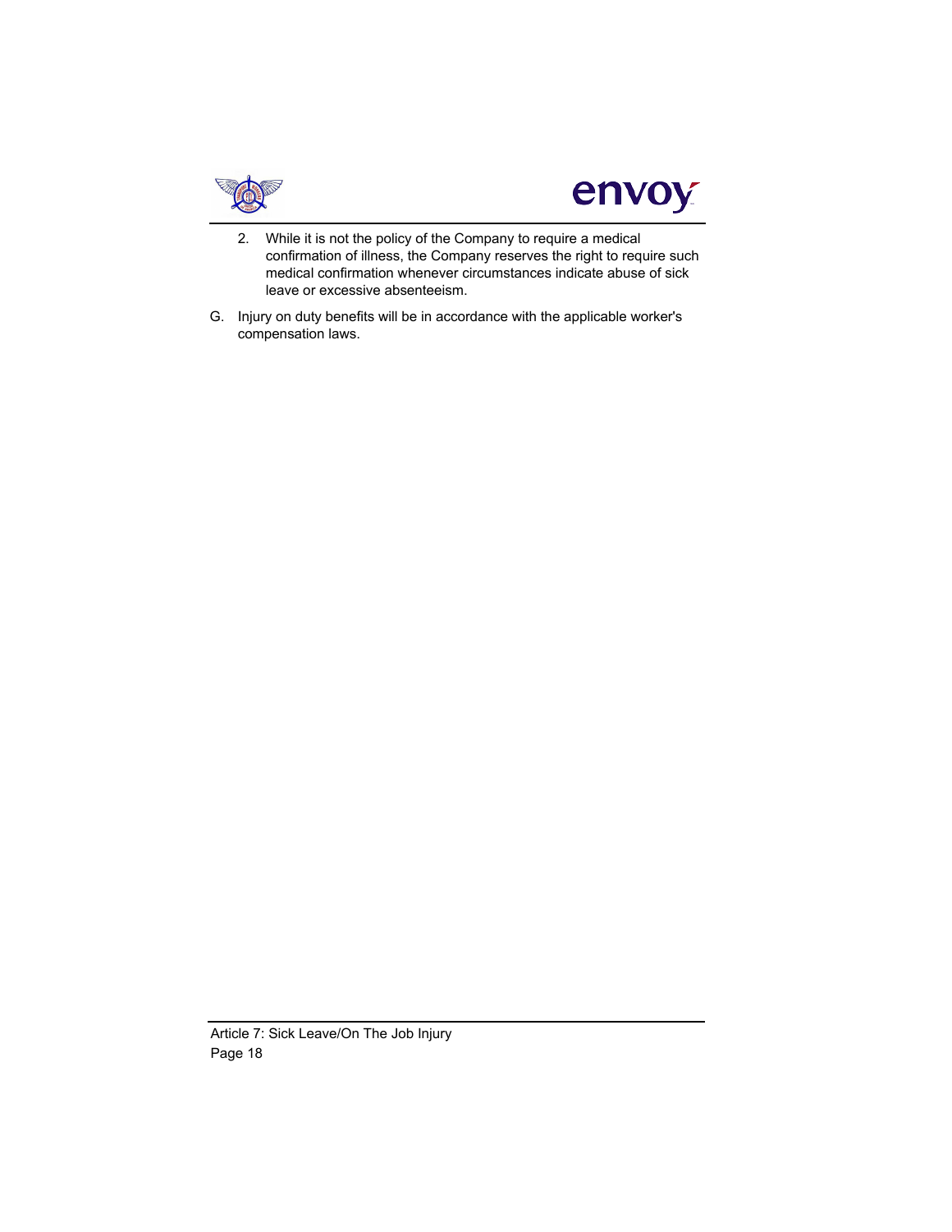2. While it is not the policy of the Company to require a medical confirmation of illness, the Company reserves the right to require such medical confirmation whenever circumstances indicate abuse of sick leave or excessive absenteeism.

G. Injury on duty benefits will be in accordance with the applicable worker's compensation laws.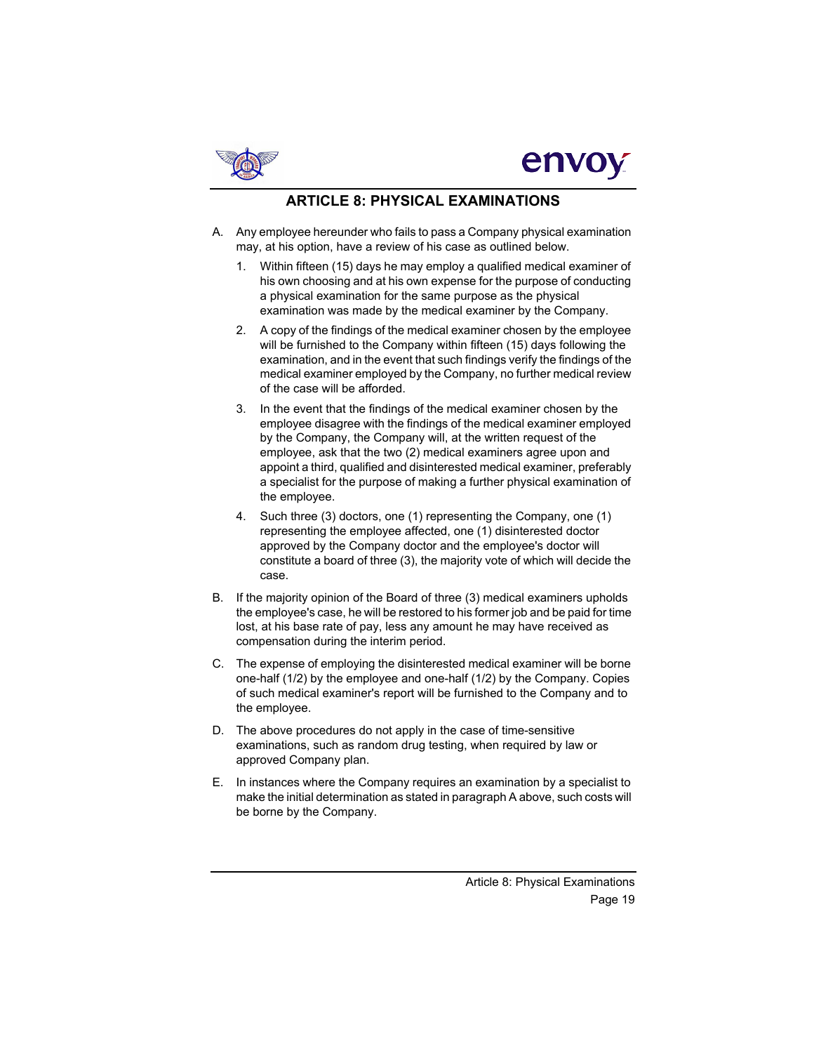## ARTICLE 8: PHYSICAL EXAMINATIONS

A. Any employee hereunder who fails to pass a Company physical examination may, at his option, have a review of his case as outlined below.

   1. Within fifteen (15) days he may employ a qualified medical examiner of his own choosing and at his own expense for the purpose of conducting a physical examination for the same purpose as the physical examination was made by the medical examiner by the Company.

   2. A copy of the findings of the medical examiner chosen by the employee will be furnished to the Company within fifteen (15) days following the examination, and in the event that such findings verify the findings of the medical examiner employed by the Company, no further medical review of the case will be afforded.

   3. In the event that the findings of the medical examiner chosen by the employee disagree with the findings of the medical examiner employed by the Company, the Company will, at the written request of the employee, ask that the two (2) medical examiners agree upon and appoint a third, qualified and disinterested medical examiner, preferably a specialist for the purpose of making a further physical examination of the employee.

   4. Such three (3) doctors, one (1) representing the Company, one (1) representing the employee affected, one (1) disinterested doctor approved by the Company doctor and the employee's doctor will constitute a board of three (3), the majority vote of which will decide the case.

B. If the majority opinion of the Board of three (3) medical examiners upholds the employee's case, he will be restored to his former job and be paid for time lost, at his base rate of pay, less any amount he may have received as compensation during the interim period.

C. The expense of employing the disinterested medical examiner will be borne one-half (1/2) by the employee and one-half (1/2) by the Company. Copies of such medical examiner's report will be furnished to the Company and to the employee.

D. The above procedures do not apply in the case of time-sensitive examinations, such as random drug testing, when required by law or approved Company plan.

E. In instances where the Company requires an examination by a specialist to make the initial determination as stated in paragraph A above, such costs will be borne by the Company.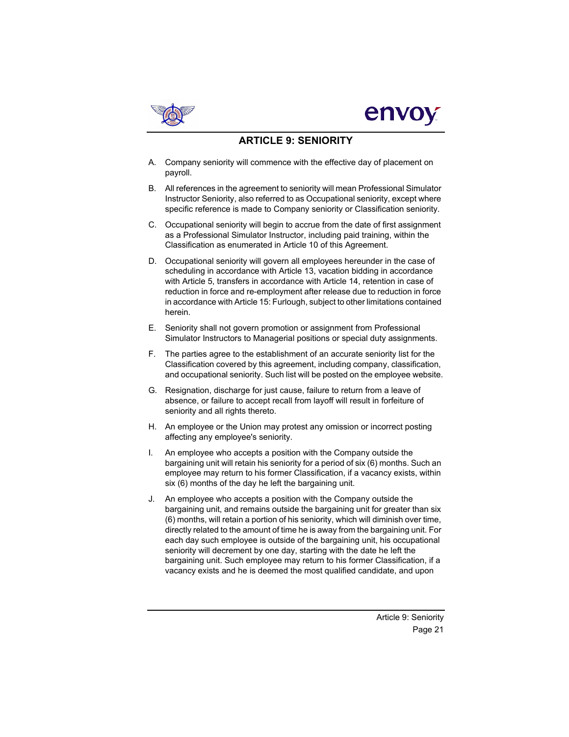## ARTICLE 9: SENIORITY

A. Company seniority will commence with the effective day of placement on payroll.

B. All references in the agreement to seniority will mean Professional Simulator Instructor Seniority, also referred to as Occupational seniority, except where specific reference is made to Company seniority or Classification seniority.

C. Occupational seniority will begin to accrue from the date of first assignment as a Professional Simulator Instructor, including paid training, within the Classification as enumerated in Article 10 of this Agreement.

D. Occupational seniority will govern all employees hereunder in the case of scheduling in accordance with Article 13, vacation bidding in accordance with Article 5, transfers in accordance with Article 14, retention in case of reduction in force and re-employment after release due to reduction in force in accordance with Article 15: Furlough, subject to other limitations contained herein.

E. Seniority shall not govern promotion or assignment from Professional Simulator Instructors to Managerial positions or special duty assignments.

F. The parties agree to the establishment of an accurate seniority list for the Classification covered by this agreement, including company, classification, and occupational seniority. Such list will be posted on the employee website.

G. Resignation, discharge for just cause, failure to return from a leave of absence, or failure to accept recall from layoff will result in forfeiture of seniority and all rights thereto.

H. An employee or the Union may protest any omission or incorrect posting affecting any employee's seniority.

I. An employee who accepts a position with the Company outside the bargaining unit will retain his seniority for a period of six (6) months. Such an employee may return to his former Classification, if a vacancy exists, within six (6) months of the day he left the bargaining unit.

J. An employee who accepts a position with the Company outside the bargaining unit, and remains outside the bargaining unit for greater than six (6) months, will retain a portion of his seniority, which will diminish over time, directly related to the amount of time he is away from the bargaining unit. For each day such employee is outside of the bargaining unit, his occupational seniority will decrement by one day, starting with the date he left the bargaining unit. Such employee may return to his former Classification, if a vacancy exists and he is deemed the most qualified candidate, and upon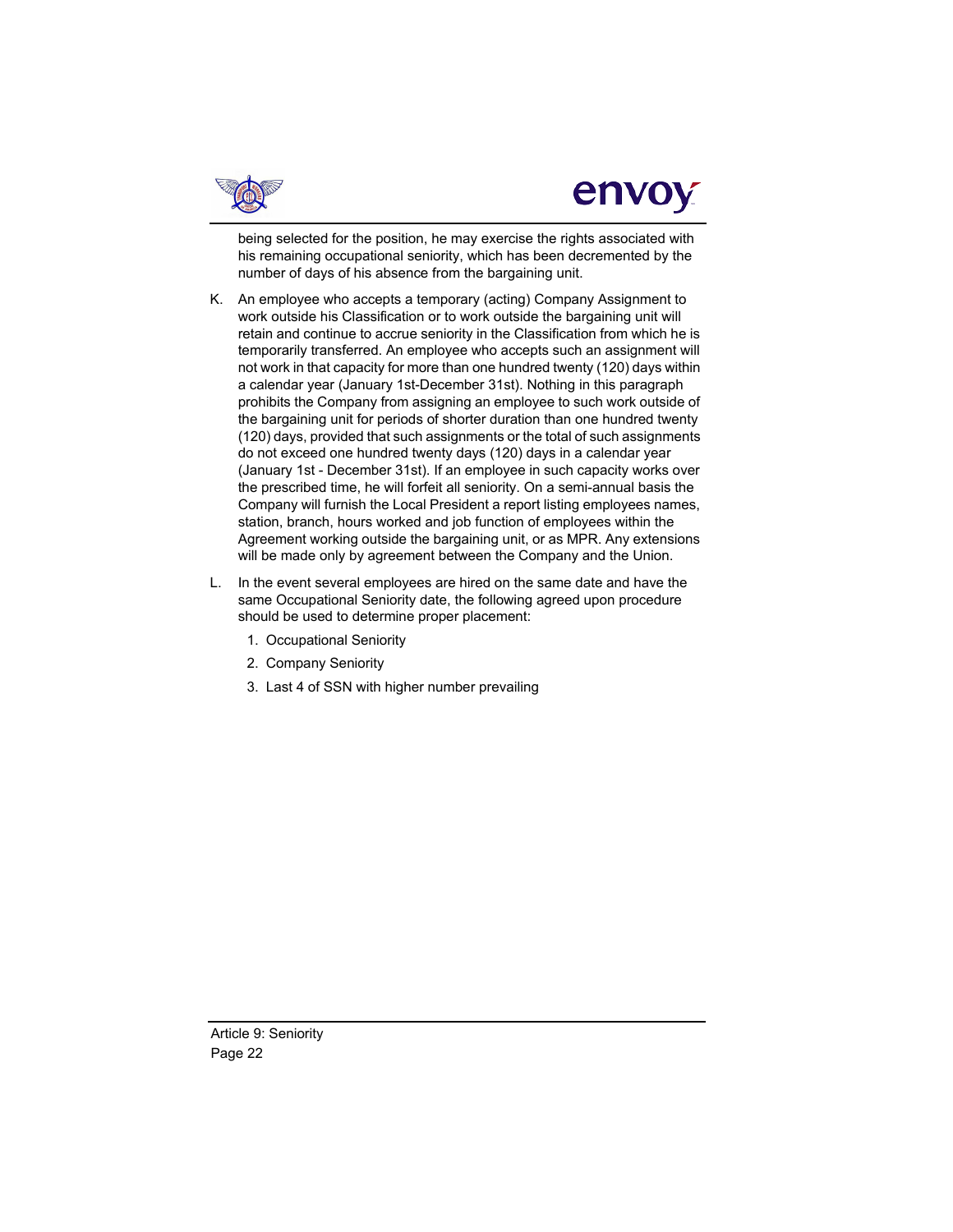being selected for the position, he may exercise the rights associated with his remaining occupational seniority, which has been decremented by the number of days of his absence from the bargaining unit.

K. An employee who accepts a temporary (acting) Company Assignment to work outside his Classification or to work outside the bargaining unit will retain and continue to accrue seniority in the Classification from which he is temporarily transferred. An employee who accepts such an assignment will not work in that capacity for more than one hundred twenty (120) days within a calendar year (January 1st-December 31st). Nothing in this paragraph prohibits the Company from assigning an employee to such work outside of the bargaining unit for periods of shorter duration than one hundred twenty (120) days, provided that such assignments or the total of such assignments do not exceed one hundred twenty days (120) days in a calendar year (January 1st - December 31st). If an employee in such capacity works over the prescribed time, he will forfeit all seniority. On a semi-annual basis the Company will furnish the Local President a report listing employees names, station, branch, hours worked and job function of employees within the Agreement working outside the bargaining unit, or as MPR. Any extensions will be made only by agreement between the Company and the Union.

L. In the event several employees are hired on the same date and have the same Occupational Seniority date, the following agreed upon procedure should be used to determine proper placement:

   1. Occupational Seniority
   2. Company Seniority
   3. Last 4 of SSN with higher number prevailing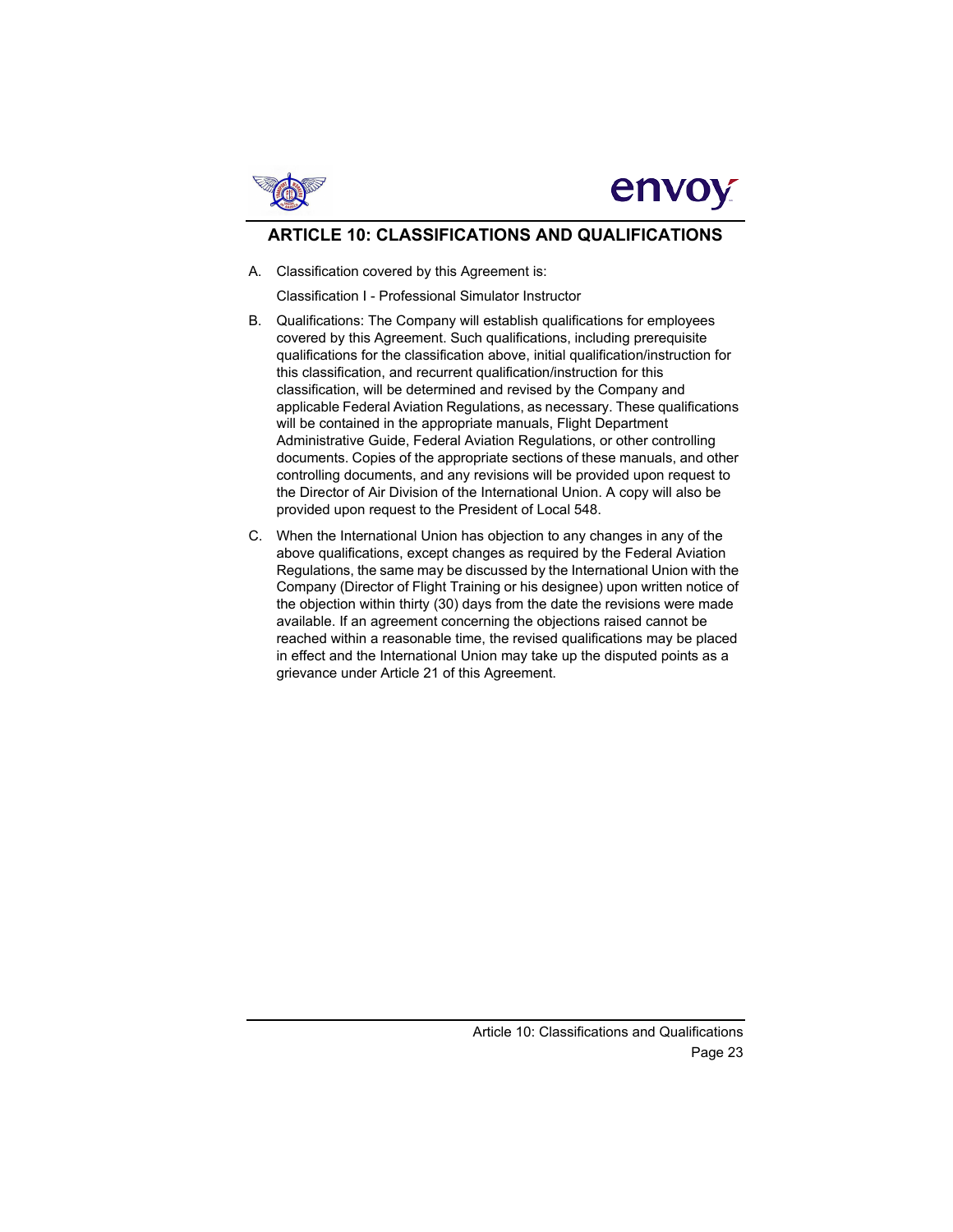## ARTICLE 10: CLASSIFICATIONS AND QUALIFICATIONS

A. Classification covered by this Agreement is:

   Classification I - Professional Simulator Instructor

B. Qualifications: The Company will establish qualifications for employees covered by this Agreement. Such qualifications, including prerequisite qualifications for the classification above, initial qualification/instruction for this classification, and recurrent qualification/instruction for this classification, will be determined and revised by the Company and applicable Federal Aviation Regulations, as necessary. These qualifications will be contained in the appropriate manuals, Flight Department Administrative Guide, Federal Aviation Regulations, or other controlling documents. Copies of the appropriate sections of these manuals, and other controlling documents, and any revisions will be provided upon request to the Director of Air Division of the International Union. A copy will also be provided upon request to the President of Local 548.

C. When the International Union has objection to any changes in any of the above qualifications, except changes as required by the Federal Aviation Regulations, the same may be discussed by the International Union with the Company (Director of Flight Training or his designee) upon written notice of the objection within thirty (30) days from the date the revisions were made available. If an agreement concerning the objections raised cannot be reached within a reasonable time, the revised qualifications may be placed in effect and the International Union may take up the disputed points as a grievance under Article 21 of this Agreement.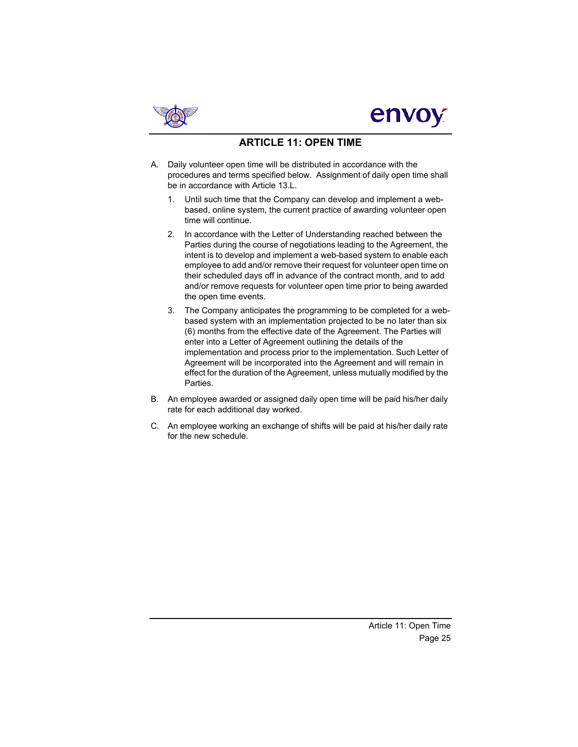# ARTICLE 11: OPEN TIME

A. Daily volunteer open time will be distributed in accordance with the procedures and terms specified below. Assignment of daily open time shall be in accordance with Article 13.L.

   1. Until such time that the Company can develop and implement a web-based, online system, the current practice of awarding volunteer open time will continue.

   2. In accordance with the Letter of Understanding reached between the Parties during the course of negotiations leading to the Agreement, the intent is to develop and implement a web-based system to enable each employee to add and/or remove their request for volunteer open time on their scheduled days off in advance of the contract month, and to add and/or remove requests for volunteer open time prior to being awarded the open time events.

   3. The Company anticipates the programming to be completed for a web-based system with an implementation projected to be no later than six (6) months from the effective date of the Agreement. The Parties will enter into a Letter of Agreement outlining the details of the implementation and process prior to the implementation. Such Letter of Agreement will be incorporated into the Agreement and will remain in effect for the duration of the Agreement, unless mutually modified by the Parties.

B. An employee awarded or assigned daily open time will be paid his/her daily rate for each additional day worked.

C. An employee working an exchange of shifts will be paid at his/her daily rate for the new schedule.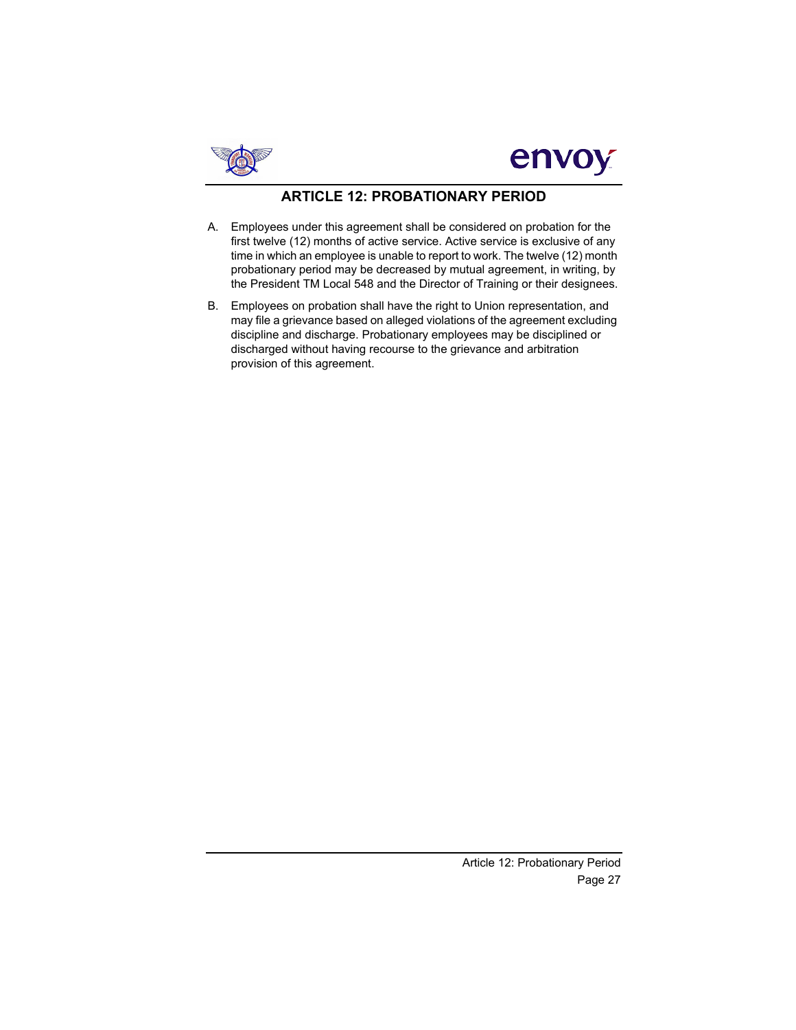## ARTICLE 12: PROBATIONARY PERIOD

A. Employees under this agreement shall be considered on probation for the first twelve (12) months of active service. Active service is exclusive of any time in which an employee is unable to report to work. The twelve (12) month probationary period may be decreased by mutual agreement, in writing, by the President TM Local 548 and the Director of Training or their designees.

B. Employees on probation shall have the right to Union representation, and may file a grievance based on alleged violations of the agreement excluding discipline and discharge. Probationary employees may be disciplined or discharged without having recourse to the grievance and arbitration provision of this agreement.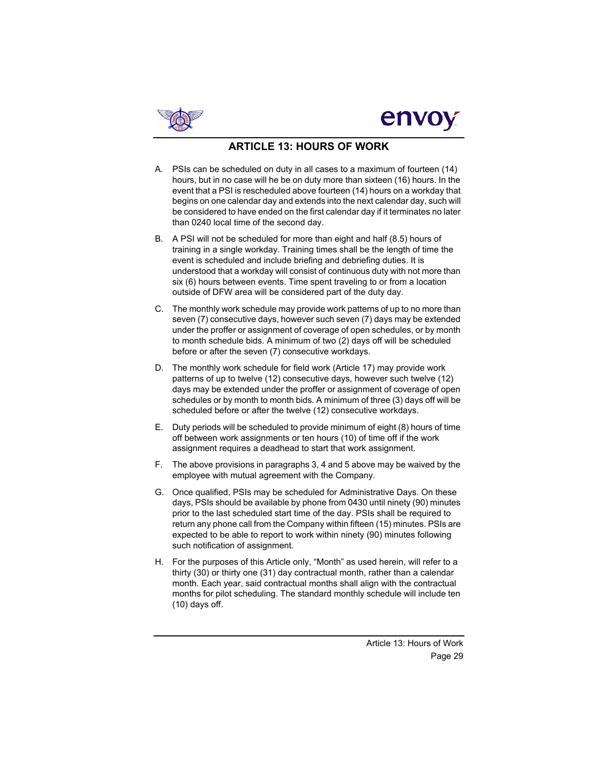## ARTICLE 13: HOURS OF WORK

A. PSIs can be scheduled on duty in all cases to a maximum of fourteen (14) hours, but in no case will he be on duty more than sixteen (16) hours. In the event that a PSI is rescheduled above fourteen (14) hours on a workday that begins on one calendar day and extends into the next calendar day, such will be considered to have ended on the first calendar day if it terminates no later than 0240 local time of the second day.

B. A PSI will not be scheduled for more than eight and half (8.5) hours of training in a single workday. Training times shall be the length of time the event is scheduled and include briefing and debriefing duties. It is understood that a workday will consist of continuous duty with not more than six (6) hours between events. Time spent traveling to or from a location outside of DFW area will be considered part of the duty day.

C. The monthly work schedule may provide work patterns of up to no more than seven (7) consecutive days, however such seven (7) days may be extended under the proffer or assignment of coverage of open schedules, or by month to month schedule bids. A minimum of two (2) days off will be scheduled before or after the seven (7) consecutive workdays.

D. The monthly work schedule for field work (Article 17) may provide work patterns of up to twelve (12) consecutive days, however such twelve (12) days may be extended under the proffer or assignment of coverage of open schedules or by month to month bids. A minimum of three (3) days off will be scheduled before or after the twelve (12) consecutive workdays.

E. Duty periods will be scheduled to provide minimum of eight (8) hours of time off between work assignments or ten hours (10) of time off if the work assignment requires a deadhead to start that work assignment.

F. The above provisions in paragraphs 3, 4 and 5 above may be waived by the employee with mutual agreement with the Company.

G. Once qualified, PSIs may be scheduled for Administrative Days. On these days, PSIs should be available by phone from 0430 until ninety (90) minutes prior to the last scheduled start time of the day. PSIs shall be required to return any phone call from the Company within fifteen (15) minutes. PSIs are expected to be able to report to work within ninety (90) minutes following such notification of assignment.

H. For the purposes of this Article only, "Month" as used herein, will refer to a thirty (30) or thirty one (31) day contractual month, rather than a calendar month. Each year, said contractual months shall align with the contractual months for pilot scheduling. The standard monthly schedule will include ten (10) days off.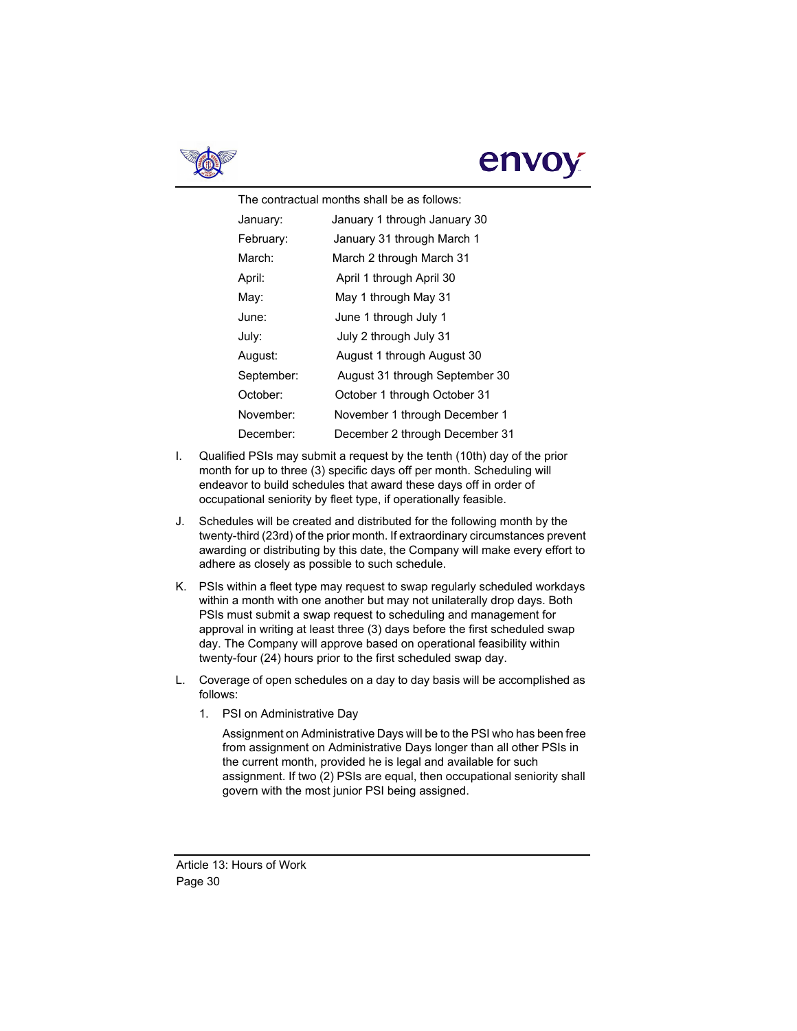The contractual months shall be as follows:

| | |
|---|---|
| January: | January 1 through January 30 |
| February: | January 31 through March 1 |
| March: | March 2 through March 31 |
| April: | April 1 through April 30 |
| May: | May 1 through May 31 |
| June: | June 1 through July 1 |
| July: | July 2 through July 31 |
| August: | August 1 through August 30 |
| September: | August 31 through September 30 |
| October: | October 1 through October 31 |
| November: | November 1 through December 1 |
| December: | December 2 through December 31 |

I. Qualified PSIs may submit a request by the tenth (10th) day of the prior month for up to three (3) specific days off per month. Scheduling will endeavor to build schedules that award these days off in order of occupational seniority by fleet type, if operationally feasible.

J. Schedules will be created and distributed for the following month by the twenty-third (23rd) of the prior month. If extraordinary circumstances prevent awarding or distributing by this date, the Company will make every effort to adhere as closely as possible to such schedule.

K. PSIs within a fleet type may request to swap regularly scheduled workdays within a month with one another but may not unilaterally drop days. Both PSIs must submit a swap request to scheduling and management for approval in writing at least three (3) days before the first scheduled swap day. The Company will approve based on operational feasibility within twenty-four (24) hours prior to the first scheduled swap day.

L. Coverage of open schedules on a day to day basis will be accomplished as follows:

   1. PSI on Administrative Day

      Assignment on Administrative Days will be to the PSI who has been free from assignment on Administrative Days longer than all other PSIs in the current month, provided he is legal and available for such assignment. If two (2) PSIs are equal, then occupational seniority shall govern with the most junior PSI being assigned.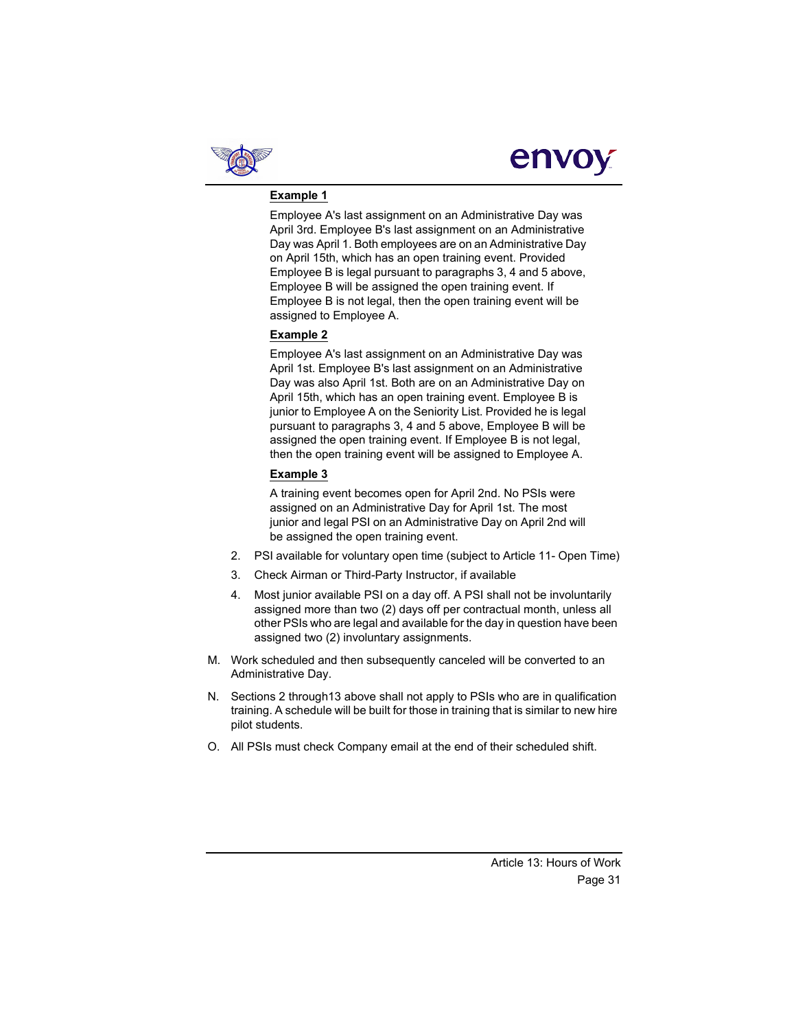**Example 1**

Employee A's last assignment on an Administrative Day was April 3rd. Employee B's last assignment on an Administrative Day was April 1. Both employees are on an Administrative Day on April 15th, which has an open training event. Provided Employee B is legal pursuant to paragraphs 3, 4 and 5 above, Employee B will be assigned the open training event. If Employee B is not legal, then the open training event will be assigned to Employee A.

**Example 2**

Employee A's last assignment on an Administrative Day was April 1st. Employee B's last assignment on an Administrative Day was also April 1st. Both are on an Administrative Day on April 15th, which has an open training event. Employee B is junior to Employee A on the Seniority List. Provided he is legal pursuant to paragraphs 3, 4 and 5 above, Employee B will be assigned the open training event. If Employee B is not legal, then the open training event will be assigned to Employee A.

**Example 3**

A training event becomes open for April 2nd. No PSIs were assigned on an Administrative Day for April 1st. The most junior and legal PSI on an Administrative Day on April 2nd will be assigned the open training event.

2. PSI available for voluntary open time (subject to Article 11- Open Time)
3. Check Airman or Third-Party Instructor, if available
4. Most junior available PSI on a day off. A PSI shall not be involuntarily assigned more than two (2) days off per contractual month, unless all other PSIs who are legal and available for the day in question have been assigned two (2) involuntary assignments.

M. Work scheduled and then subsequently canceled will be converted to an Administrative Day.

N. Sections 2 through13 above shall not apply to PSIs who are in qualification training. A schedule will be built for those in training that is similar to new hire pilot students.

O. All PSIs must check Company email at the end of their scheduled shift.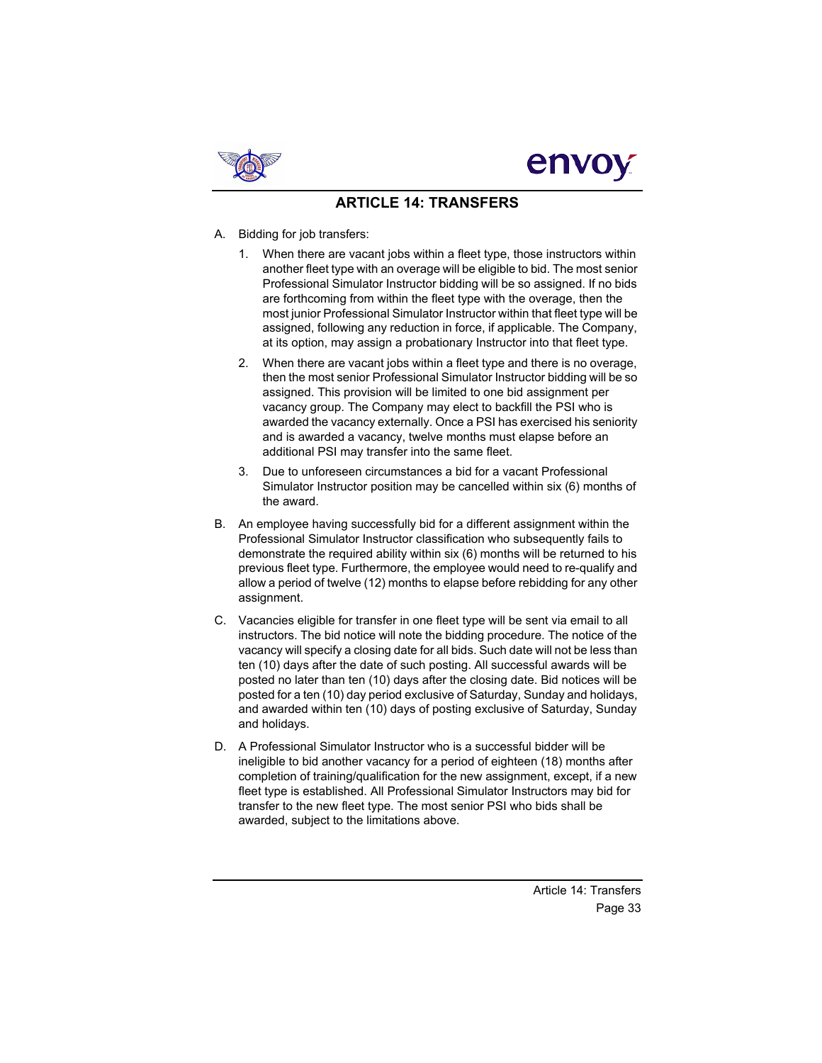# ARTICLE 14: TRANSFERS

A. Bidding for job transfers:

   1. When there are vacant jobs within a fleet type, those instructors within another fleet type with an overage will be eligible to bid. The most senior Professional Simulator Instructor bidding will be so assigned. If no bids are forthcoming from within the fleet type with the overage, then the most junior Professional Simulator Instructor within that fleet type will be assigned, following any reduction in force, if applicable. The Company, at its option, may assign a probationary Instructor into that fleet type.

   2. When there are vacant jobs within a fleet type and there is no overage, then the most senior Professional Simulator Instructor bidding will be so assigned. This provision will be limited to one bid assignment per vacancy group. The Company may elect to backfill the PSI who is awarded the vacancy externally. Once a PSI has exercised his seniority and is awarded a vacancy, twelve months must elapse before an additional PSI may transfer into the same fleet.

   3. Due to unforeseen circumstances a bid for a vacant Professional Simulator Instructor position may be cancelled within six (6) months of the award.

B. An employee having successfully bid for a different assignment within the Professional Simulator Instructor classification who subsequently fails to demonstrate the required ability within six (6) months will be returned to his previous fleet type. Furthermore, the employee would need to re-qualify and allow a period of twelve (12) months to elapse before rebidding for any other assignment.

C. Vacancies eligible for transfer in one fleet type will be sent via email to all instructors. The bid notice will note the bidding procedure. The notice of the vacancy will specify a closing date for all bids. Such date will not be less than ten (10) days after the date of such posting. All successful awards will be posted no later than ten (10) days after the closing date. Bid notices will be posted for a ten (10) day period exclusive of Saturday, Sunday and holidays, and awarded within ten (10) days of posting exclusive of Saturday, Sunday and holidays.

D. A Professional Simulator Instructor who is a successful bidder will be ineligible to bid another vacancy for a period of eighteen (18) months after completion of training/qualification for the new assignment, except, if a new fleet type is established. All Professional Simulator Instructors may bid for transfer to the new fleet type. The most senior PSI who bids shall be awarded, subject to the limitations above.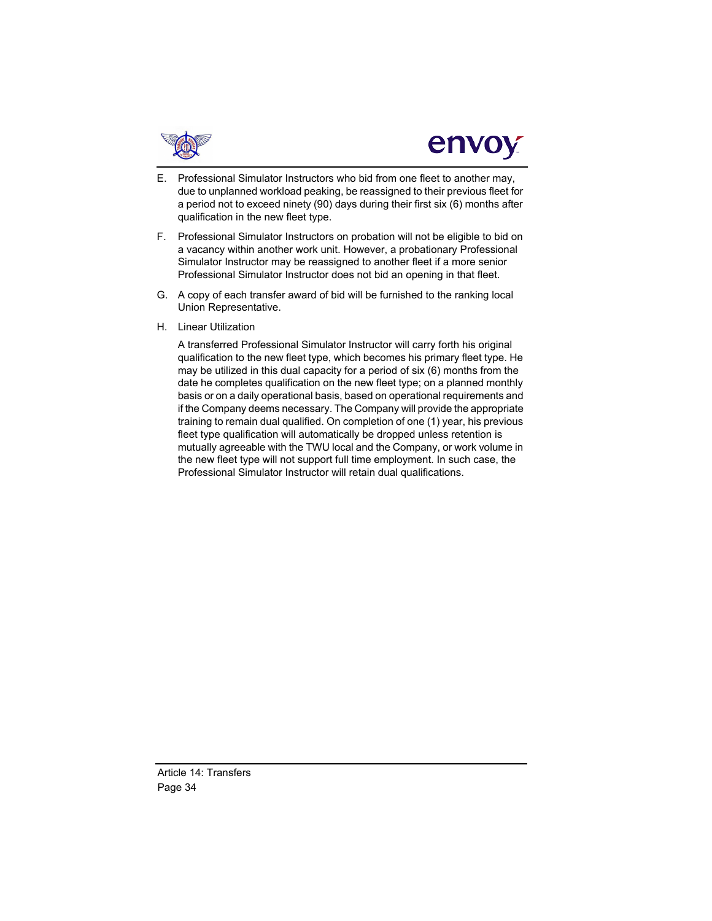E. Professional Simulator Instructors who bid from one fleet to another may, due to unplanned workload peaking, be reassigned to their previous fleet for a period not to exceed ninety (90) days during their first six (6) months after qualification in the new fleet type.

F. Professional Simulator Instructors on probation will not be eligible to bid on a vacancy within another work unit. However, a probationary Professional Simulator Instructor may be reassigned to another fleet if a more senior Professional Simulator Instructor does not bid an opening in that fleet.

G. A copy of each transfer award of bid will be furnished to the ranking local Union Representative.

H. Linear Utilization

A transferred Professional Simulator Instructor will carry forth his original qualification to the new fleet type, which becomes his primary fleet type. He may be utilized in this dual capacity for a period of six (6) months from the date he completes qualification on the new fleet type; on a planned monthly basis or on a daily operational basis, based on operational requirements and if the Company deems necessary. The Company will provide the appropriate training to remain dual qualified. On completion of one (1) year, his previous fleet type qualification will automatically be dropped unless retention is mutually agreeable with the TWU local and the Company, or work volume in the new fleet type will not support full time employment. In such case, the Professional Simulator Instructor will retain dual qualifications.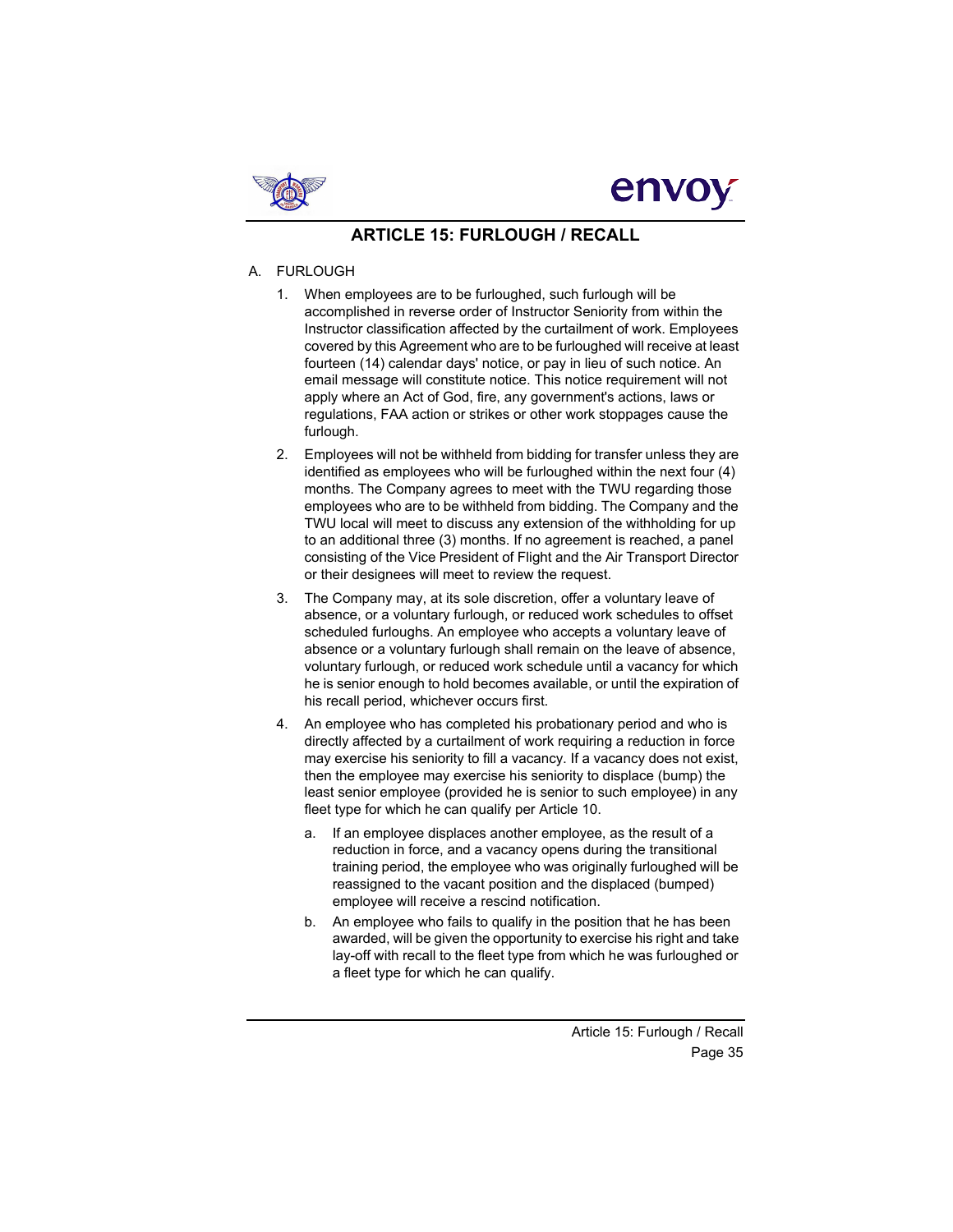# ARTICLE 15: FURLOUGH / RECALL

A. FURLOUGH

1. When employees are to be furloughed, such furlough will be accomplished in reverse order of Instructor Seniority from within the Instructor classification affected by the curtailment of work. Employees covered by this Agreement who are to be furloughed will receive at least fourteen (14) calendar days' notice, or pay in lieu of such notice. An email message will constitute notice. This notice requirement will not apply where an Act of God, fire, any government's actions, laws or regulations, FAA action or strikes or other work stoppages cause the furlough.

2. Employees will not be withheld from bidding for transfer unless they are identified as employees who will be furloughed within the next four (4) months. The Company agrees to meet with the TWU regarding those employees who are to be withheld from bidding. The Company and the TWU local will meet to discuss any extension of the withholding for up to an additional three (3) months. If no agreement is reached, a panel consisting of the Vice President of Flight and the Air Transport Director or their designees will meet to review the request.

3. The Company may, at its sole discretion, offer a voluntary leave of absence, or a voluntary furlough, or reduced work schedules to offset scheduled furloughs. An employee who accepts a voluntary leave of absence or a voluntary furlough shall remain on the leave of absence, voluntary furlough, or reduced work schedule until a vacancy for which he is senior enough to hold becomes available, or until the expiration of his recall period, whichever occurs first.

4. An employee who has completed his probationary period and who is directly affected by a curtailment of work requiring a reduction in force may exercise his seniority to fill a vacancy. If a vacancy does not exist, then the employee may exercise his seniority to displace (bump) the least senior employee (provided he is senior to such employee) in any fleet type for which he can qualify per Article 10.

   a. If an employee displaces another employee, as the result of a reduction in force, and a vacancy opens during the transitional training period, the employee who was originally furloughed will be reassigned to the vacant position and the displaced (bumped) employee will receive a rescind notification.

   b. An employee who fails to qualify in the position that he has been awarded, will be given the opportunity to exercise his right and take lay-off with recall to the fleet type from which he was furloughed or a fleet type for which he can qualify.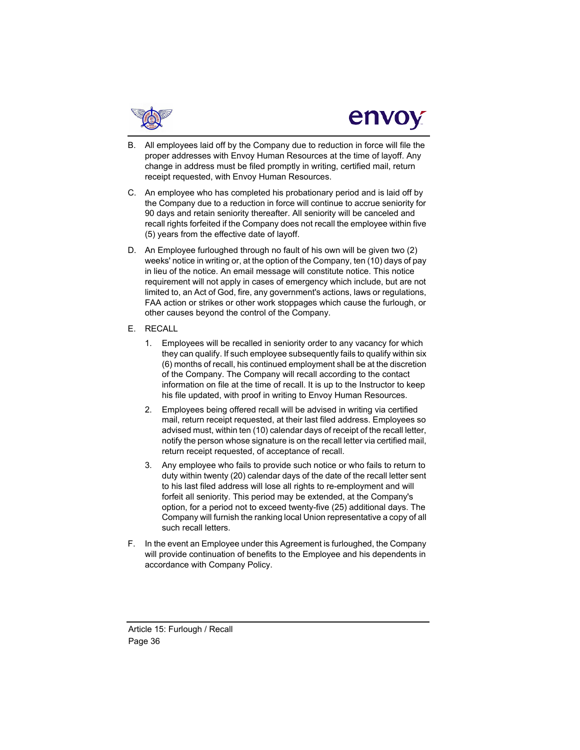B. All employees laid off by the Company due to reduction in force will file the proper addresses with Envoy Human Resources at the time of layoff. Any change in address must be filed promptly in writing, certified mail, return receipt requested, with Envoy Human Resources.

C. An employee who has completed his probationary period and is laid off by the Company due to a reduction in force will continue to accrue seniority for 90 days and retain seniority thereafter. All seniority will be canceled and recall rights forfeited if the Company does not recall the employee within five (5) years from the effective date of layoff.

D. An Employee furloughed through no fault of his own will be given two (2) weeks' notice in writing or, at the option of the Company, ten (10) days of pay in lieu of the notice. An email message will constitute notice. This notice requirement will not apply in cases of emergency which include, but are not limited to, an Act of God, fire, any government's actions, laws or regulations, FAA action or strikes or other work stoppages which cause the furlough, or other causes beyond the control of the Company.

E. RECALL

1. Employees will be recalled in seniority order to any vacancy for which they can qualify. If such employee subsequently fails to qualify within six (6) months of recall, his continued employment shall be at the discretion of the Company. The Company will recall according to the contact information on file at the time of recall. It is up to the Instructor to keep his file updated, with proof in writing to Envoy Human Resources.

2. Employees being offered recall will be advised in writing via certified mail, return receipt requested, at their last filed address. Employees so advised must, within ten (10) calendar days of receipt of the recall letter, notify the person whose signature is on the recall letter via certified mail, return receipt requested, of acceptance of recall.

3. Any employee who fails to provide such notice or who fails to return to duty within twenty (20) calendar days of the date of the recall letter sent to his last filed address will lose all rights to re-employment and will forfeit all seniority. This period may be extended, at the Company's option, for a period not to exceed twenty-five (25) additional days. The Company will furnish the ranking local Union representative a copy of all such recall letters.

F. In the event an Employee under this Agreement is furloughed, the Company will provide continuation of benefits to the Employee and his dependents in accordance with Company Policy.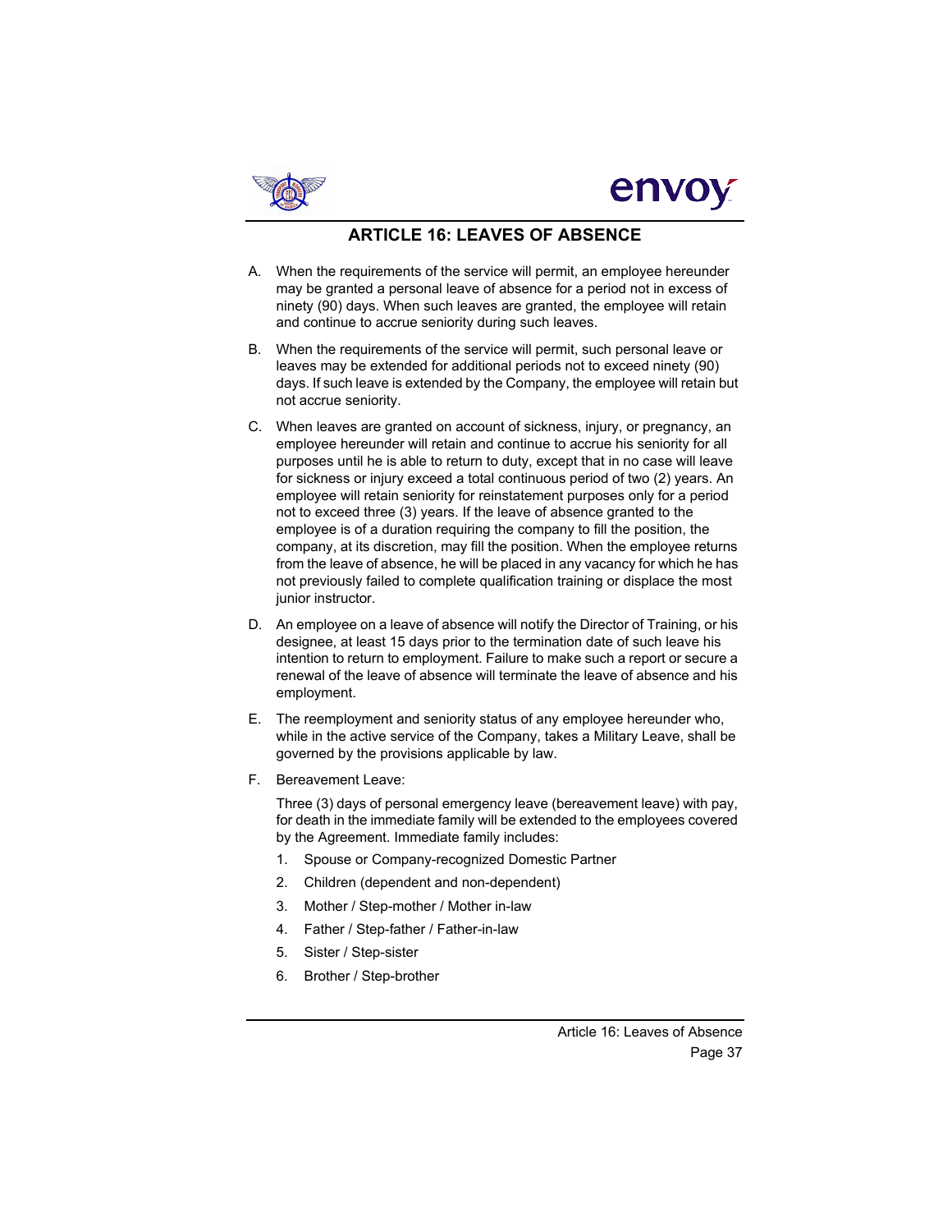## ARTICLE 16: LEAVES OF ABSENCE

A. When the requirements of the service will permit, an employee hereunder may be granted a personal leave of absence for a period not in excess of ninety (90) days. When such leaves are granted, the employee will retain and continue to accrue seniority during such leaves.

B. When the requirements of the service will permit, such personal leave or leaves may be extended for additional periods not to exceed ninety (90) days. If such leave is extended by the Company, the employee will retain but not accrue seniority.

C. When leaves are granted on account of sickness, injury, or pregnancy, an employee hereunder will retain and continue to accrue his seniority for all purposes until he is able to return to duty, except that in no case will leave for sickness or injury exceed a total continuous period of two (2) years. An employee will retain seniority for reinstatement purposes only for a period not to exceed three (3) years. If the leave of absence granted to the employee is of a duration requiring the company to fill the position, the company, at its discretion, may fill the position. When the employee returns from the leave of absence, he will be placed in any vacancy for which he has not previously failed to complete qualification training or displace the most junior instructor.

D. An employee on a leave of absence will notify the Director of Training, or his designee, at least 15 days prior to the termination date of such leave his intention to return to employment. Failure to make such a report or secure a renewal of the leave of absence will terminate the leave of absence and his employment.

E. The reemployment and seniority status of any employee hereunder who, while in the active service of the Company, takes a Military Leave, shall be governed by the provisions applicable by law.

F. Bereavement Leave:

   Three (3) days of personal emergency leave (bereavement leave) with pay, for death in the immediate family will be extended to the employees covered by the Agreement. Immediate family includes:

   1. Spouse or Company-recognized Domestic Partner
   2. Children (dependent and non-dependent)
   3. Mother / Step-mother / Mother in-law
   4. Father / Step-father / Father-in-law
   5. Sister / Step-sister
   6. Brother / Step-brother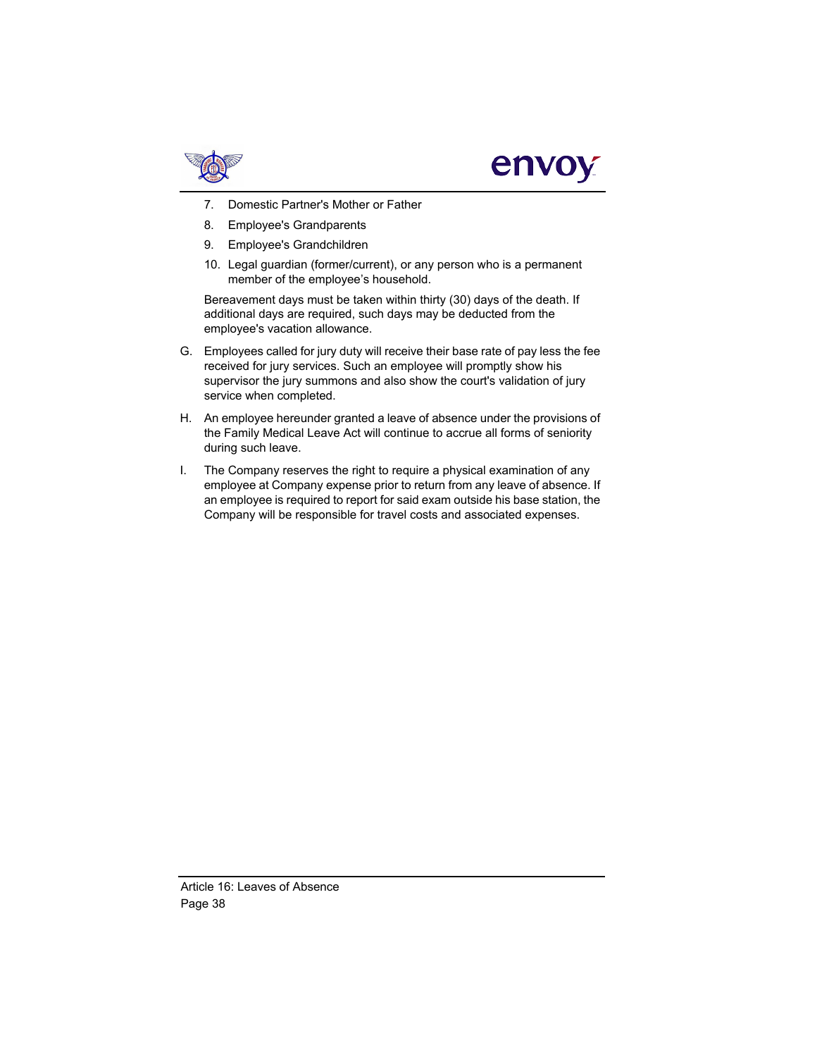7. Domestic Partner's Mother or Father
8. Employee's Grandparents
9. Employee's Grandchildren
10. Legal guardian (former/current), or any person who is a permanent member of the employee's household.

Bereavement days must be taken within thirty (30) days of the death. If additional days are required, such days may be deducted from the employee's vacation allowance.

G. Employees called for jury duty will receive their base rate of pay less the fee received for jury services. Such an employee will promptly show his supervisor the jury summons and also show the court's validation of jury service when completed.

H. An employee hereunder granted a leave of absence under the provisions of the Family Medical Leave Act will continue to accrue all forms of seniority during such leave.

I. The Company reserves the right to require a physical examination of any employee at Company expense prior to return from any leave of absence. If an employee is required to report for said exam outside his base station, the Company will be responsible for travel costs and associated expenses.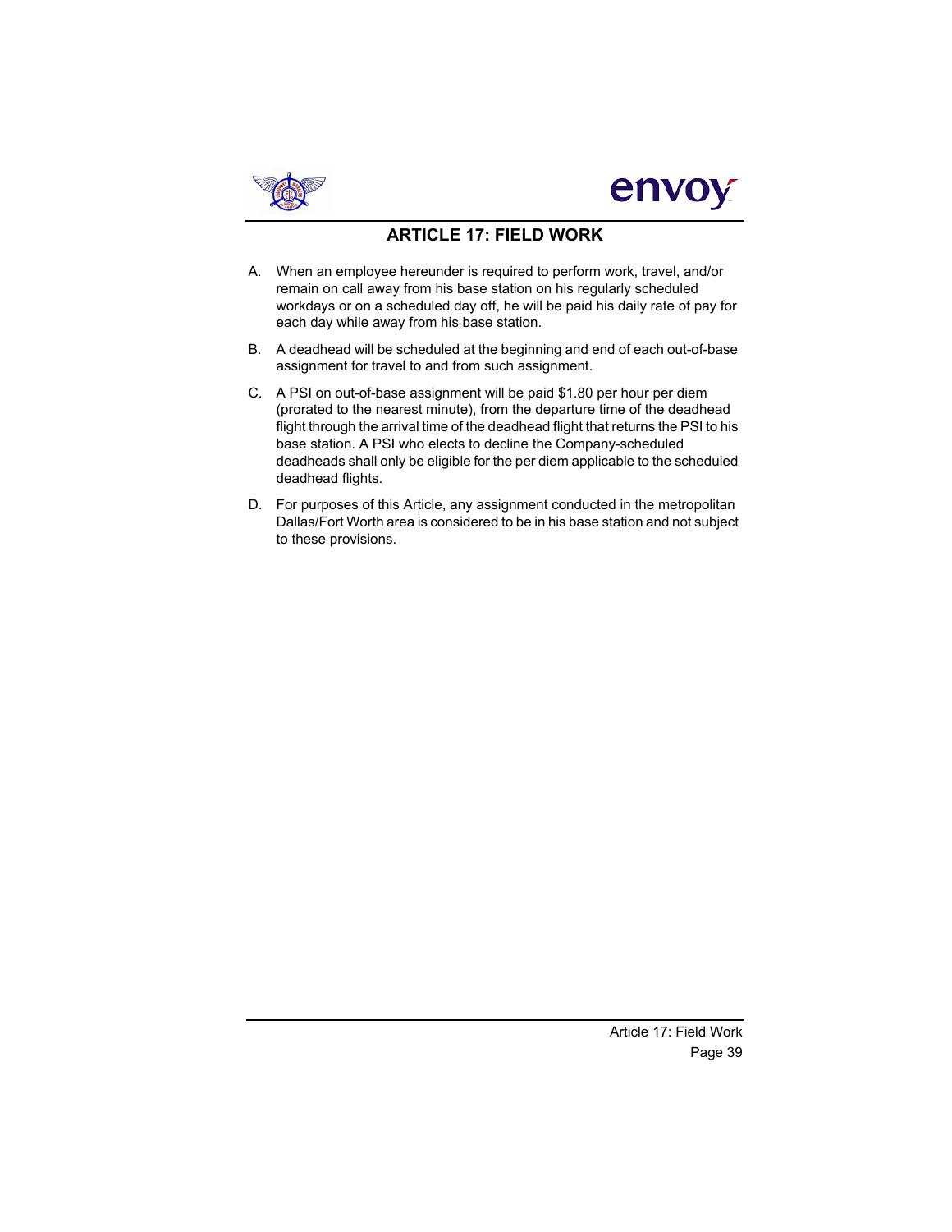# ARTICLE 17: FIELD WORK

A. When an employee hereunder is required to perform work, travel, and/or remain on call away from his base station on his regularly scheduled workdays or on a scheduled day off, he will be paid his daily rate of pay for each day while away from his base station.

B. A deadhead will be scheduled at the beginning and end of each out-of-base assignment for travel to and from such assignment.

C. A PSI on out-of-base assignment will be paid $1.80 per hour per diem (prorated to the nearest minute), from the departure time of the deadhead flight through the arrival time of the deadhead flight that returns the PSI to his base station. A PSI who elects to decline the Company-scheduled deadheads shall only be eligible for the per diem applicable to the scheduled deadhead flights.

D. For purposes of this Article, any assignment conducted in the metropolitan Dallas/Fort Worth area is considered to be in his base station and not subject to these provisions.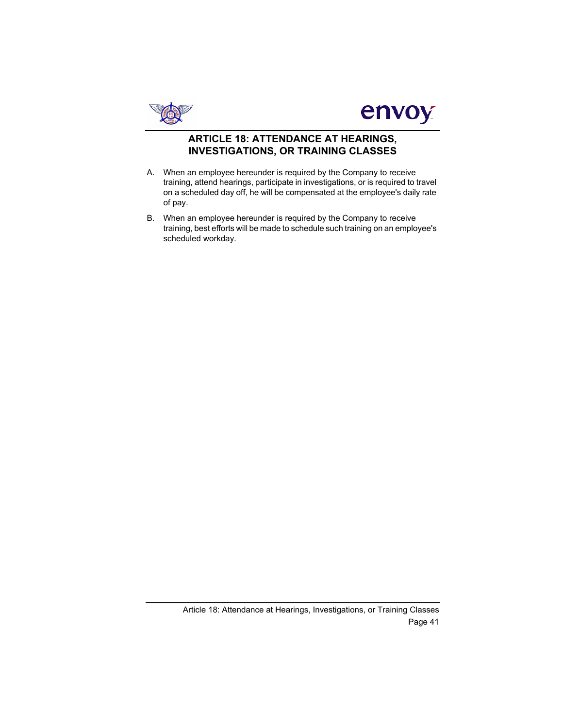# ARTICLE 18: ATTENDANCE AT HEARINGS, INVESTIGATIONS, OR TRAINING CLASSES

A. When an employee hereunder is required by the Company to receive training, attend hearings, participate in investigations, or is required to travel on a scheduled day off, he will be compensated at the employee's daily rate of pay.

B. When an employee hereunder is required by the Company to receive training, best efforts will be made to schedule such training on an employee's scheduled workday.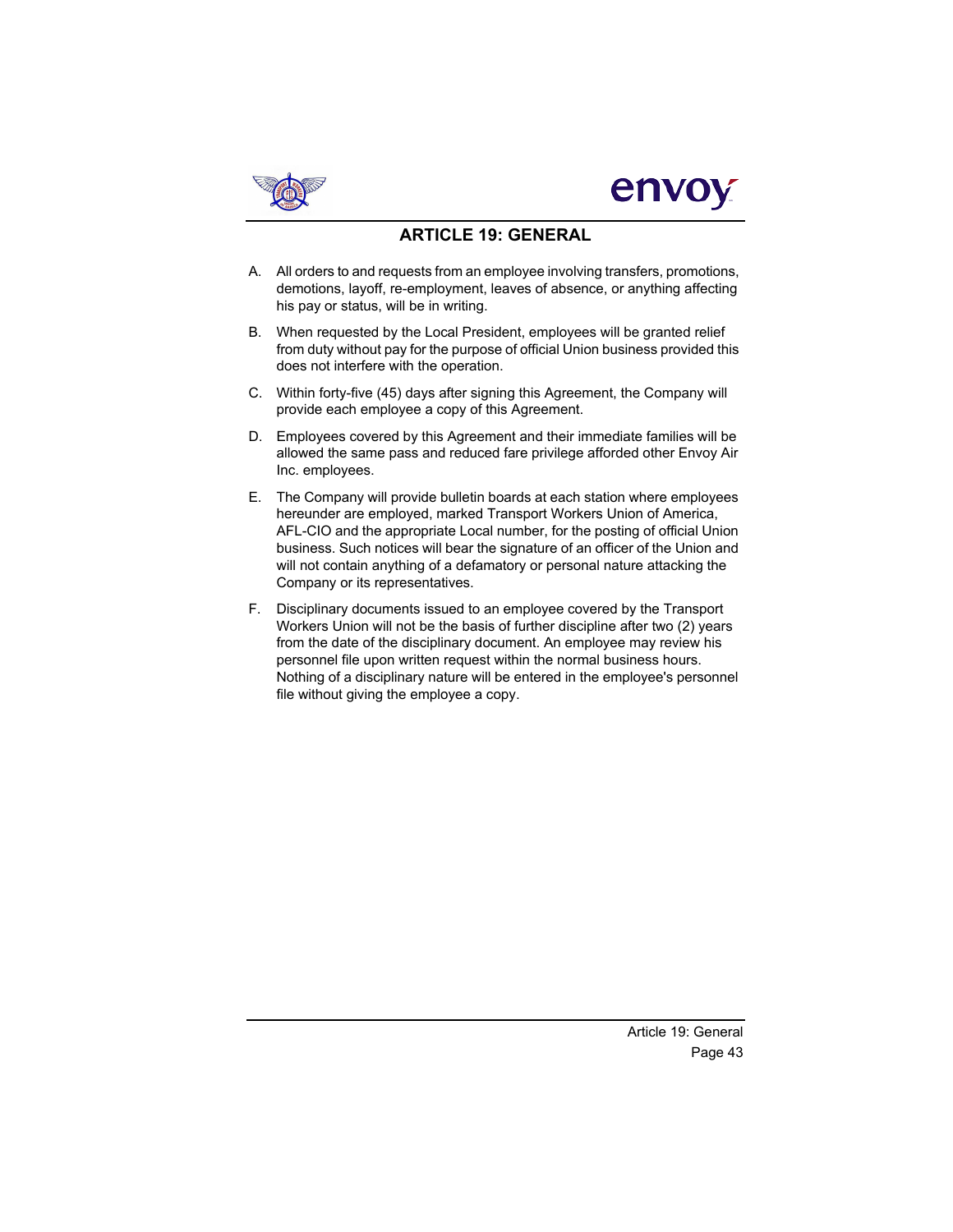# ARTICLE 19: GENERAL

A. All orders to and requests from an employee involving transfers, promotions, demotions, layoff, re-employment, leaves of absence, or anything affecting his pay or status, will be in writing.

B. When requested by the Local President, employees will be granted relief from duty without pay for the purpose of official Union business provided this does not interfere with the operation.

C. Within forty-five (45) days after signing this Agreement, the Company will provide each employee a copy of this Agreement.

D. Employees covered by this Agreement and their immediate families will be allowed the same pass and reduced fare privilege afforded other Envoy Air Inc. employees.

E. The Company will provide bulletin boards at each station where employees hereunder are employed, marked Transport Workers Union of America, AFL-CIO and the appropriate Local number, for the posting of official Union business. Such notices will bear the signature of an officer of the Union and will not contain anything of a defamatory or personal nature attacking the Company or its representatives.

F. Disciplinary documents issued to an employee covered by the Transport Workers Union will not be the basis of further discipline after two (2) years from the date of the disciplinary document. An employee may review his personnel file upon written request within the normal business hours. Nothing of a disciplinary nature will be entered in the employee's personnel file without giving the employee a copy.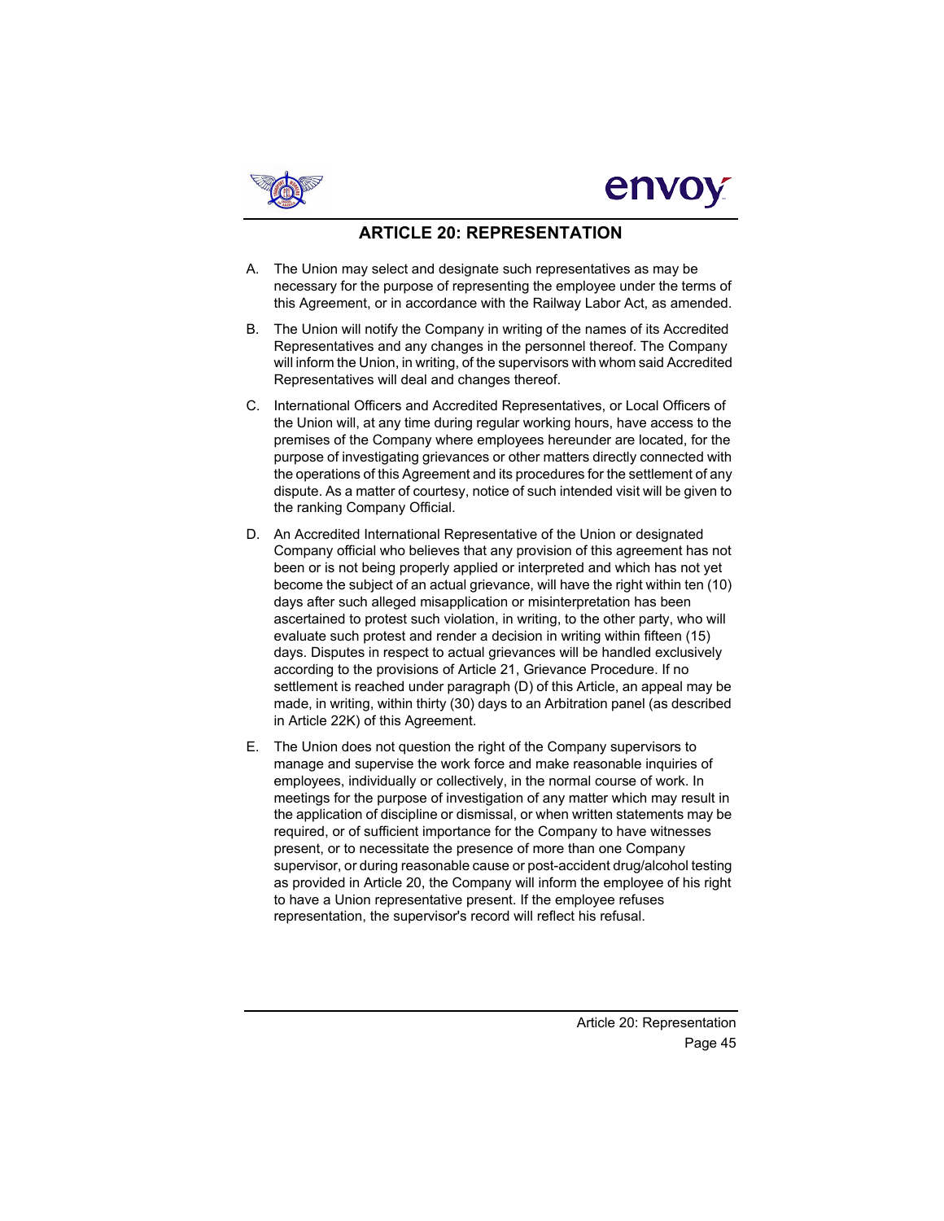# ARTICLE 20: REPRESENTATION

A. The Union may select and designate such representatives as may be necessary for the purpose of representing the employee under the terms of this Agreement, or in accordance with the Railway Labor Act, as amended.

B. The Union will notify the Company in writing of the names of its Accredited Representatives and any changes in the personnel thereof. The Company will inform the Union, in writing, of the supervisors with whom said Accredited Representatives will deal and changes thereof.

C. International Officers and Accredited Representatives, or Local Officers of the Union will, at any time during regular working hours, have access to the premises of the Company where employees hereunder are located, for the purpose of investigating grievances or other matters directly connected with the operations of this Agreement and its procedures for the settlement of any dispute. As a matter of courtesy, notice of such intended visit will be given to the ranking Company Official.

D. An Accredited International Representative of the Union or designated Company official who believes that any provision of this agreement has not been or is not being properly applied or interpreted and which has not yet become the subject of an actual grievance, will have the right within ten (10) days after such alleged misapplication or misinterpretation has been ascertained to protest such violation, in writing, to the other party, who will evaluate such protest and render a decision in writing within fifteen (15) days. Disputes in respect to actual grievances will be handled exclusively according to the provisions of Article 21, Grievance Procedure. If no settlement is reached under paragraph (D) of this Article, an appeal may be made, in writing, within thirty (30) days to an Arbitration panel (as described in Article 22K) of this Agreement.

E. The Union does not question the right of the Company supervisors to manage and supervise the work force and make reasonable inquiries of employees, individually or collectively, in the normal course of work. In meetings for the purpose of investigation of any matter which may result in the application of discipline or dismissal, or when written statements may be required, or of sufficient importance for the Company to have witnesses present, or to necessitate the presence of more than one Company supervisor, or during reasonable cause or post-accident drug/alcohol testing as provided in Article 20, the Company will inform the employee of his right to have a Union representative present. If the employee refuses representation, the supervisor's record will reflect his refusal.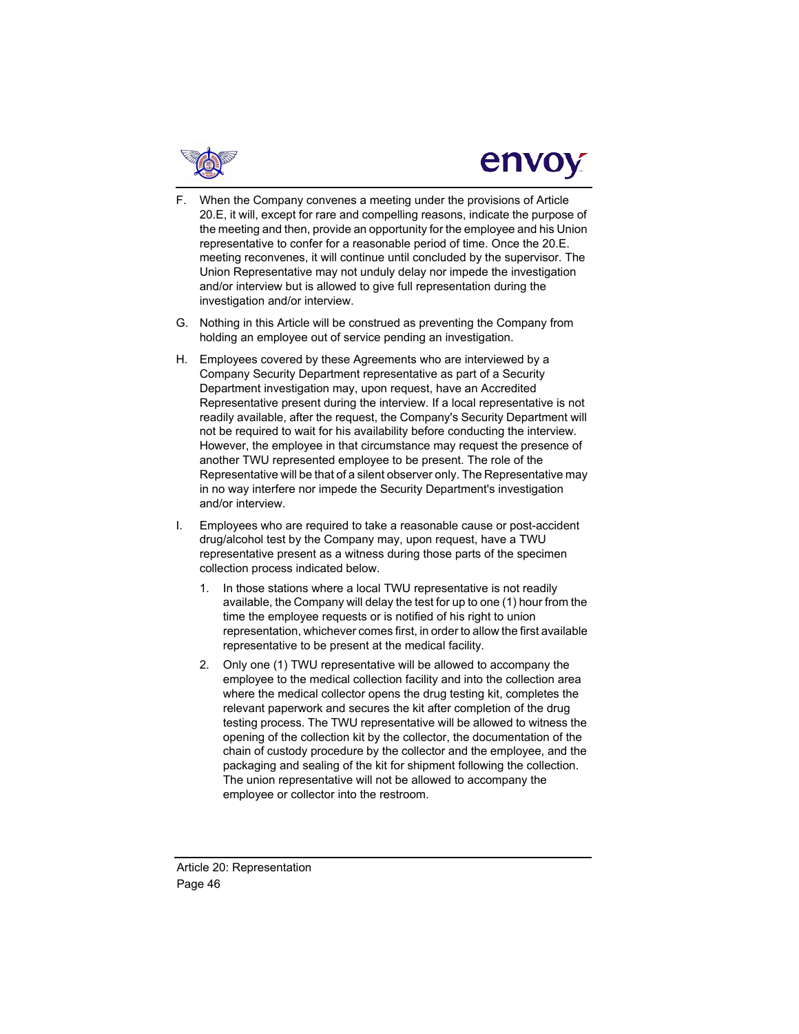F. When the Company convenes a meeting under the provisions of Article 20.E, it will, except for rare and compelling reasons, indicate the purpose of the meeting and then, provide an opportunity for the employee and his Union representative to confer for a reasonable period of time. Once the 20.E. meeting reconvenes, it will continue until concluded by the supervisor. The Union Representative may not unduly delay nor impede the investigation and/or interview but is allowed to give full representation during the investigation and/or interview.

G. Nothing in this Article will be construed as preventing the Company from holding an employee out of service pending an investigation.

H. Employees covered by these Agreements who are interviewed by a Company Security Department representative as part of a Security Department investigation may, upon request, have an Accredited Representative present during the interview. If a local representative is not readily available, after the request, the Company's Security Department will not be required to wait for his availability before conducting the interview. However, the employee in that circumstance may request the presence of another TWU represented employee to be present. The role of the Representative will be that of a silent observer only. The Representative may in no way interfere nor impede the Security Department's investigation and/or interview.

I. Employees who are required to take a reasonable cause or post-accident drug/alcohol test by the Company may, upon request, have a TWU representative present as a witness during those parts of the specimen collection process indicated below.

   1. In those stations where a local TWU representative is not readily available, the Company will delay the test for up to one (1) hour from the time the employee requests or is notified of his right to union representation, whichever comes first, in order to allow the first available representative to be present at the medical facility.

   2. Only one (1) TWU representative will be allowed to accompany the employee to the medical collection facility and into the collection area where the medical collector opens the drug testing kit, completes the relevant paperwork and secures the kit after completion of the drug testing process. The TWU representative will be allowed to witness the opening of the collection kit by the collector, the documentation of the chain of custody procedure by the collector and the employee, and the packaging and sealing of the kit for shipment following the collection. The union representative will not be allowed to accompany the employee or collector into the restroom.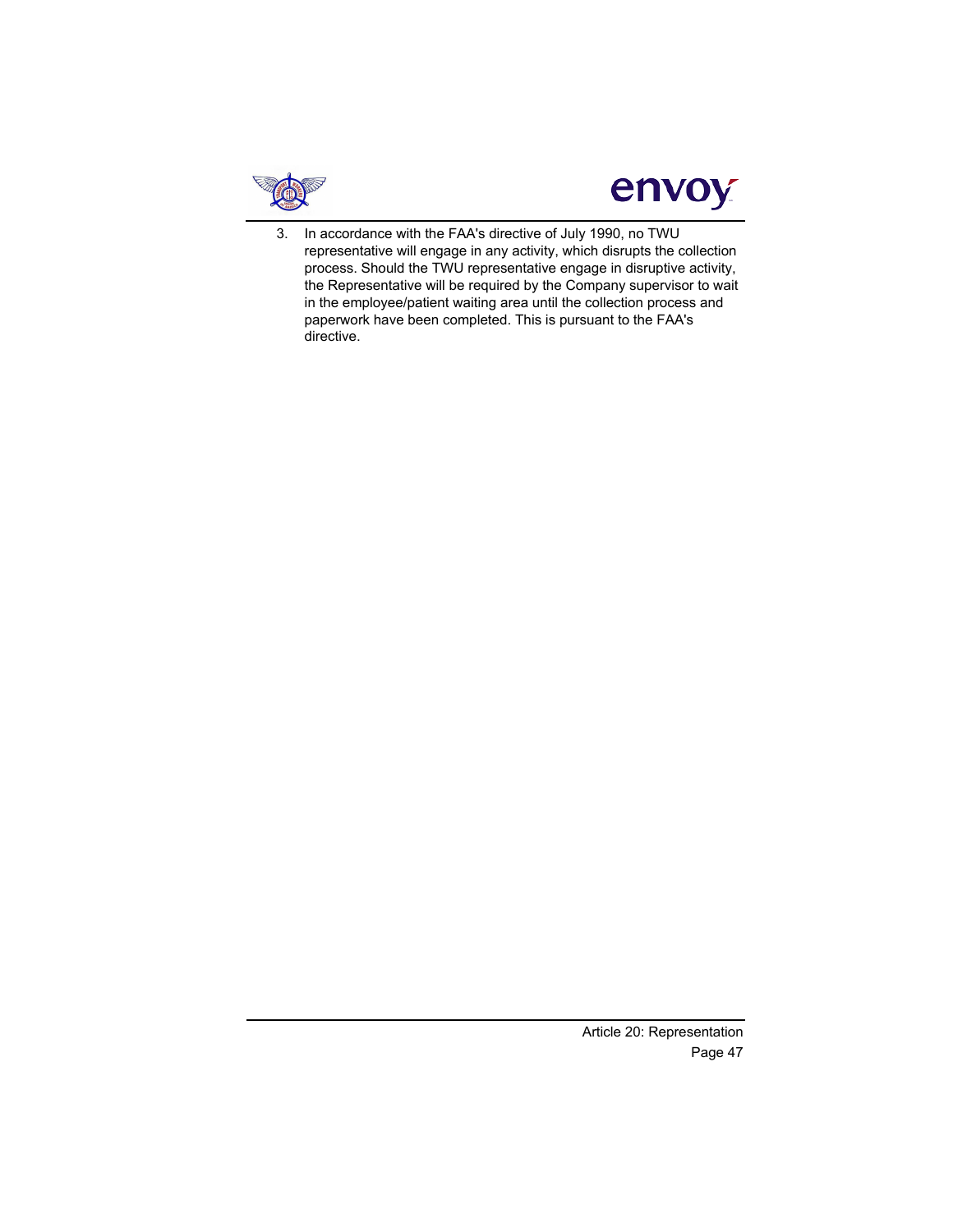3. In accordance with the FAA's directive of July 1990, no TWU representative will engage in any activity, which disrupts the collection process. Should the TWU representative engage in disruptive activity, the Representative will be required by the Company supervisor to wait in the employee/patient waiting area until the collection process and paperwork have been completed. This is pursuant to the FAA's directive.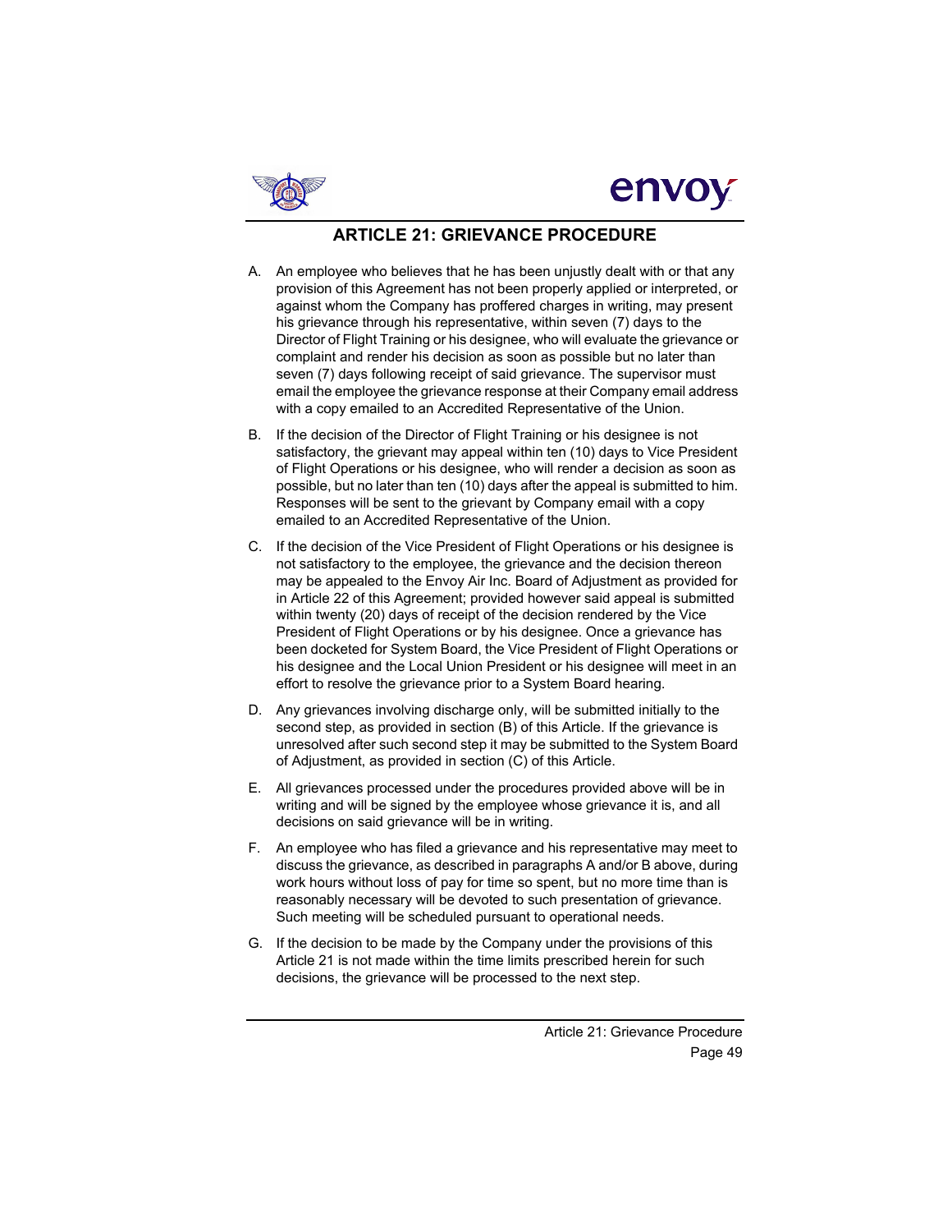# ARTICLE 21: GRIEVANCE PROCEDURE

A. An employee who believes that he has been unjustly dealt with or that any provision of this Agreement has not been properly applied or interpreted, or against whom the Company has proffered charges in writing, may present his grievance through his representative, within seven (7) days to the Director of Flight Training or his designee, who will evaluate the grievance or complaint and render his decision as soon as possible but no later than seven (7) days following receipt of said grievance. The supervisor must email the employee the grievance response at their Company email address with a copy emailed to an Accredited Representative of the Union.

B. If the decision of the Director of Flight Training or his designee is not satisfactory, the grievant may appeal within ten (10) days to Vice President of Flight Operations or his designee, who will render a decision as soon as possible, but no later than ten (10) days after the appeal is submitted to him. Responses will be sent to the grievant by Company email with a copy emailed to an Accredited Representative of the Union.

C. If the decision of the Vice President of Flight Operations or his designee is not satisfactory to the employee, the grievance and the decision thereon may be appealed to the Envoy Air Inc. Board of Adjustment as provided for in Article 22 of this Agreement; provided however said appeal is submitted within twenty (20) days of receipt of the decision rendered by the Vice President of Flight Operations or by his designee. Once a grievance has been docketed for System Board, the Vice President of Flight Operations or his designee and the Local Union President or his designee will meet in an effort to resolve the grievance prior to a System Board hearing.

D. Any grievances involving discharge only, will be submitted initially to the second step, as provided in section (B) of this Article. If the grievance is unresolved after such second step it may be submitted to the System Board of Adjustment, as provided in section (C) of this Article.

E. All grievances processed under the procedures provided above will be in writing and will be signed by the employee whose grievance it is, and all decisions on said grievance will be in writing.

F. An employee who has filed a grievance and his representative may meet to discuss the grievance, as described in paragraphs A and/or B above, during work hours without loss of pay for time so spent, but no more time than is reasonably necessary will be devoted to such presentation of grievance. Such meeting will be scheduled pursuant to operational needs.

G. If the decision to be made by the Company under the provisions of this Article 21 is not made within the time limits prescribed herein for such decisions, the grievance will be processed to the next step.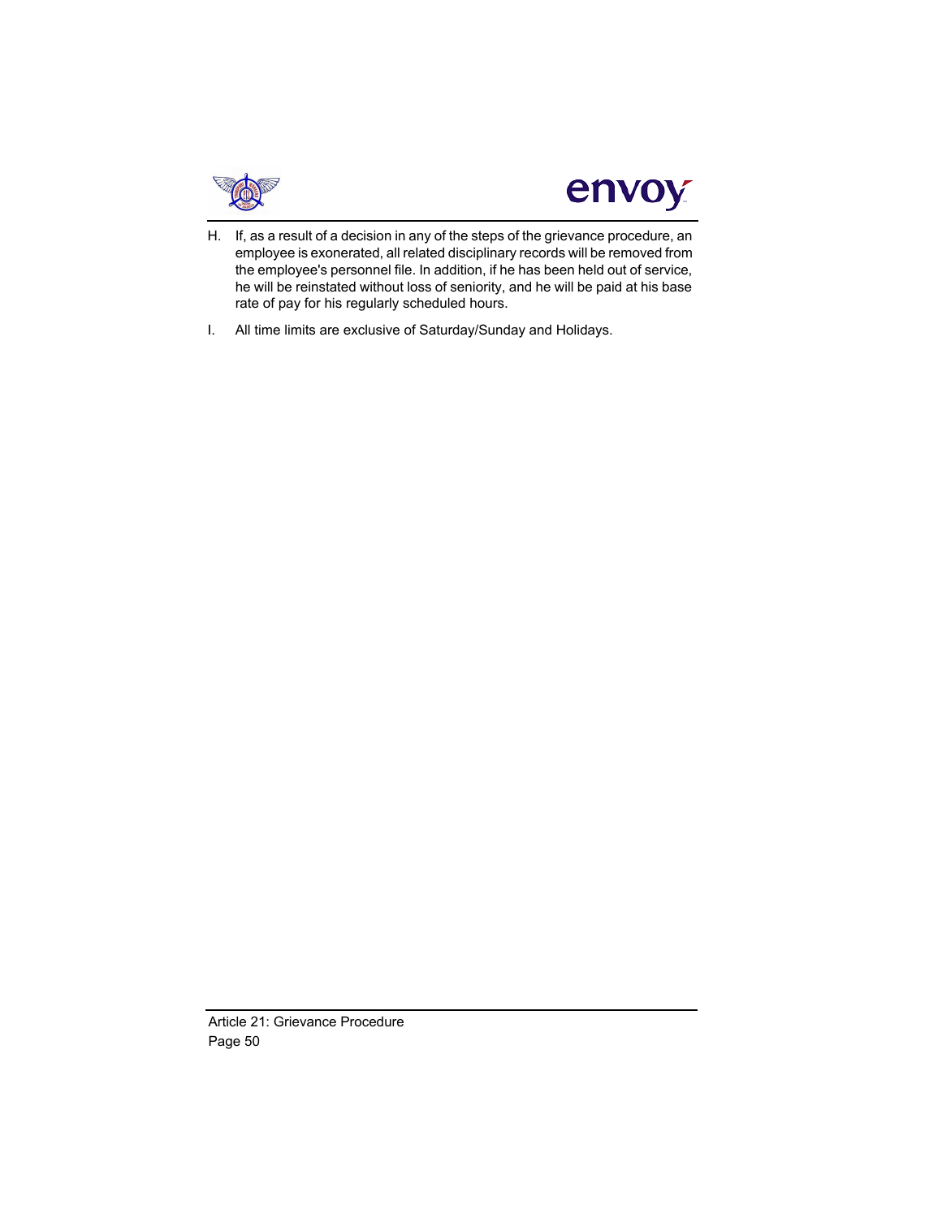H. If, as a result of a decision in any of the steps of the grievance procedure, an employee is exonerated, all related disciplinary records will be removed from the employee's personnel file. In addition, if he has been held out of service, he will be reinstated without loss of seniority, and he will be paid at his base rate of pay for his regularly scheduled hours.

I. All time limits are exclusive of Saturday/Sunday and Holidays.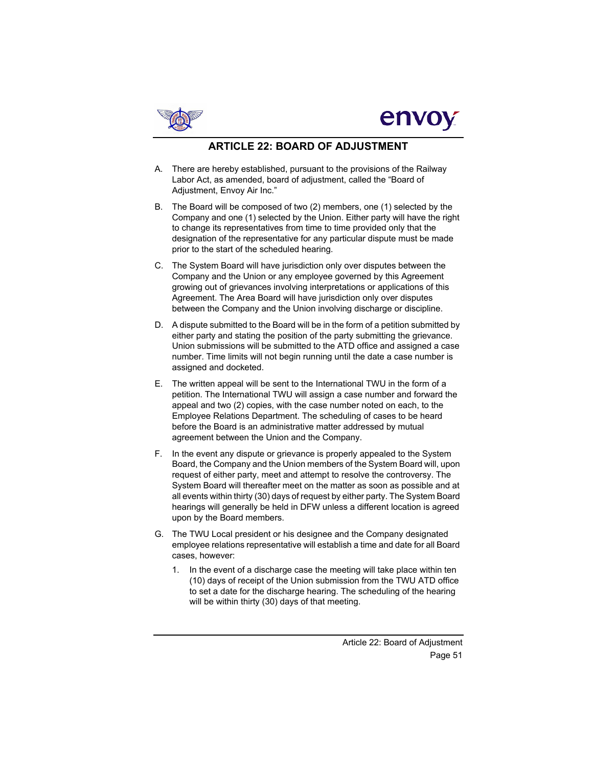## ARTICLE 22: BOARD OF ADJUSTMENT

A. There are hereby established, pursuant to the provisions of the Railway Labor Act, as amended, board of adjustment, called the "Board of Adjustment, Envoy Air Inc."

B. The Board will be composed of two (2) members, one (1) selected by the Company and one (1) selected by the Union. Either party will have the right to change its representatives from time to time provided only that the designation of the representative for any particular dispute must be made prior to the start of the scheduled hearing.

C. The System Board will have jurisdiction only over disputes between the Company and the Union or any employee governed by this Agreement growing out of grievances involving interpretations or applications of this Agreement. The Area Board will have jurisdiction only over disputes between the Company and the Union involving discharge or discipline.

D. A dispute submitted to the Board will be in the form of a petition submitted by either party and stating the position of the party submitting the grievance. Union submissions will be submitted to the ATD office and assigned a case number. Time limits will not begin running until the date a case number is assigned and docketed.

E. The written appeal will be sent to the International TWU in the form of a petition. The International TWU will assign a case number and forward the appeal and two (2) copies, with the case number noted on each, to the Employee Relations Department. The scheduling of cases to be heard before the Board is an administrative matter addressed by mutual agreement between the Union and the Company.

F. In the event any dispute or grievance is properly appealed to the System Board, the Company and the Union members of the System Board will, upon request of either party, meet and attempt to resolve the controversy. The System Board will thereafter meet on the matter as soon as possible and at all events within thirty (30) days of request by either party. The System Board hearings will generally be held in DFW unless a different location is agreed upon by the Board members.

G. The TWU Local president or his designee and the Company designated employee relations representative will establish a time and date for all Board cases, however:

   1. In the event of a discharge case the meeting will take place within ten (10) days of receipt of the Union submission from the TWU ATD office to set a date for the discharge hearing. The scheduling of the hearing will be within thirty (30) days of that meeting.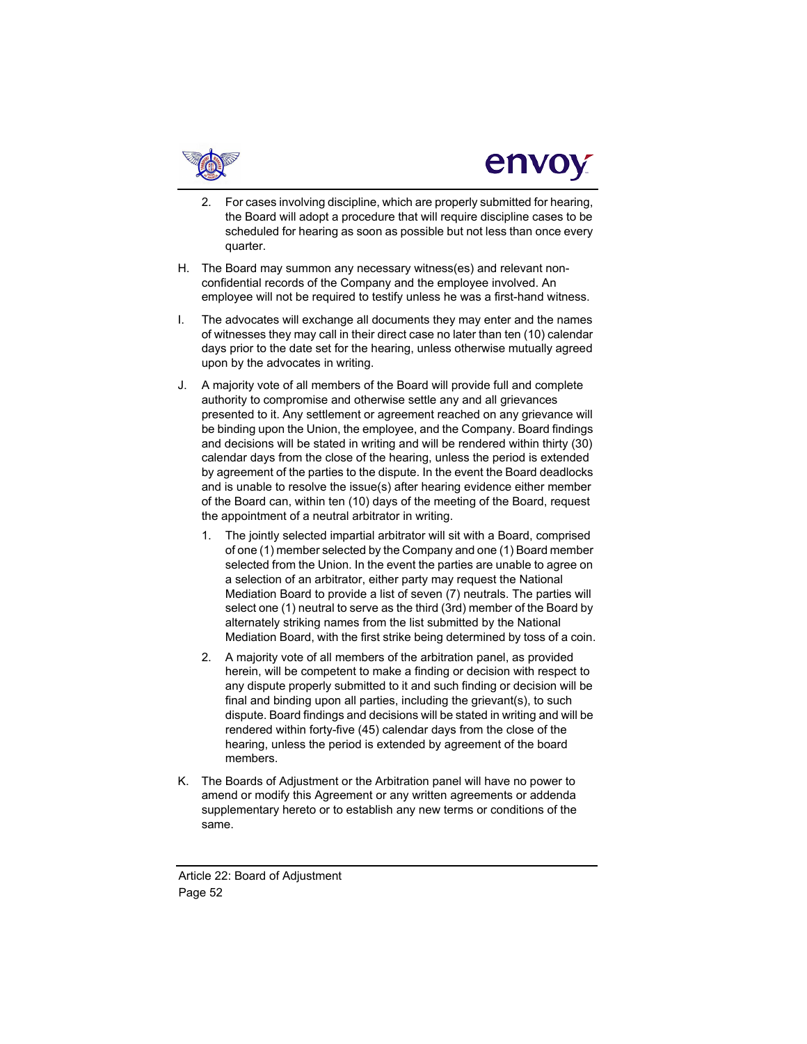2. For cases involving discipline, which are properly submitted for hearing, the Board will adopt a procedure that will require discipline cases to be scheduled for hearing as soon as possible but not less than once every quarter.

H. The Board may summon any necessary witness(es) and relevant non-confidential records of the Company and the employee involved. An employee will not be required to testify unless he was a first-hand witness.

I. The advocates will exchange all documents they may enter and the names of witnesses they may call in their direct case no later than ten (10) calendar days prior to the date set for the hearing, unless otherwise mutually agreed upon by the advocates in writing.

J. A majority vote of all members of the Board will provide full and complete authority to compromise and otherwise settle any and all grievances presented to it. Any settlement or agreement reached on any grievance will be binding upon the Union, the employee, and the Company. Board findings and decisions will be stated in writing and will be rendered within thirty (30) calendar days from the close of the hearing, unless the period is extended by agreement of the parties to the dispute. In the event the Board deadlocks and is unable to resolve the issue(s) after hearing evidence either member of the Board can, within ten (10) days of the meeting of the Board, request the appointment of a neutral arbitrator in writing.

   1. The jointly selected impartial arbitrator will sit with a Board, comprised of one (1) member selected by the Company and one (1) Board member selected from the Union. In the event the parties are unable to agree on a selection of an arbitrator, either party may request the National Mediation Board to provide a list of seven (7) neutrals. The parties will select one (1) neutral to serve as the third (3rd) member of the Board by alternately striking names from the list submitted by the National Mediation Board, with the first strike being determined by toss of a coin.

   2. A majority vote of all members of the arbitration panel, as provided herein, will be competent to make a finding or decision with respect to any dispute properly submitted to it and such finding or decision will be final and binding upon all parties, including the grievant(s), to such dispute. Board findings and decisions will be stated in writing and will be rendered within forty-five (45) calendar days from the close of the hearing, unless the period is extended by agreement of the board members.

K. The Boards of Adjustment or the Arbitration panel will have no power to amend or modify this Agreement or any written agreements or addenda supplementary hereto or to establish any new terms or conditions of the same.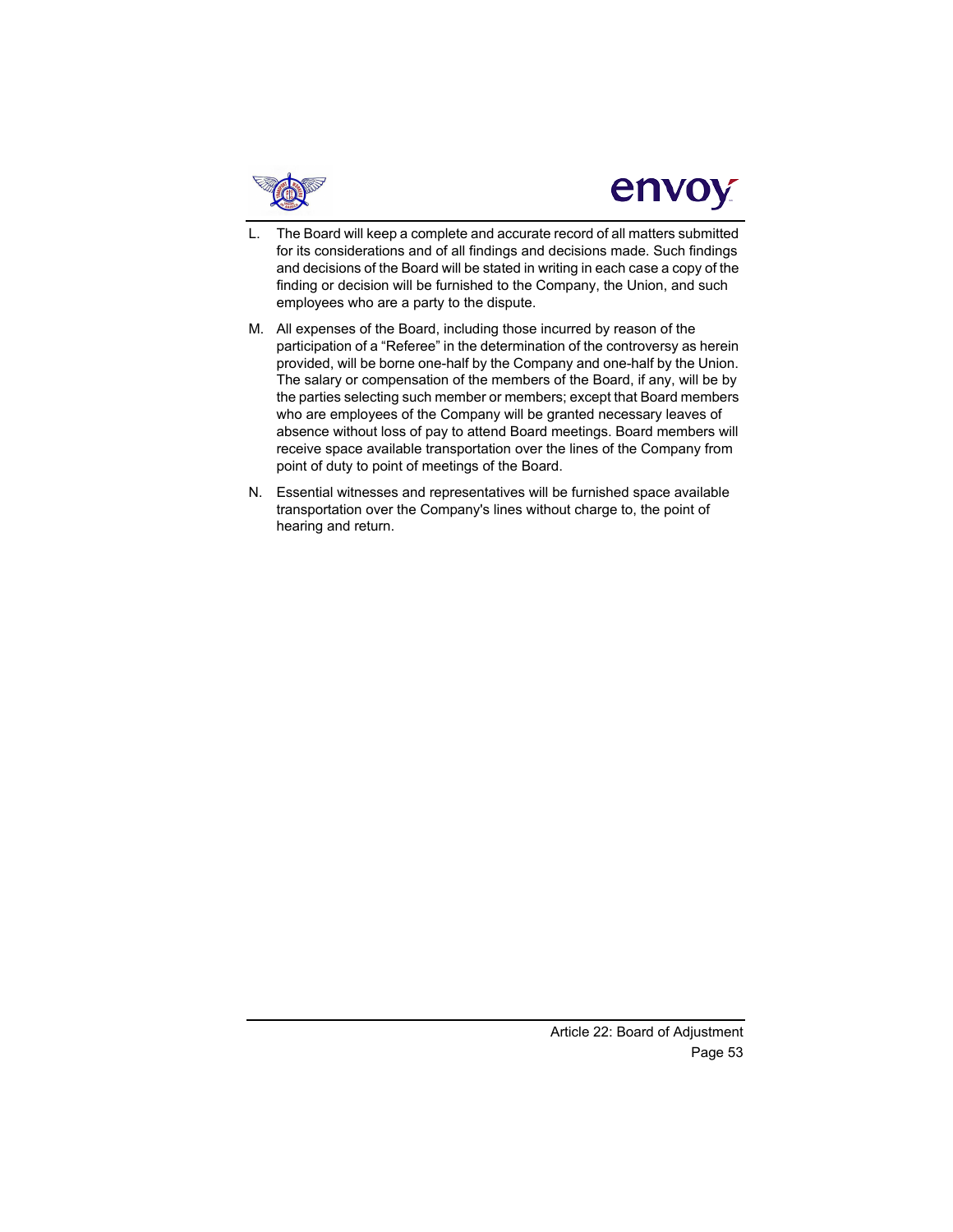L. The Board will keep a complete and accurate record of all matters submitted for its considerations and of all findings and decisions made. Such findings and decisions of the Board will be stated in writing in each case a copy of the finding or decision will be furnished to the Company, the Union, and such employees who are a party to the dispute.

M. All expenses of the Board, including those incurred by reason of the participation of a "Referee" in the determination of the controversy as herein provided, will be borne one-half by the Company and one-half by the Union. The salary or compensation of the members of the Board, if any, will be by the parties selecting such member or members; except that Board members who are employees of the Company will be granted necessary leaves of absence without loss of pay to attend Board meetings. Board members will receive space available transportation over the lines of the Company from point of duty to point of meetings of the Board.

N. Essential witnesses and representatives will be furnished space available transportation over the Company's lines without charge to, the point of hearing and return.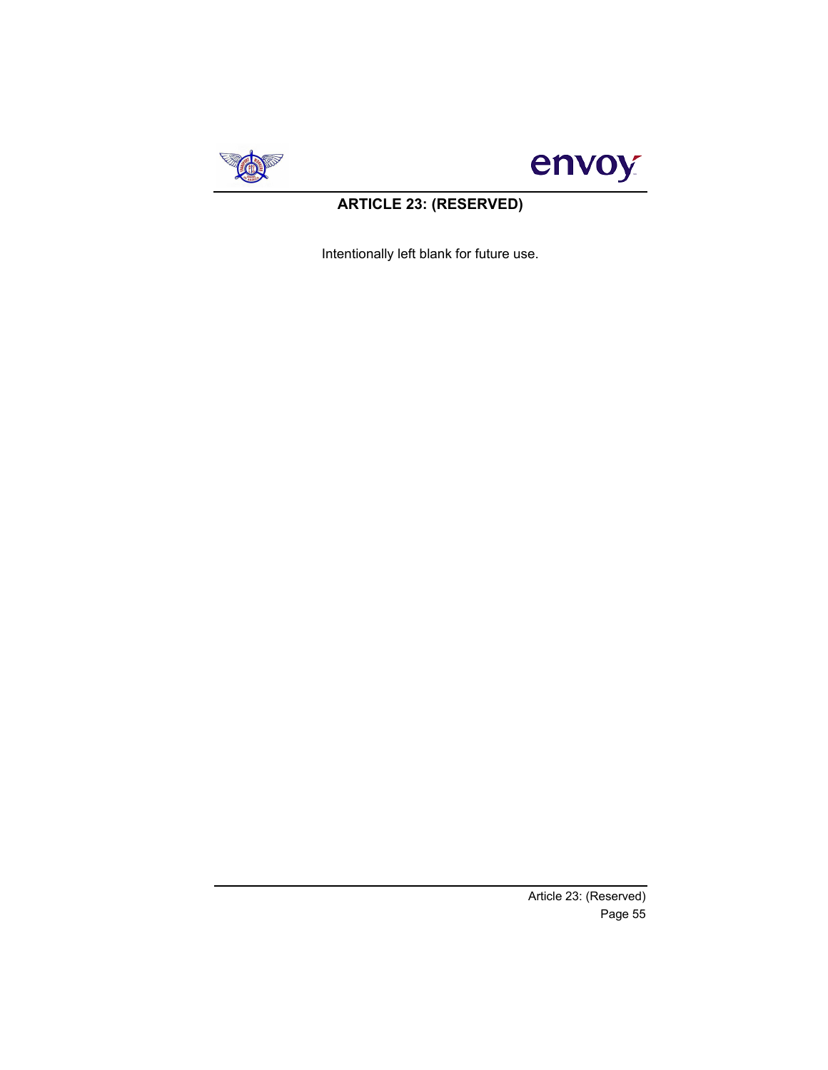# ARTICLE 23: (RESERVED)

Intentionally left blank for future use.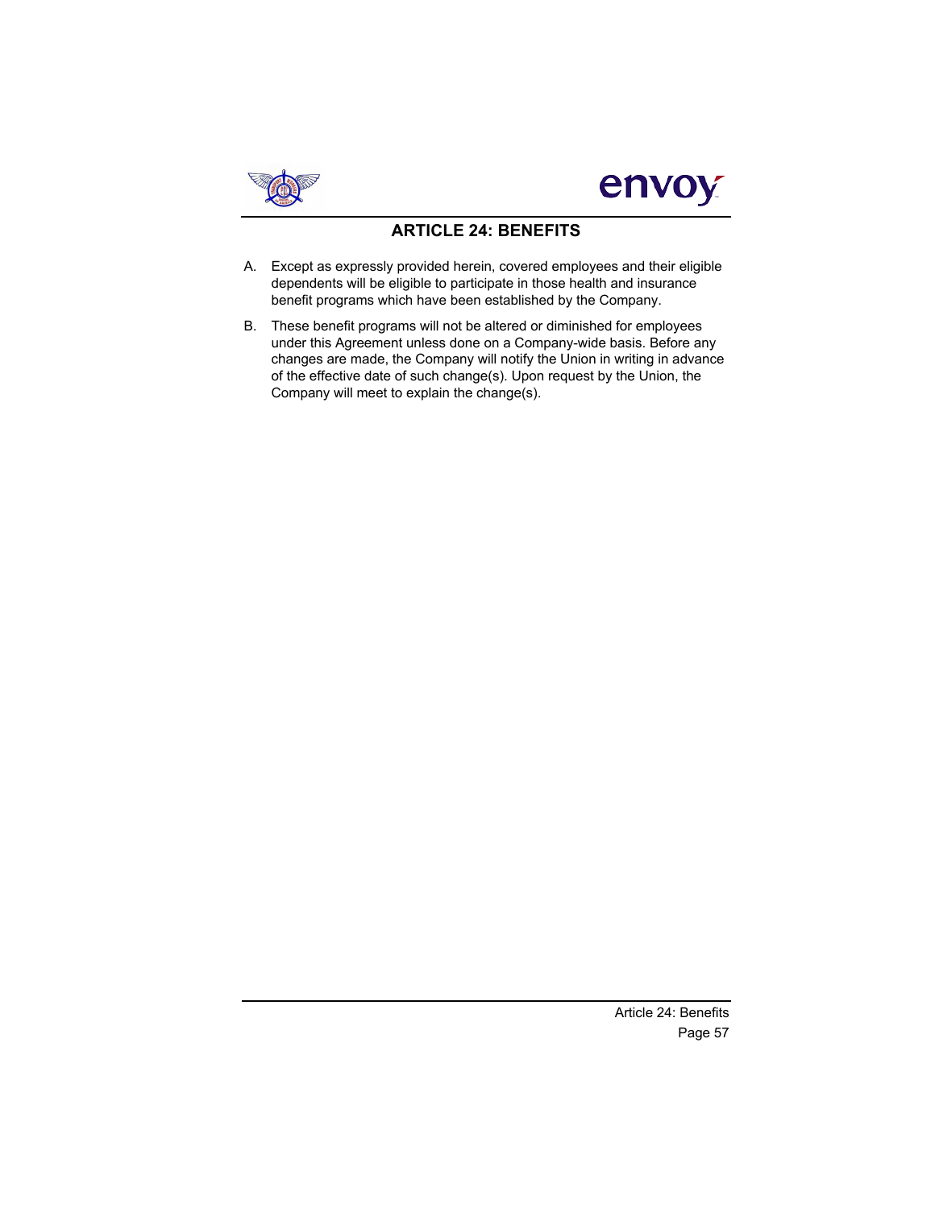# ARTICLE 24: BENEFITS

A. Except as expressly provided herein, covered employees and their eligible dependents will be eligible to participate in those health and insurance benefit programs which have been established by the Company.

B. These benefit programs will not be altered or diminished for employees under this Agreement unless done on a Company-wide basis. Before any changes are made, the Company will notify the Union in writing in advance of the effective date of such change(s). Upon request by the Union, the Company will meet to explain the change(s).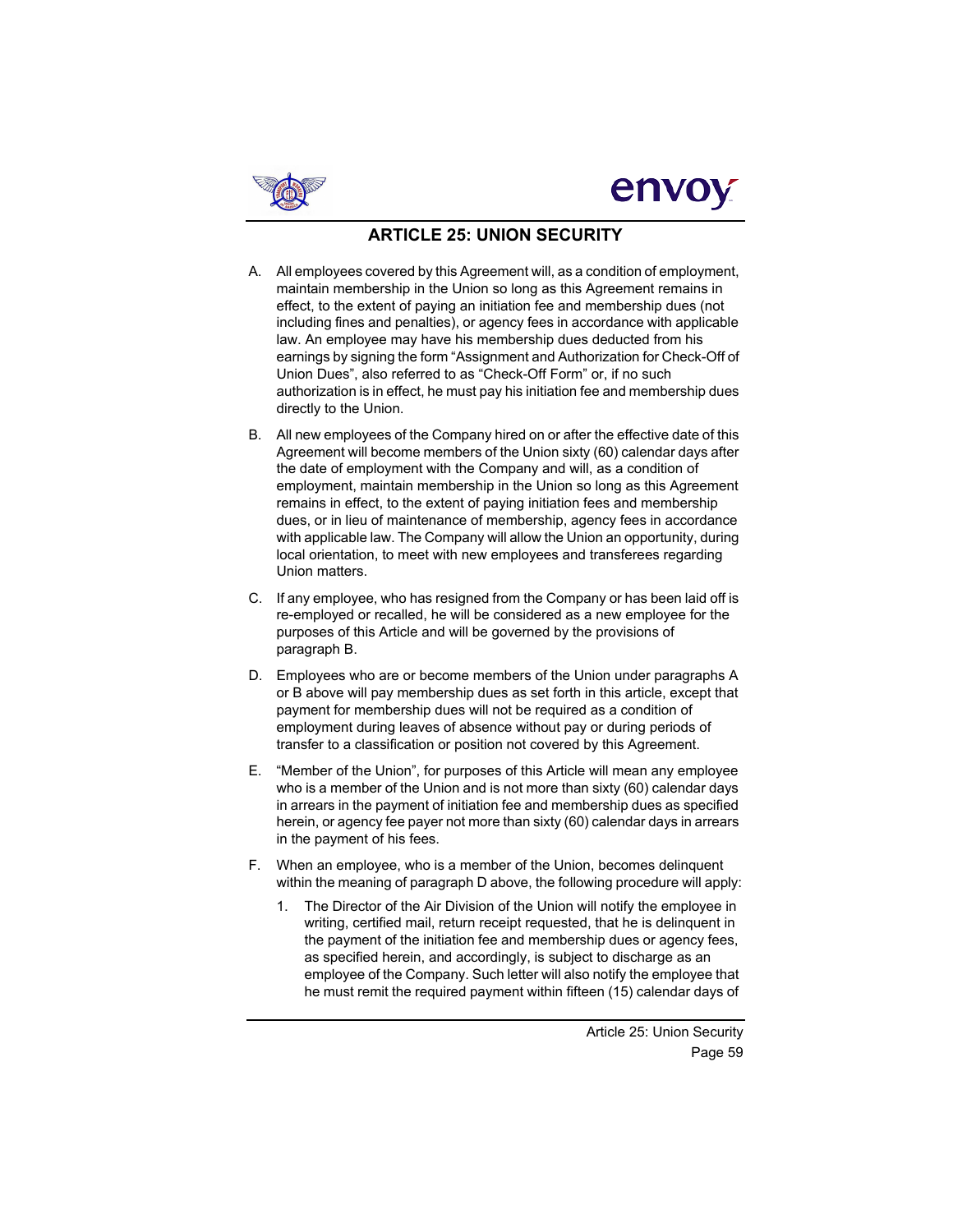## ARTICLE 25: UNION SECURITY

A. All employees covered by this Agreement will, as a condition of employment, maintain membership in the Union so long as this Agreement remains in effect, to the extent of paying an initiation fee and membership dues (not including fines and penalties), or agency fees in accordance with applicable law. An employee may have his membership dues deducted from his earnings by signing the form "Assignment and Authorization for Check-Off of Union Dues", also referred to as "Check-Off Form" or, if no such authorization is in effect, he must pay his initiation fee and membership dues directly to the Union.

B. All new employees of the Company hired on or after the effective date of this Agreement will become members of the Union sixty (60) calendar days after the date of employment with the Company and will, as a condition of employment, maintain membership in the Union so long as this Agreement remains in effect, to the extent of paying initiation fees and membership dues, or in lieu of maintenance of membership, agency fees in accordance with applicable law. The Company will allow the Union an opportunity, during local orientation, to meet with new employees and transferees regarding Union matters.

C. If any employee, who has resigned from the Company or has been laid off is re-employed or recalled, he will be considered as a new employee for the purposes of this Article and will be governed by the provisions of paragraph B.

D. Employees who are or become members of the Union under paragraphs A or B above will pay membership dues as set forth in this article, except that payment for membership dues will not be required as a condition of employment during leaves of absence without pay or during periods of transfer to a classification or position not covered by this Agreement.

E. "Member of the Union", for purposes of this Article will mean any employee who is a member of the Union and is not more than sixty (60) calendar days in arrears in the payment of initiation fee and membership dues as specified herein, or agency fee payer not more than sixty (60) calendar days in arrears in the payment of his fees.

F. When an employee, who is a member of the Union, becomes delinquent within the meaning of paragraph D above, the following procedure will apply:

   1. The Director of the Air Division of the Union will notify the employee in writing, certified mail, return receipt requested, that he is delinquent in the payment of the initiation fee and membership dues or agency fees, as specified herein, and accordingly, is subject to discharge as an employee of the Company. Such letter will also notify the employee that he must remit the required payment within fifteen (15) calendar days of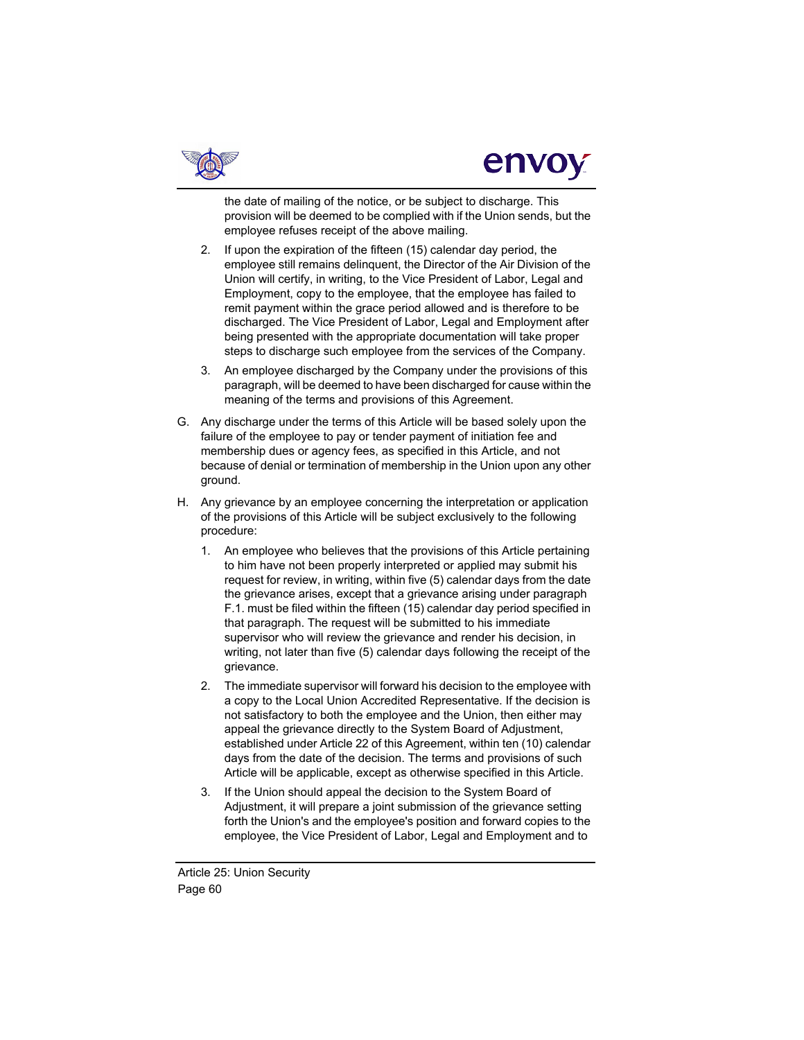the date of mailing of the notice, or be subject to discharge. This provision will be deemed to be complied with if the Union sends, but the employee refuses receipt of the above mailing.

2. If upon the expiration of the fifteen (15) calendar day period, the employee still remains delinquent, the Director of the Air Division of the Union will certify, in writing, to the Vice President of Labor, Legal and Employment, copy to the employee, that the employee has failed to remit payment within the grace period allowed and is therefore to be discharged. The Vice President of Labor, Legal and Employment after being presented with the appropriate documentation will take proper steps to discharge such employee from the services of the Company.

3. An employee discharged by the Company under the provisions of this paragraph, will be deemed to have been discharged for cause within the meaning of the terms and provisions of this Agreement.

G. Any discharge under the terms of this Article will be based solely upon the failure of the employee to pay or tender payment of initiation fee and membership dues or agency fees, as specified in this Article, and not because of denial or termination of membership in the Union upon any other ground.

H. Any grievance by an employee concerning the interpretation or application of the provisions of this Article will be subject exclusively to the following procedure:

1. An employee who believes that the provisions of this Article pertaining to him have not been properly interpreted or applied may submit his request for review, in writing, within five (5) calendar days from the date the grievance arises, except that a grievance arising under paragraph F.1. must be filed within the fifteen (15) calendar day period specified in that paragraph. The request will be submitted to his immediate supervisor who will review the grievance and render his decision, in writing, not later than five (5) calendar days following the receipt of the grievance.

2. The immediate supervisor will forward his decision to the employee with a copy to the Local Union Accredited Representative. If the decision is not satisfactory to both the employee and the Union, then either may appeal the grievance directly to the System Board of Adjustment, established under Article 22 of this Agreement, within ten (10) calendar days from the date of the decision. The terms and provisions of such Article will be applicable, except as otherwise specified in this Article.

3. If the Union should appeal the decision to the System Board of Adjustment, it will prepare a joint submission of the grievance setting forth the Union's and the employee's position and forward copies to the employee, the Vice President of Labor, Legal and Employment and to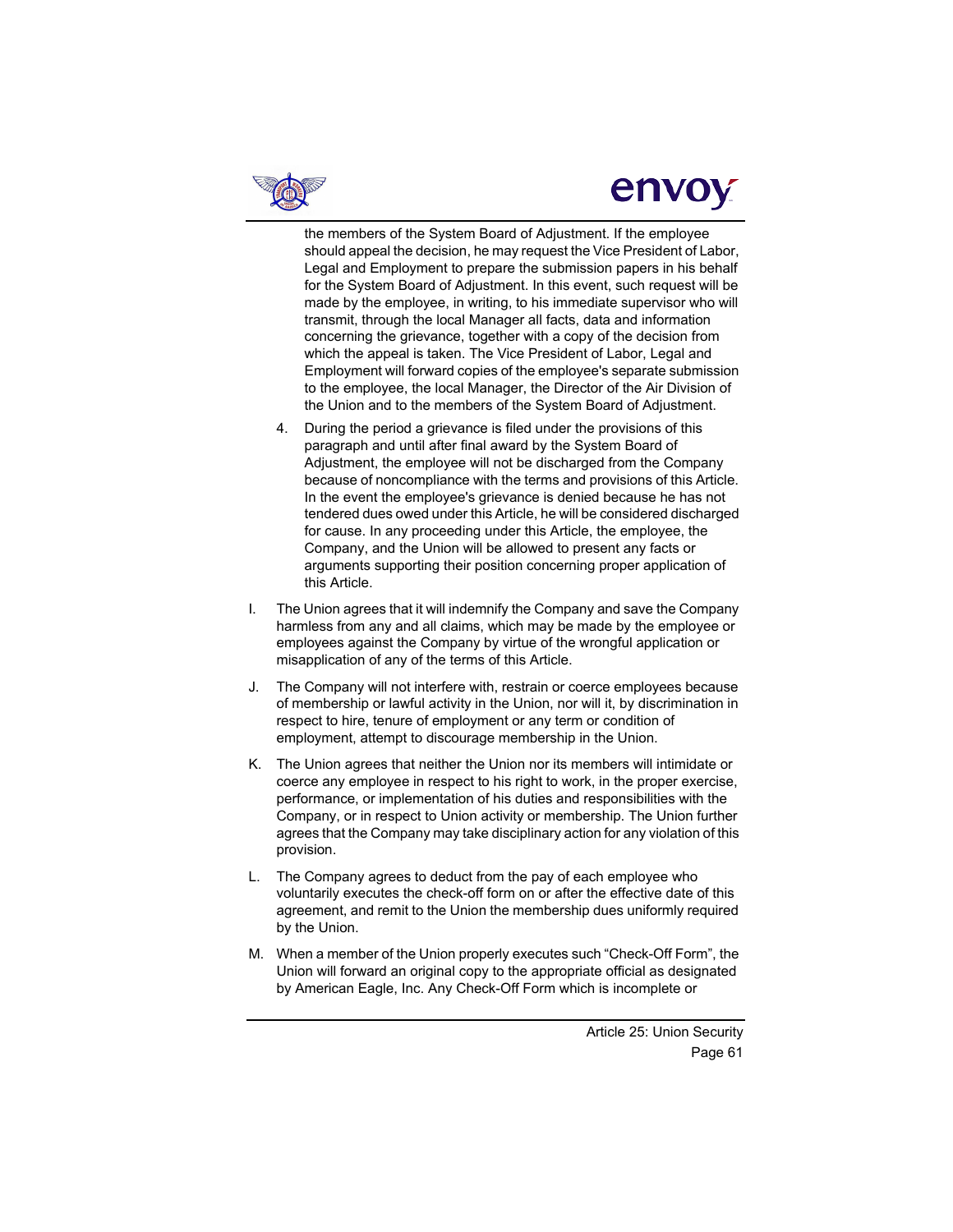the members of the System Board of Adjustment. If the employee should appeal the decision, he may request the Vice President of Labor, Legal and Employment to prepare the submission papers in his behalf for the System Board of Adjustment. In this event, such request will be made by the employee, in writing, to his immediate supervisor who will transmit, through the local Manager all facts, data and information concerning the grievance, together with a copy of the decision from which the appeal is taken. The Vice President of Labor, Legal and Employment will forward copies of the employee's separate submission to the employee, the local Manager, the Director of the Air Division of the Union and to the members of the System Board of Adjustment.

4. During the period a grievance is filed under the provisions of this paragraph and until after final award by the System Board of Adjustment, the employee will not be discharged from the Company because of noncompliance with the terms and provisions of this Article. In the event the employee's grievance is denied because he has not tendered dues owed under this Article, he will be considered discharged for cause. In any proceeding under this Article, the employee, the Company, and the Union will be allowed to present any facts or arguments supporting their position concerning proper application of this Article.

I. The Union agrees that it will indemnify the Company and save the Company harmless from any and all claims, which may be made by the employee or employees against the Company by virtue of the wrongful application or misapplication of any of the terms of this Article.

J. The Company will not interfere with, restrain or coerce employees because of membership or lawful activity in the Union, nor will it, by discrimination in respect to hire, tenure of employment or any term or condition of employment, attempt to discourage membership in the Union.

K. The Union agrees that neither the Union nor its members will intimidate or coerce any employee in respect to his right to work, in the proper exercise, performance, or implementation of his duties and responsibilities with the Company, or in respect to Union activity or membership. The Union further agrees that the Company may take disciplinary action for any violation of this provision.

L. The Company agrees to deduct from the pay of each employee who voluntarily executes the check-off form on or after the effective date of this agreement, and remit to the Union the membership dues uniformly required by the Union.

M. When a member of the Union properly executes such "Check-Off Form", the Union will forward an original copy to the appropriate official as designated by American Eagle, Inc. Any Check-Off Form which is incomplete or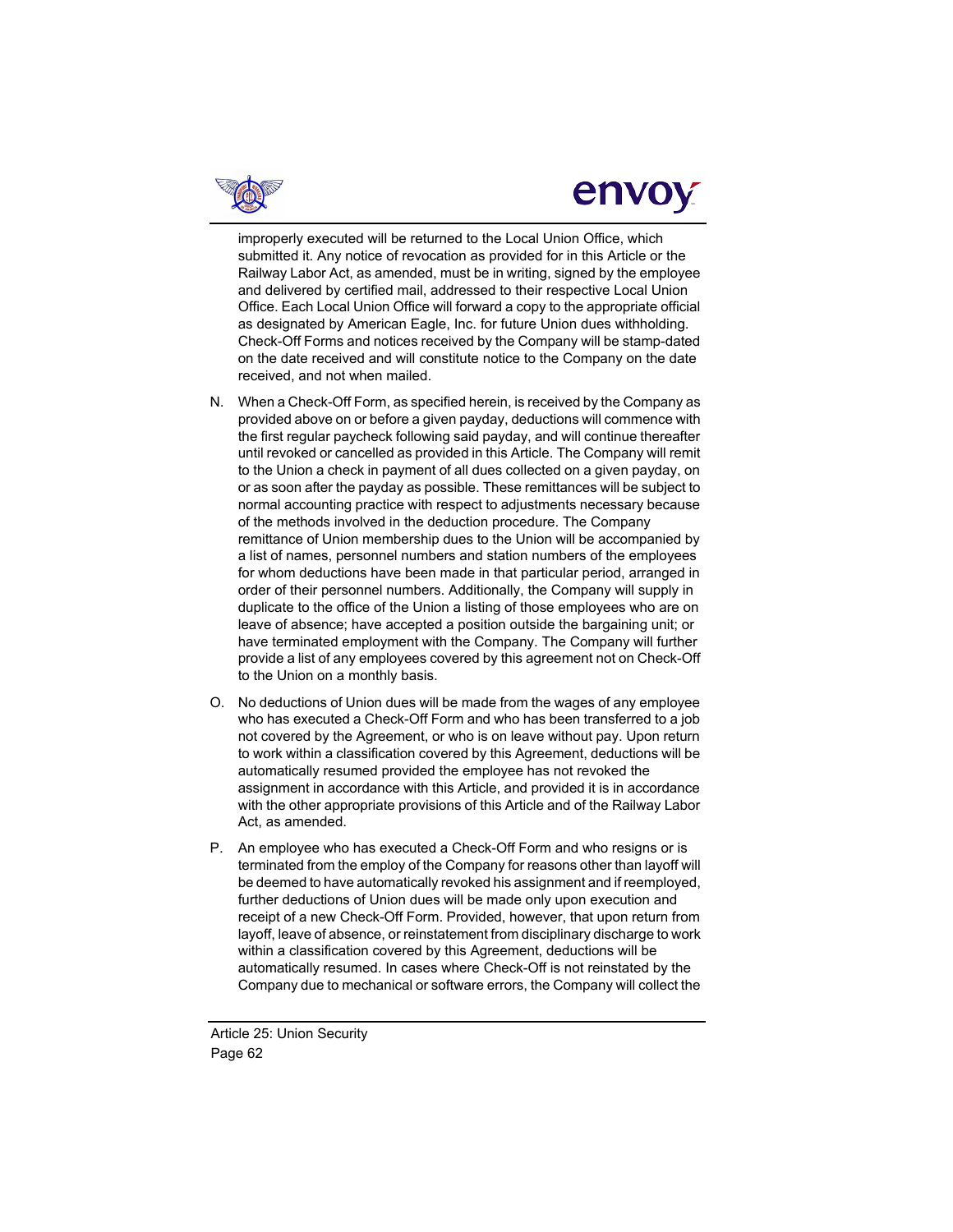improperly executed will be returned to the Local Union Office, which submitted it. Any notice of revocation as provided for in this Article or the Railway Labor Act, as amended, must be in writing, signed by the employee and delivered by certified mail, addressed to their respective Local Union Office. Each Local Union Office will forward a copy to the appropriate official as designated by American Eagle, Inc. for future Union dues withholding. Check-Off Forms and notices received by the Company will be stamp-dated on the date received and will constitute notice to the Company on the date received, and not when mailed.

N. When a Check-Off Form, as specified herein, is received by the Company as provided above on or before a given payday, deductions will commence with the first regular paycheck following said payday, and will continue thereafter until revoked or cancelled as provided in this Article. The Company will remit to the Union a check in payment of all dues collected on a given payday, on or as soon after the payday as possible. These remittances will be subject to normal accounting practice with respect to adjustments necessary because of the methods involved in the deduction procedure. The Company remittance of Union membership dues to the Union will be accompanied by a list of names, personnel numbers and station numbers of the employees for whom deductions have been made in that particular period, arranged in order of their personnel numbers. Additionally, the Company will supply in duplicate to the office of the Union a listing of those employees who are on leave of absence; have accepted a position outside the bargaining unit; or have terminated employment with the Company. The Company will further provide a list of any employees covered by this agreement not on Check-Off to the Union on a monthly basis.

O. No deductions of Union dues will be made from the wages of any employee who has executed a Check-Off Form and who has been transferred to a job not covered by the Agreement, or who is on leave without pay. Upon return to work within a classification covered by this Agreement, deductions will be automatically resumed provided the employee has not revoked the assignment in accordance with this Article, and provided it is in accordance with the other appropriate provisions of this Article and of the Railway Labor Act, as amended.

P. An employee who has executed a Check-Off Form and who resigns or is terminated from the employ of the Company for reasons other than layoff will be deemed to have automatically revoked his assignment and if reemployed, further deductions of Union dues will be made only upon execution and receipt of a new Check-Off Form. Provided, however, that upon return from layoff, leave of absence, or reinstatement from disciplinary discharge to work within a classification covered by this Agreement, deductions will be automatically resumed. In cases where Check-Off is not reinstated by the Company due to mechanical or software errors, the Company will collect the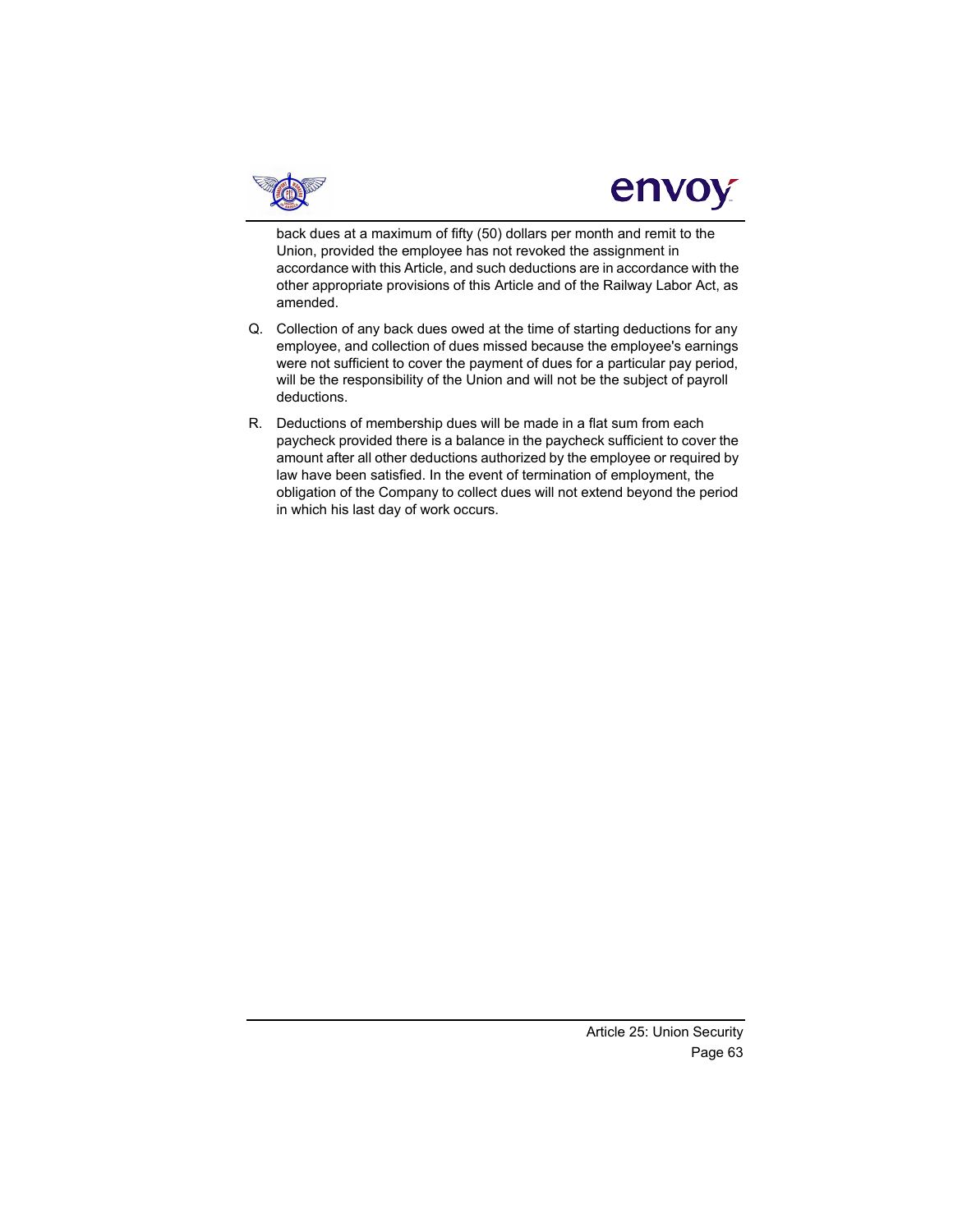back dues at a maximum of fifty (50) dollars per month and remit to the Union, provided the employee has not revoked the assignment in accordance with this Article, and such deductions are in accordance with the other appropriate provisions of this Article and of the Railway Labor Act, as amended.

Q. Collection of any back dues owed at the time of starting deductions for any employee, and collection of dues missed because the employee's earnings were not sufficient to cover the payment of dues for a particular pay period, will be the responsibility of the Union and will not be the subject of payroll deductions.

R. Deductions of membership dues will be made in a flat sum from each paycheck provided there is a balance in the paycheck sufficient to cover the amount after all other deductions authorized by the employee or required by law have been satisfied. In the event of termination of employment, the obligation of the Company to collect dues will not extend beyond the period in which his last day of work occurs.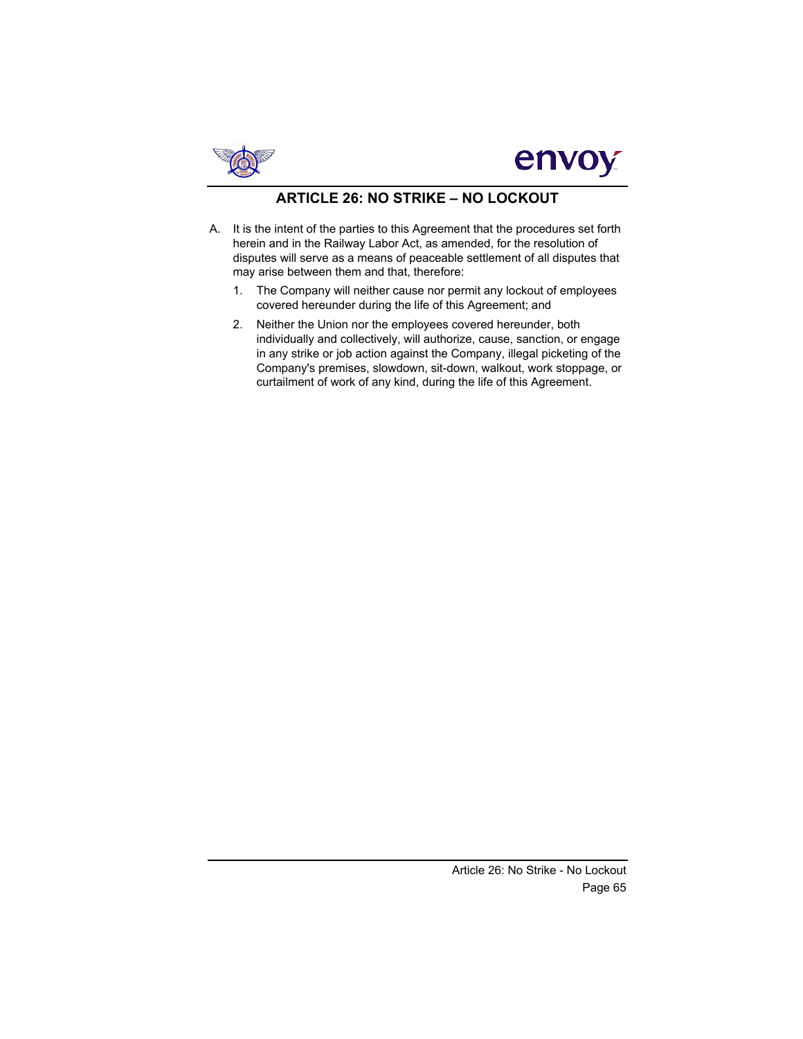# ARTICLE 26: NO STRIKE – NO LOCKOUT

A. It is the intent of the parties to this Agreement that the procedures set forth herein and in the Railway Labor Act, as amended, for the resolution of disputes will serve as a means of peaceable settlement of all disputes that may arise between them and that, therefore:

   1. The Company will neither cause nor permit any lockout of employees covered hereunder during the life of this Agreement; and

   2. Neither the Union nor the employees covered hereunder, both individually and collectively, will authorize, cause, sanction, or engage in any strike or job action against the Company, illegal picketing of the Company's premises, slowdown, sit-down, walkout, work stoppage, or curtailment of work of any kind, during the life of this Agreement.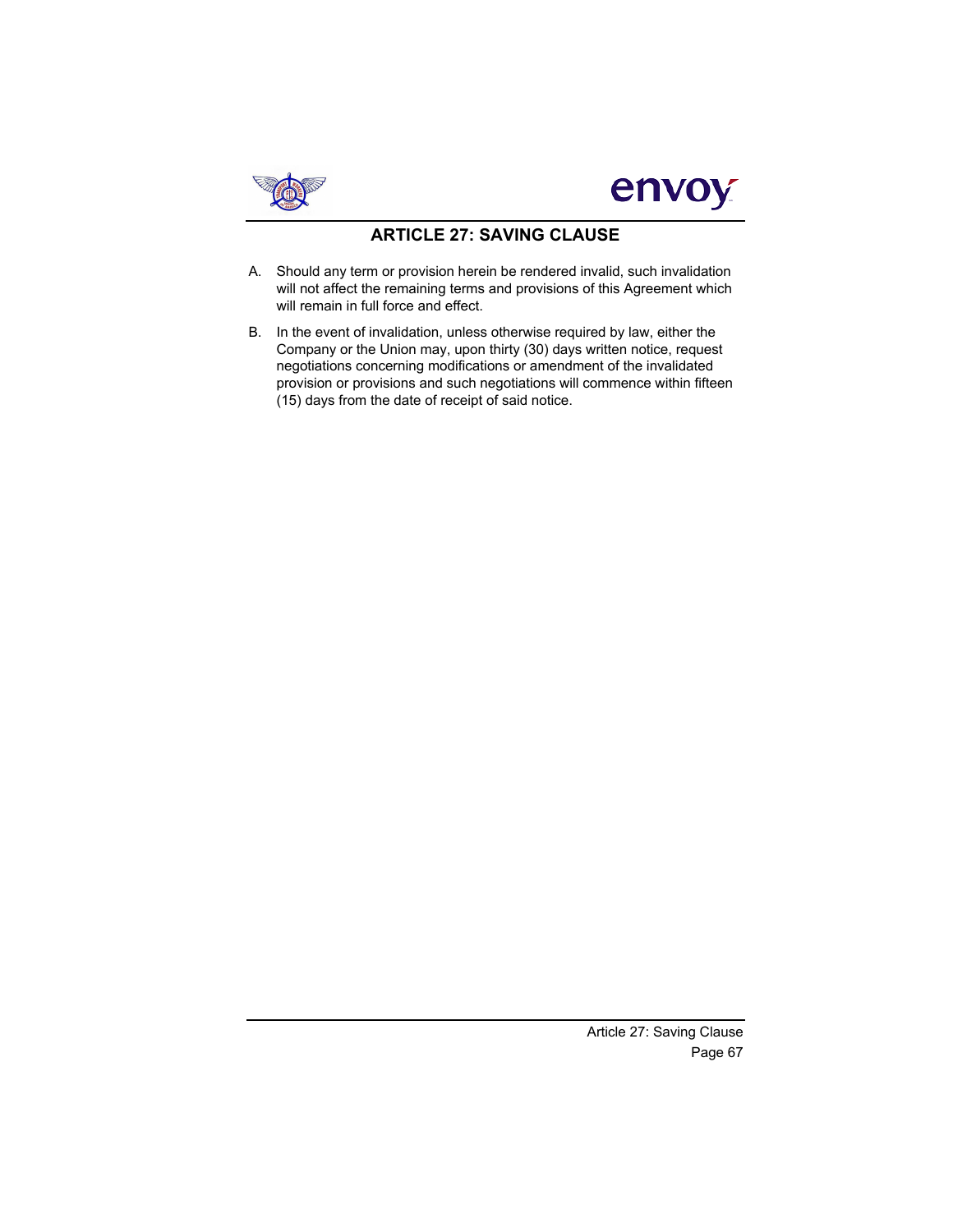# ARTICLE 27: SAVING CLAUSE

A. Should any term or provision herein be rendered invalid, such invalidation will not affect the remaining terms and provisions of this Agreement which will remain in full force and effect.

B. In the event of invalidation, unless otherwise required by law, either the Company or the Union may, upon thirty (30) days written notice, request negotiations concerning modifications or amendment of the invalidated provision or provisions and such negotiations will commence within fifteen (15) days from the date of receipt of said notice.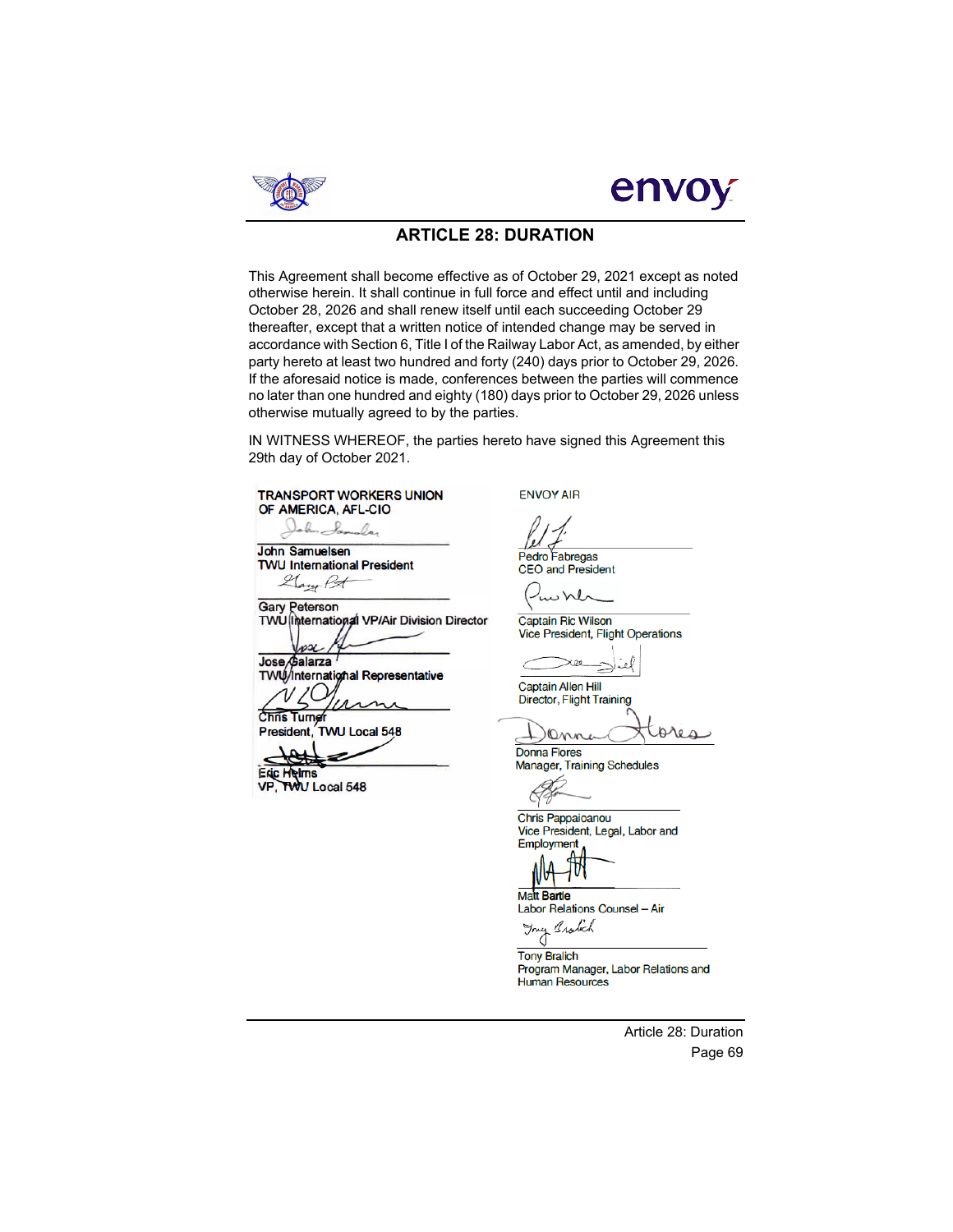# ARTICLE 28: DURATION

This Agreement shall become effective as of October 29, 2021 except as noted otherwise herein. It shall continue in full force and effect until and including October 28, 2026 and shall renew itself until each succeeding October 29 thereafter, except that a written notice of intended change may be served in accordance with Section 6, Title I of the Railway Labor Act, as amended, by either party hereto at least two hundred and forty (240) days prior to October 29, 2026. If the aforesaid notice is made, conferences between the parties will commence no later than one hundred and eighty (180) days prior to October 29, 2026 unless otherwise mutually agreed to by the parties.

IN WITNESS WHEREOF, the parties hereto have signed this Agreement this 29th day of October 2021.

**TRANSPORT WORKERS UNION OF AMERICA, AFL-CIO**

John Samuelsen
TWU International President

Gary Peterson
TWU International VP/Air Division Director

Jose Galarza
TWU International Representative

Chris Turner
President, TWU Local 548

Eric Helms
VP, TWU Local 548

ENVOY AIR

Pedro Fabregas
CEO and President

Captain Ric Wilson
Vice President, Flight Operations

Captain Allen Hill
Director, Flight Training

Donna Flores
Manager, Training Schedules

Chris Pappaioanou
Vice President, Legal, Labor and Employment

Matt Bartle
Labor Relations Counsel – Air

Tony Bralich
Program Manager, Labor Relations and Human Resources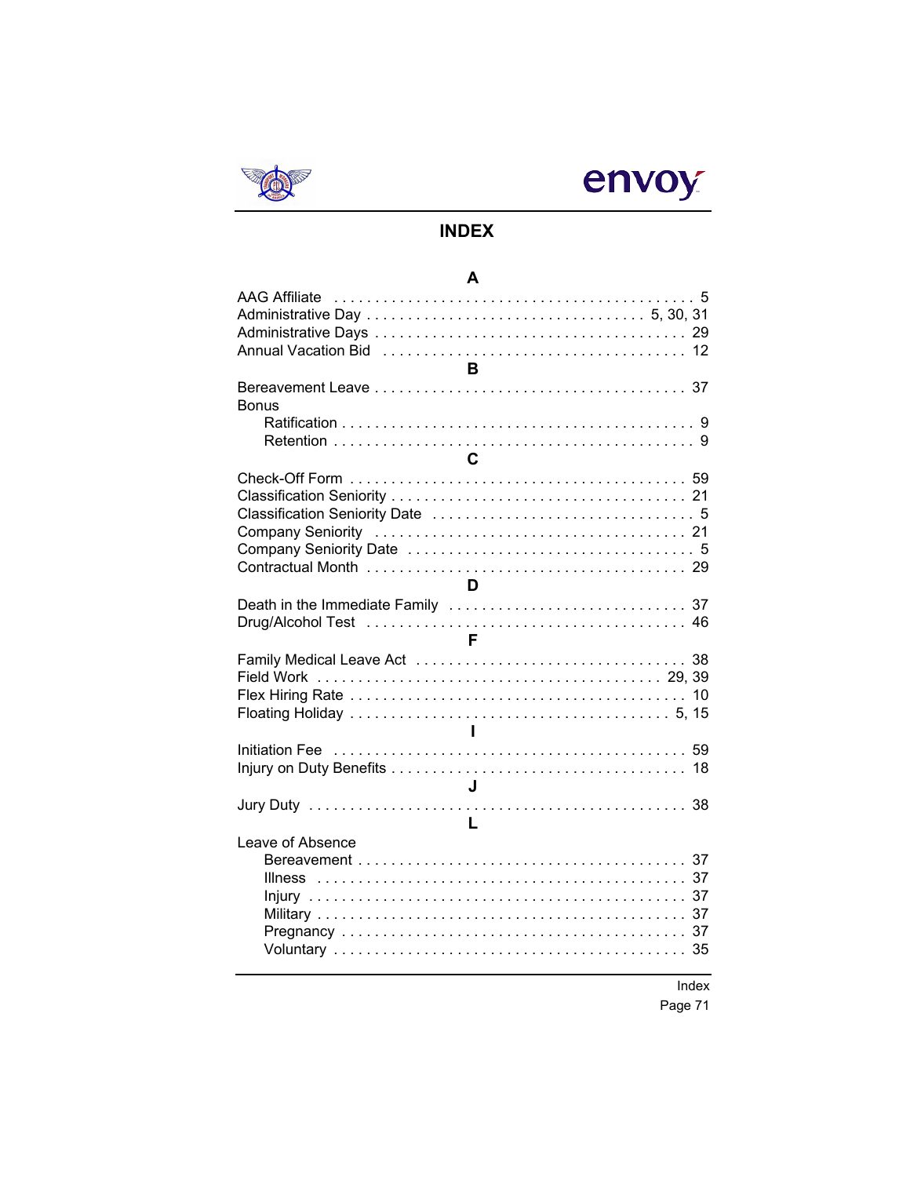# INDEX

## A

AAG Affiliate . . . . . 5
Administrative Day . . . . . 5, 30, 31
Administrative Days . . . . . 29
Annual Vacation Bid . . . . . 12

## B

Bereavement Leave . . . . . 37
Bonus
- Ratification . . . . . 9
- Retention . . . . . 9

## C

Check-Off Form . . . . . 59
Classification Seniority . . . . . 21
Classification Seniority Date . . . . . 5
Company Seniority . . . . . 21
Company Seniority Date . . . . . 5
Contractual Month . . . . . 29

## D

Death in the Immediate Family . . . . . 37
Drug/Alcohol Test . . . . . 46

## F

Family Medical Leave Act . . . . . 38
Field Work . . . . . 29, 39
Flex Hiring Rate . . . . . 10
Floating Holiday . . . . . 5, 15

## I

Initiation Fee . . . . . 59
Injury on Duty Benefits . . . . . 18

## J

Jury Duty . . . . . 38

## L

Leave of Absence
- Bereavement . . . . . 37
- Illness . . . . . 37
- Injury . . . . . 37
- Military . . . . . 37
- Pregnancy . . . . . 37
- Voluntary . . . . . 35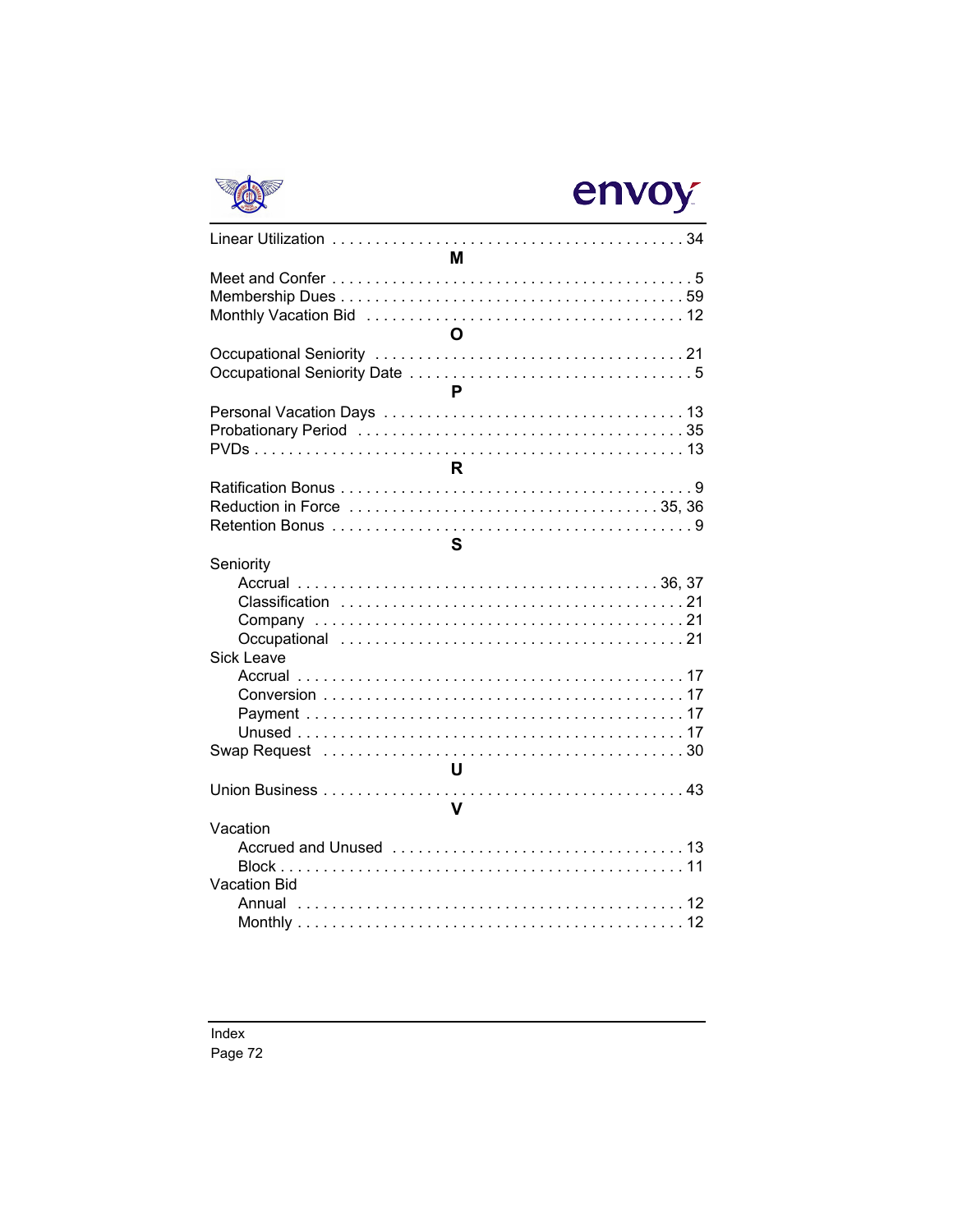Linear Utilization . . . . . . . . . . . . . . . . . . . . . . . . . . . . . . . . . . . . . . . . 34

**M**

Meet and Confer . . . . . . . . . . . . . . . . . . . . . . . . . . . . . . . . . . . . . . . . . 5
Membership Dues . . . . . . . . . . . . . . . . . . . . . . . . . . . . . . . . . . . . . . . 59
Monthly Vacation Bid . . . . . . . . . . . . . . . . . . . . . . . . . . . . . . . . . . . . 12

**O**

Occupational Seniority . . . . . . . . . . . . . . . . . . . . . . . . . . . . . . . . . . . 21
Occupational Seniority Date . . . . . . . . . . . . . . . . . . . . . . . . . . . . . . . . 5

**P**

Personal Vacation Days . . . . . . . . . . . . . . . . . . . . . . . . . . . . . . . . . . 13
Probationary Period . . . . . . . . . . . . . . . . . . . . . . . . . . . . . . . . . . . . . 35
PVDs . . . . . . . . . . . . . . . . . . . . . . . . . . . . . . . . . . . . . . . . . . . . . . . . 13

**R**

Ratification Bonus . . . . . . . . . . . . . . . . . . . . . . . . . . . . . . . . . . . . . . . . 9
Reduction in Force . . . . . . . . . . . . . . . . . . . . . . . . . . . . . . . . . . . . 35, 36
Retention Bonus . . . . . . . . . . . . . . . . . . . . . . . . . . . . . . . . . . . . . . . . . 9

**S**

Seniority
- Accrual . . . . . . . . . . . . . . . . . . . . . . . . . . . . . . . . . . . . . . . . . 36, 37
- Classification . . . . . . . . . . . . . . . . . . . . . . . . . . . . . . . . . . . . . . . 21
- Company . . . . . . . . . . . . . . . . . . . . . . . . . . . . . . . . . . . . . . . . . . 21
- Occupational . . . . . . . . . . . . . . . . . . . . . . . . . . . . . . . . . . . . . . . 21

Sick Leave
- Accrual . . . . . . . . . . . . . . . . . . . . . . . . . . . . . . . . . . . . . . . . . . . 17
- Conversion . . . . . . . . . . . . . . . . . . . . . . . . . . . . . . . . . . . . . . . . . 17
- Payment . . . . . . . . . . . . . . . . . . . . . . . . . . . . . . . . . . . . . . . . . . . 17
- Unused . . . . . . . . . . . . . . . . . . . . . . . . . . . . . . . . . . . . . . . . . . . . 17

Swap Request . . . . . . . . . . . . . . . . . . . . . . . . . . . . . . . . . . . . . . . . . . 30

**U**

Union Business . . . . . . . . . . . . . . . . . . . . . . . . . . . . . . . . . . . . . . . . . 43

**V**

Vacation
- Accrued and Unused . . . . . . . . . . . . . . . . . . . . . . . . . . . . . . . . . . 13
- Block . . . . . . . . . . . . . . . . . . . . . . . . . . . . . . . . . . . . . . . . . . . . . 11

Vacation Bid
- Annual . . . . . . . . . . . . . . . . . . . . . . . . . . . . . . . . . . . . . . . . . . . . 12
- Monthly . . . . . . . . . . . . . . . . . . . . . . . . . . . . . . . . . . . . . . . . . . . 12